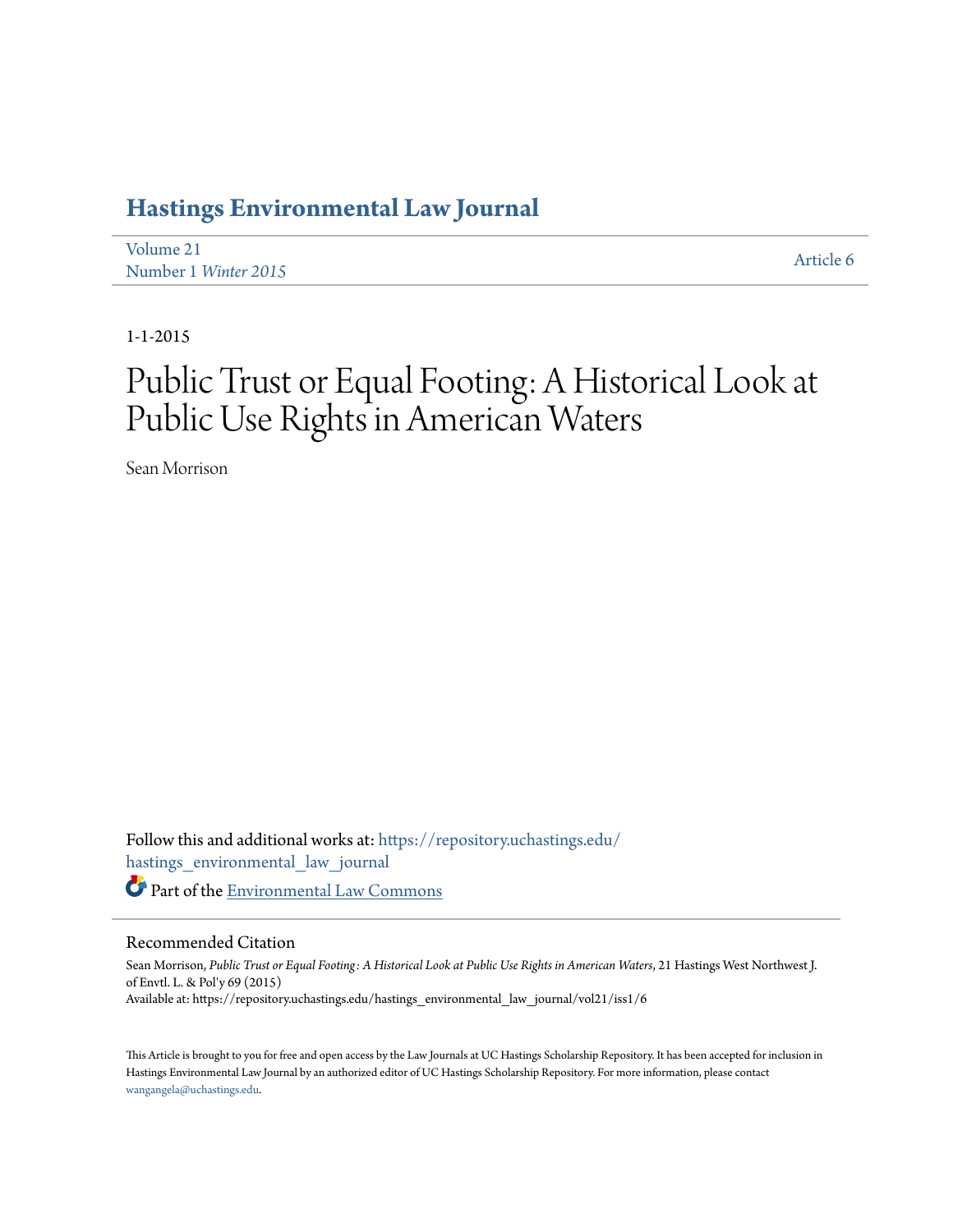# Hastings Environmental Law Journal

Volume 21
Number 1 *Winter 2015*

Article 6

1-1-2015

# Public Trust or Equal Footing: A Historical Look at Public Use Rights in American Waters

Sean Morrison

Follow this and additional works at: https://repository.uchastings.edu/hastings_environmental_law_journal

Part of the Environmental Law Commons

## Recommended Citation

Sean Morrison, *Public Trust or Equal Footing : A Historical Look at Public Use Rights in American Waters*, 21 Hastings West Northwest J. of Envtl. L. & Pol'y 69 (2015)
Available at: https://repository.uchastings.edu/hastings_environmental_law_journal/vol21/iss1/6

This Article is brought to you for free and open access by the Law Journals at UC Hastings Scholarship Repository. It has been accepted for inclusion in Hastings Environmental Law Journal by an authorized editor of UC Hastings Scholarship Repository. For more information, please contact wangangela@uchastings.edu.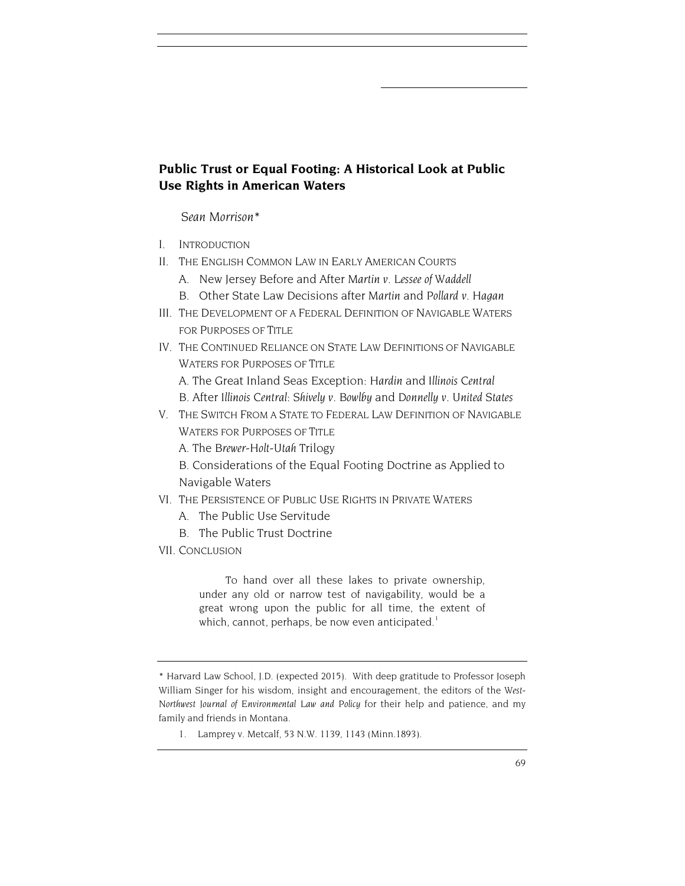# Public Trust or Equal Footing: A Historical Look at Public Use Rights in American Waters

*Sean Morrison**

I. INTRODUCTION

II. THE ENGLISH COMMON LAW IN EARLY AMERICAN COURTS

   A. New Jersey Before and After *Martin v. Lessee of Waddell*

   B. Other State Law Decisions after *Martin* and *Pollard v. Hagan*

III. THE DEVELOPMENT OF A FEDERAL DEFINITION OF NAVIGABLE WATERS FOR PURPOSES OF TITLE

IV. THE CONTINUED RELIANCE ON STATE LAW DEFINITIONS OF NAVIGABLE WATERS FOR PURPOSES OF TITLE

   A. The Great Inland Seas Exception: *Hardin* and *Illinois Central*

   B. After *Illinois Central*: *Shively v. Bowlby* and *Donnelly v. United States*

V. THE SWITCH FROM A STATE TO FEDERAL LAW DEFINITION OF NAVIGABLE WATERS FOR PURPOSES OF TITLE

   A. The *Brewer-Holt-Utah* Trilogy

   B. Considerations of the Equal Footing Doctrine as Applied to Navigable Waters

VI. THE PERSISTENCE OF PUBLIC USE RIGHTS IN PRIVATE WATERS

   A. The Public Use Servitude

   B. The Public Trust Doctrine

VII. CONCLUSION

> To hand over all these lakes to private ownership, under any old or narrow test of navigability, would be a great wrong upon the public for all time, the extent of which, cannot, perhaps, be now even anticipated.[1]

---

\* Harvard Law School, J.D. (expected 2015). With deep gratitude to Professor Joseph William Singer for his wisdom, insight and encouragement, the editors of the *West-Northwest Journal of Environmental Law and Policy* for their help and patience, and my family and friends in Montana.

1. Lamprey v. Metcalf, 53 N.W. 1139, 1143 (Minn.1893).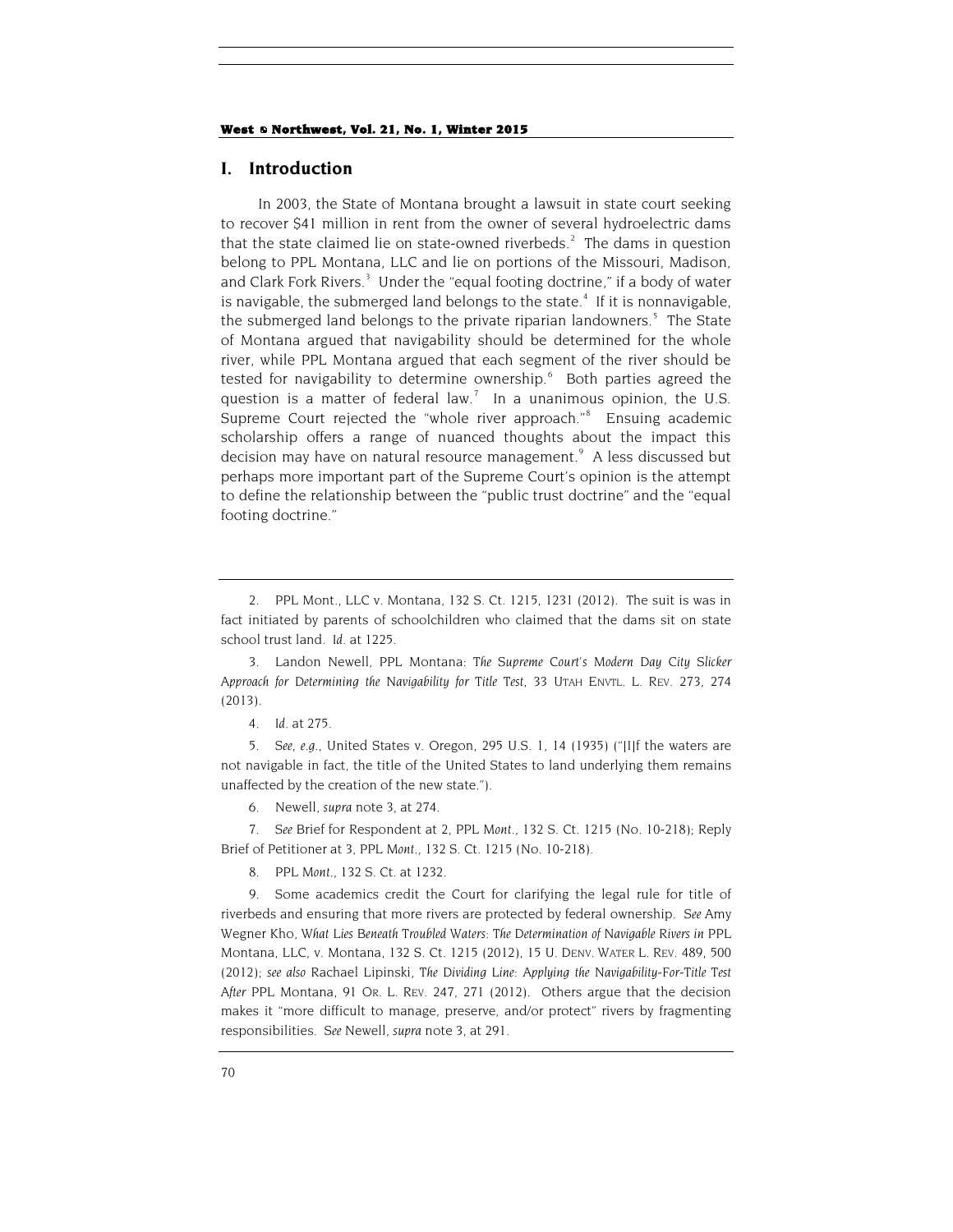## I. Introduction

In 2003, the State of Montana brought a lawsuit in state court seeking to recover $41 million in rent from the owner of several hydroelectric dams that the state claimed lie on state-owned riverbeds.[2] The dams in question belong to PPL Montana, LLC and lie on portions of the Missouri, Madison, and Clark Fork Rivers.[3] Under the "equal footing doctrine," if a body of water is navigable, the submerged land belongs to the state.[4] If it is nonnavigable, the submerged land belongs to the private riparian landowners.[5] The State of Montana argued that navigability should be determined for the whole river, while PPL Montana argued that each segment of the river should be tested for navigability to determine ownership.[6] Both parties agreed the question is a matter of federal law.[7] In a unanimous opinion, the U.S. Supreme Court rejected the "whole river approach."[8] Ensuing academic scholarship offers a range of nuanced thoughts about the impact this decision may have on natural resource management.[9] A less discussed but perhaps more important part of the Supreme Court's opinion is the attempt to define the relationship between the "public trust doctrine" and the "equal footing doctrine."

---

2. PPL Mont., LLC v. Montana, 132 S. Ct. 1215, 1231 (2012). The suit is was in fact initiated by parents of schoolchildren who claimed that the dams sit on state school trust land. *Id.* at 1225.

3. Landon Newell, PPL Montana: *The Supreme Court's Modern Day City Slicker Approach for Determining the Navigability for Title Test*, 33 UTAH ENVTL. L. REV. 273, 274 (2013).

4. *Id.* at 275.

5. *See, e.g.*, United States v. Oregon, 295 U.S. 1, 14 (1935) ("[I]f the waters are not navigable in fact, the title of the United States to land underlying them remains unaffected by the creation of the new state.").

6. Newell, *supra* note 3, at 274.

7. *See* Brief for Respondent at 2, PPL *Mont.*, 132 S. Ct. 1215 (No. 10-218); Reply Brief of Petitioner at 3, PPL *Mont.*, 132 S. Ct. 1215 (No. 10-218).

8. PPL *Mont.*, 132 S. Ct. at 1232.

9. Some academics credit the Court for clarifying the legal rule for title of riverbeds and ensuring that more rivers are protected by federal ownership. *See* Amy Wegner Kho, *What Lies Beneath Troubled Waters: The Determination of Navigable Rivers in* PPL Montana, LLC, v. Montana, 132 S. Ct. 1215 (2012), 15 U. DENV. WATER L. REV. 489, 500 (2012); *see also* Rachael Lipinski, *The Dividing Line: Applying the Navigability-For-Title Test After* PPL Montana, 91 OR. L. REV. 247, 271 (2012). Others argue that the decision makes it "more difficult to manage, preserve, and/or protect" rivers by fragmenting responsibilities. *See* Newell, *supra* note 3, at 291.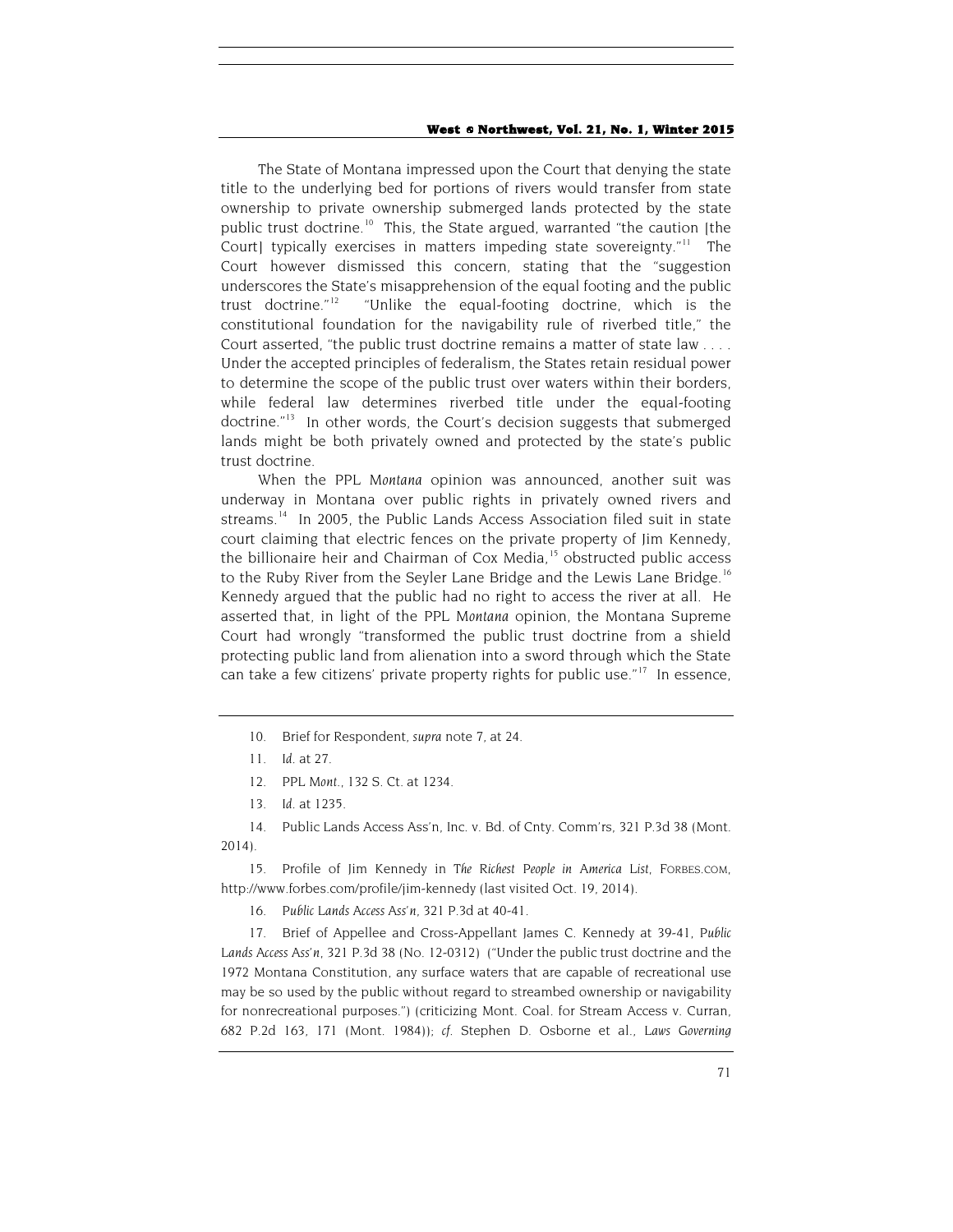The State of Montana impressed upon the Court that denying the state title to the underlying bed for portions of rivers would transfer from state ownership to private ownership submerged lands protected by the state public trust doctrine.[10] This, the State argued, warranted "the caution [the Court] typically exercises in matters impeding state sovereignty."[11] The Court however dismissed this concern, stating that the "suggestion underscores the State's misapprehension of the equal footing and the public trust doctrine."[12] "Unlike the equal-footing doctrine, which is the constitutional foundation for the navigability rule of riverbed title," the Court asserted, "the public trust doctrine remains a matter of state law . . . . Under the accepted principles of federalism, the States retain residual power to determine the scope of the public trust over waters within their borders, while federal law determines riverbed title under the equal-footing doctrine."[13] In other words, the Court's decision suggests that submerged lands might be both privately owned and protected by the state's public trust doctrine.

When the PPL *Montana* opinion was announced, another suit was underway in Montana over public rights in privately owned rivers and streams.[14] In 2005, the Public Lands Access Association filed suit in state court claiming that electric fences on the private property of Jim Kennedy, the billionaire heir and Chairman of Cox Media,[15] obstructed public access to the Ruby River from the Seyler Lane Bridge and the Lewis Lane Bridge.[16] Kennedy argued that the public had no right to access the river at all. He asserted that, in light of the PPL *Montana* opinion, the Montana Supreme Court had wrongly "transformed the public trust doctrine from a shield protecting public land from alienation into a sword through which the State can take a few citizens' private property rights for public use."[17] In essence,

---

10. Brief for Respondent, *supra* note 7, at 24.

11. *Id.* at 27.

12. PPL *Mont.*, 132 S. Ct. at 1234.

13. *Id.* at 1235.

14. Public Lands Access Ass'n, Inc. v. Bd. of Cnty. Comm'rs, 321 P.3d 38 (Mont. 2014).

15. Profile of Jim Kennedy in *The Richest People in America List*, FORBES.COM, http://www.forbes.com/profile/jim-kennedy (last visited Oct. 19, 2014).

16. *Public Lands Access Ass'n*, 321 P.3d at 40-41.

17. Brief of Appellee and Cross-Appellant James C. Kennedy at 39-41, *Public Lands Access Ass'n*, 321 P.3d 38 (No. 12-0312) ("Under the public trust doctrine and the 1972 Montana Constitution, any surface waters that are capable of recreational use may be so used by the public without regard to streambed ownership or navigability for nonrecreational purposes.") (criticizing Mont. Coal. for Stream Access v. Curran, 682 P.2d 163, 171 (Mont. 1984)); *cf.* Stephen D. Osborne et al., *Laws Governing*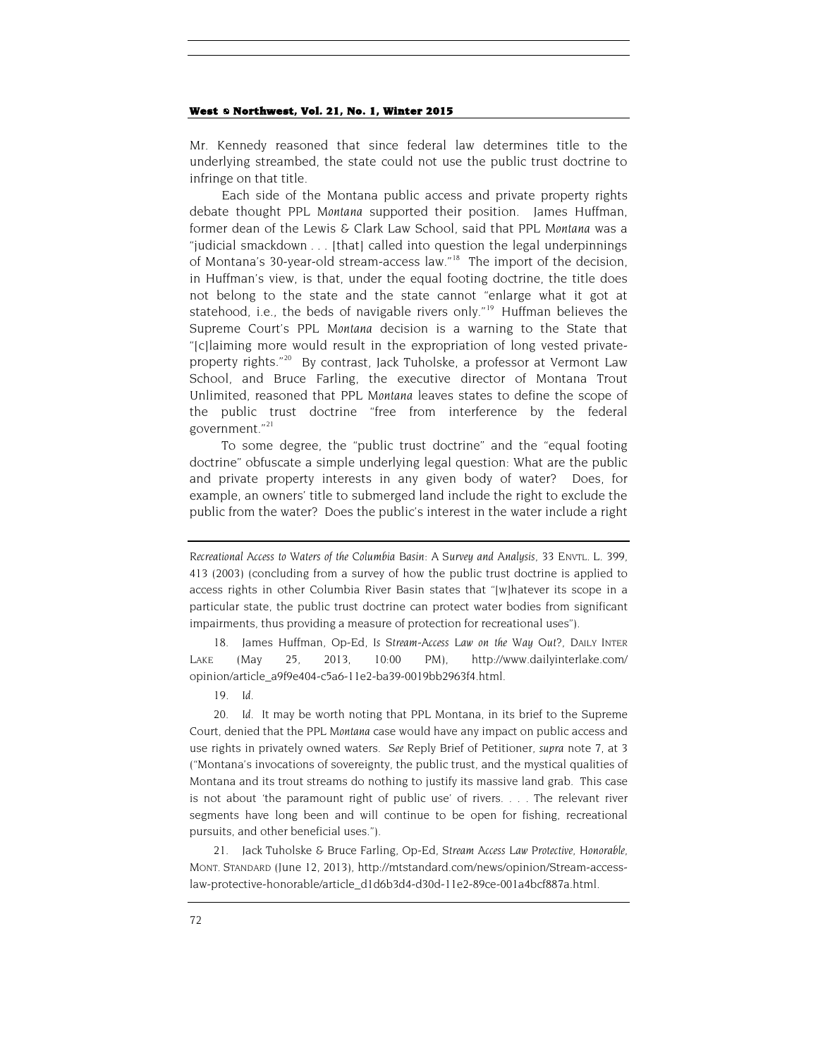Mr. Kennedy reasoned that since federal law determines title to the underlying streambed, the state could not use the public trust doctrine to infringe on that title.

Each side of the Montana public access and private property rights debate thought PPL *Montana* supported their position. James Huffman, former dean of the Lewis & Clark Law School, said that PPL *Montana* was a "judicial smackdown . . . [that] called into question the legal underpinnings of Montana's 30-year-old stream-access law."[18] The import of the decision, in Huffman's view, is that, under the equal footing doctrine, the title does not belong to the state and the state cannot "enlarge what it got at statehood, i.e., the beds of navigable rivers only."[19] Huffman believes the Supreme Court's PPL *Montana* decision is a warning to the State that "[c]laiming more would result in the expropriation of long vested private-property rights."[20] By contrast, Jack Tuholske, a professor at Vermont Law School, and Bruce Farling, the executive director of Montana Trout Unlimited, reasoned that PPL *Montana* leaves states to define the scope of the public trust doctrine "free from interference by the federal government."[21]

To some degree, the "public trust doctrine" and the "equal footing doctrine" obfuscate a simple underlying legal question: What are the public and private property interests in any given body of water? Does, for example, an owners' title to submerged land include the right to exclude the public from the water? Does the public's interest in the water include a right

---

*Recreational Access to Waters of the Columbia Basin: A Survey and Analysis*, 33 ENVTL. L. 399, 413 (2003) (concluding from a survey of how the public trust doctrine is applied to access rights in other Columbia River Basin states that "[w]hatever its scope in a particular state, the public trust doctrine can protect water bodies from significant impairments, thus providing a measure of protection for recreational uses").

18. James Huffman, Op-Ed, *Is Stream-Access Law on the Way Out?*, DAILY INTER LAKE (May 25, 2013, 10:00 PM), http://www.dailyinterlake.com/opinion/article_a9f9e404-c5a6-11e2-ba39-0019bb2963f4.html.

19. *Id.*

20. *Id.* It may be worth noting that PPL Montana, in its brief to the Supreme Court, denied that the PPL *Montana* case would have any impact on public access and use rights in privately owned waters. *See* Reply Brief of Petitioner, *supra* note 7, at 3 ("Montana's invocations of sovereignty, the public trust, and the mystical qualities of Montana and its trout streams do nothing to justify its massive land grab. This case is not about 'the paramount right of public use' of rivers. . . . The relevant river segments have long been and will continue to be open for fishing, recreational pursuits, and other beneficial uses.").

21. Jack Tuholske & Bruce Farling, Op-Ed, *Stream Access Law Protective, Honorable*, MONT. STANDARD (June 12, 2013), http://mtstandard.com/news/opinion/Stream-access-law-protective-honorable/article_d1d6b3d4-d30d-11e2-89ce-001a4bcf887a.html.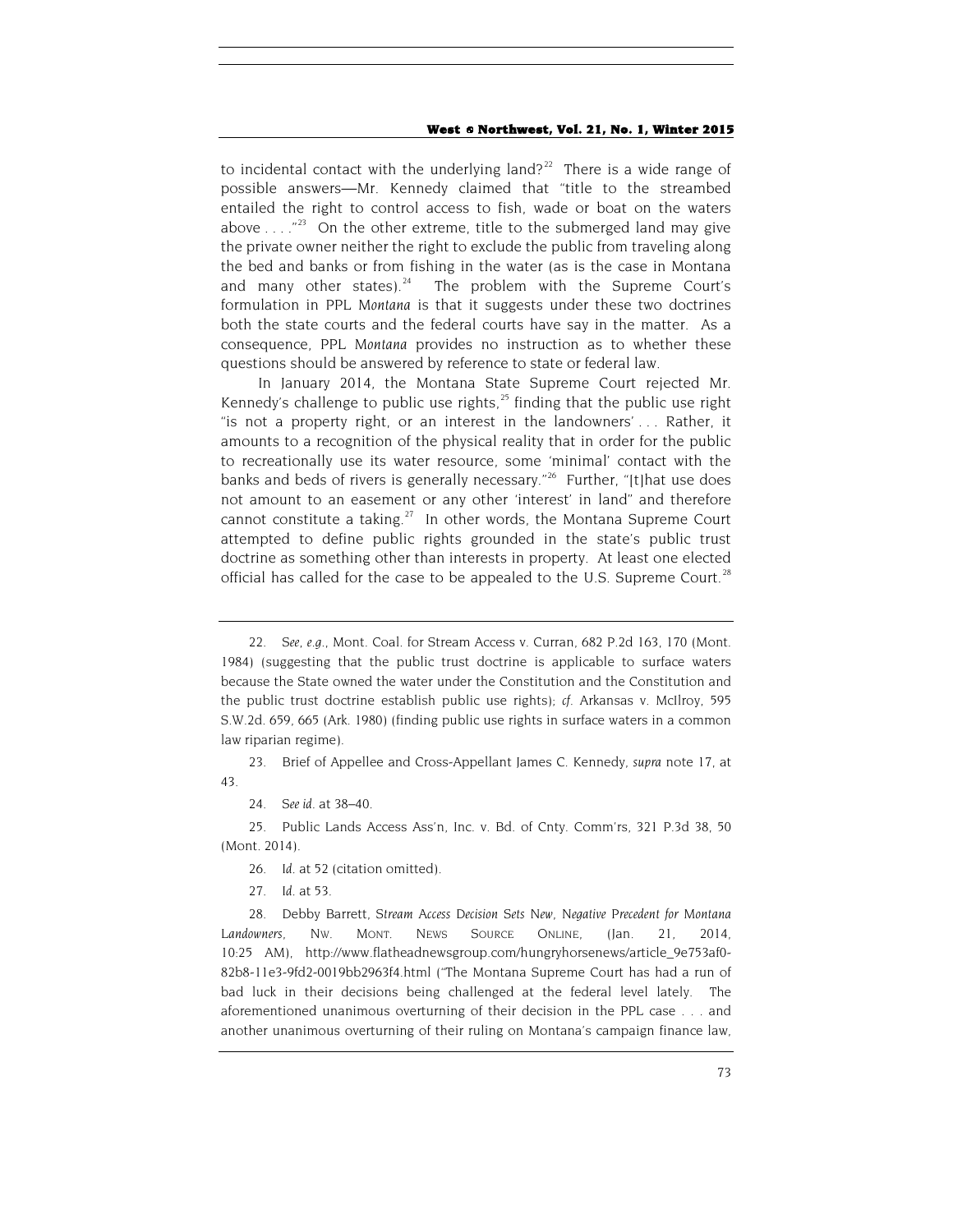to incidental contact with the underlying land?[22] There is a wide range of possible answers—Mr. Kennedy claimed that "title to the streambed entailed the right to control access to fish, wade or boat on the waters above . . . ."[23] On the other extreme, title to the submerged land may give the private owner neither the right to exclude the public from traveling along the bed and banks or from fishing in the water (as is the case in Montana and many other states).[24] The problem with the Supreme Court's formulation in PPL *Montana* is that it suggests under these two doctrines both the state courts and the federal courts have say in the matter. As a consequence, PPL *Montana* provides no instruction as to whether these questions should be answered by reference to state or federal law.

In January 2014, the Montana State Supreme Court rejected Mr. Kennedy's challenge to public use rights,[25] finding that the public use right "is not a property right, or an interest in the landowners' . . . Rather, it amounts to a recognition of the physical reality that in order for the public to recreationally use its water resource, some 'minimal' contact with the banks and beds of rivers is generally necessary."[26] Further, "[t]hat use does not amount to an easement or any other 'interest' in land" and therefore cannot constitute a taking.[27] In other words, the Montana Supreme Court attempted to define public rights grounded in the state's public trust doctrine as something other than interests in property. At least one elected official has called for the case to be appealed to the U.S. Supreme Court.[28]

---

22. *See, e.g.*, Mont. Coal. for Stream Access v. Curran, 682 P.2d 163, 170 (Mont. 1984) (suggesting that the public trust doctrine is applicable to surface waters because the State owned the water under the Constitution and the Constitution and the public trust doctrine establish public use rights); *cf.* Arkansas v. McIlroy, 595 S.W.2d. 659, 665 (Ark. 1980) (finding public use rights in surface waters in a common law riparian regime).

23. Brief of Appellee and Cross-Appellant James C. Kennedy, *supra* note 17, at 43.

24. *See id.* at 38–40.

25. Public Lands Access Ass'n, Inc. v. Bd. of Cnty. Comm'rs, 321 P.3d 38, 50 (Mont. 2014).

26. *Id.* at 52 (citation omitted).

27. *Id.* at 53.

28. Debby Barrett, *Stream Access Decision Sets New, Negative Precedent for Montana Landowners*, NW. MONT. NEWS SOURCE ONLINE, (Jan. 21, 2014, 10:25 AM), http://www.flatheadnewsgroup.com/hungryhorsenews/article_9e753af0-82b8-11e3-9fd2-0019bb2963f4.html ("The Montana Supreme Court has had a run of bad luck in their decisions being challenged at the federal level lately. The aforementioned unanimous overturning of their decision in the PPL case . . . and another unanimous overturning of their ruling on Montana's campaign finance law,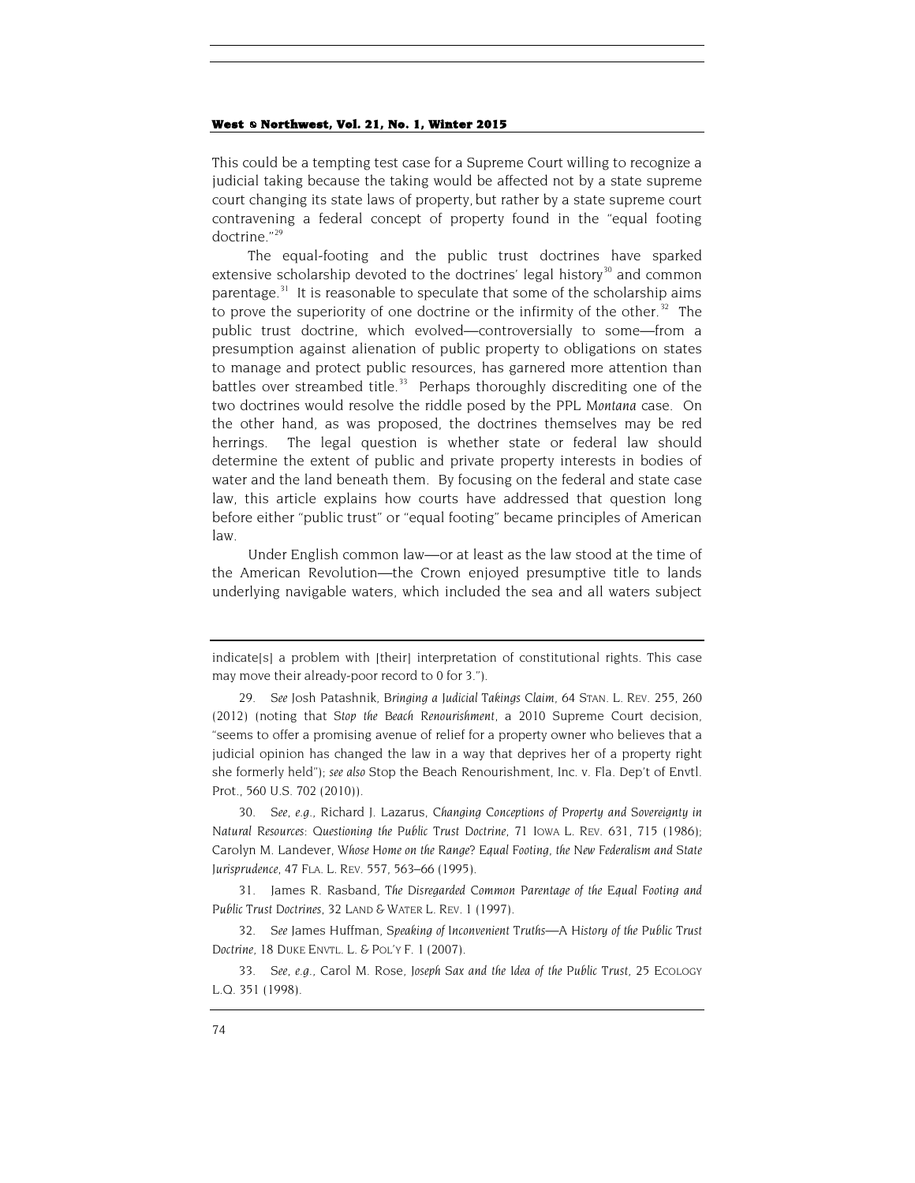This could be a tempting test case for a Supreme Court willing to recognize a judicial taking because the taking would be affected not by a state supreme court changing its state laws of property, but rather by a state supreme court contravening a federal concept of property found in the "equal footing doctrine."[29]

The equal-footing and the public trust doctrines have sparked extensive scholarship devoted to the doctrines' legal history[30] and common parentage.[31] It is reasonable to speculate that some of the scholarship aims to prove the superiority of one doctrine or the infirmity of the other.[32] The public trust doctrine, which evolved—controversially to some—from a presumption against alienation of public property to obligations on states to manage and protect public resources, has garnered more attention than battles over streambed title.[33] Perhaps thoroughly discrediting one of the two doctrines would resolve the riddle posed by the PPL *Montana* case. On the other hand, as was proposed, the doctrines themselves may be red herrings. The legal question is whether state or federal law should determine the extent of public and private property interests in bodies of water and the land beneath them. By focusing on the federal and state case law, this article explains how courts have addressed that question long before either "public trust" or "equal footing" became principles of American law.

Under English common law—or at least as the law stood at the time of the American Revolution—the Crown enjoyed presumptive title to lands underlying navigable waters, which included the sea and all waters subject

---

indicate[s] a problem with [their] interpretation of constitutional rights. This case may move their already-poor record to 0 for 3.").

29. *See* Josh Patashnik, *Bringing a Judicial Takings Claim*, 64 STAN. L. REV. 255, 260 (2012) (noting that *Stop the Beach Renourishment*, a 2010 Supreme Court decision, "seems to offer a promising avenue of relief for a property owner who believes that a judicial opinion has changed the law in a way that deprives her of a property right she formerly held"); *see also* Stop the Beach Renourishment, Inc. v. Fla. Dep't of Envtl. Prot., 560 U.S. 702 (2010)).

30. *See, e.g.*, Richard J. Lazarus, *Changing Conceptions of Property and Sovereignty in Natural Resources: Questioning the Public Trust Doctrine*, 71 IOWA L. REV. 631, 715 (1986); Carolyn M. Landever, *Whose Home on the Range? Equal Footing, the New Federalism and State Jurisprudence*, 47 FLA. L. REV. 557, 563–66 (1995).

31. James R. Rasband, *The Disregarded Common Parentage of the Equal Footing and Public Trust Doctrines*, 32 LAND & WATER L. REV. 1 (1997).

32. *See* James Huffman, *Speaking of Inconvenient Truths—A History of the Public Trust Doctrine*, 18 DUKE ENVTL. L. & POL'Y F. 1 (2007).

33. *See, e.g.*, Carol M. Rose, *Joseph Sax and the Idea of the Public Trust*, 25 ECOLOGY L.Q. 351 (1998).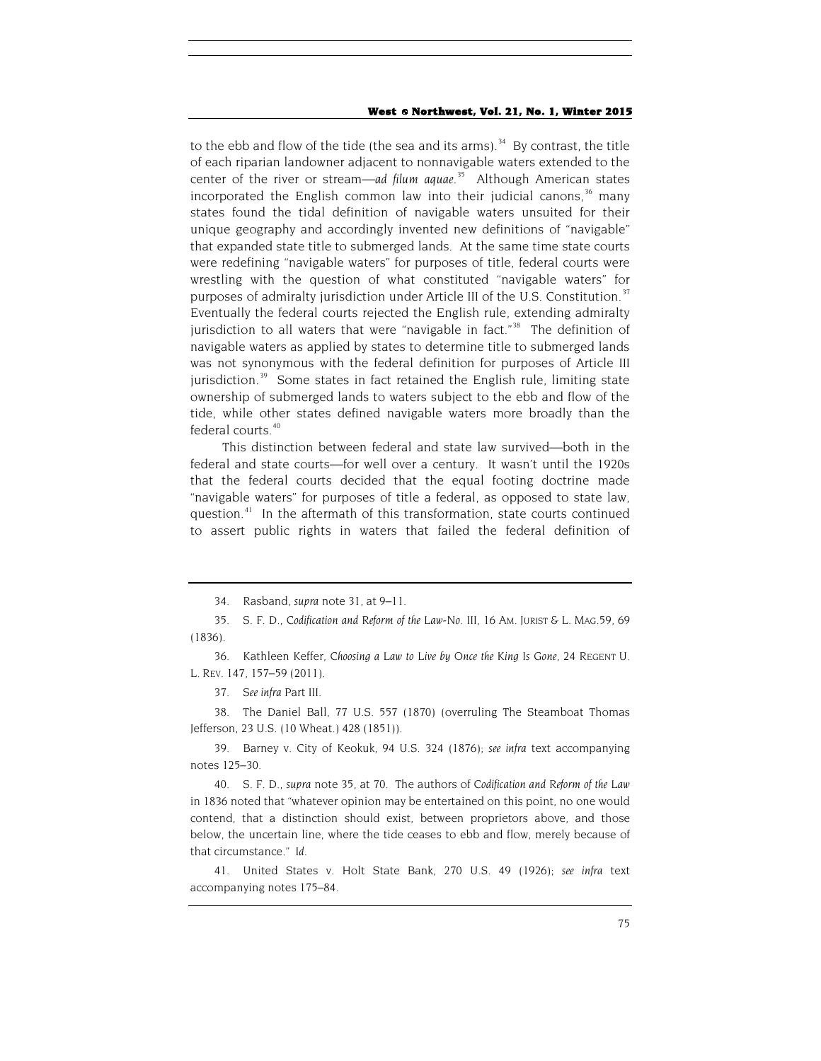to the ebb and flow of the tide (the sea and its arms).[34] By contrast, the title of each riparian landowner adjacent to nonnavigable waters extended to the center of the river or stream—*ad filum aquae*.[35] Although American states incorporated the English common law into their judicial canons,[36] many states found the tidal definition of navigable waters unsuited for their unique geography and accordingly invented new definitions of "navigable" that expanded state title to submerged lands. At the same time state courts were redefining "navigable waters" for purposes of title, federal courts were wrestling with the question of what constituted "navigable waters" for purposes of admiralty jurisdiction under Article III of the U.S. Constitution.[37] Eventually the federal courts rejected the English rule, extending admiralty jurisdiction to all waters that were "navigable in fact."[38] The definition of navigable waters as applied by states to determine title to submerged lands was not synonymous with the federal definition for purposes of Article III jurisdiction.[39] Some states in fact retained the English rule, limiting state ownership of submerged lands to waters subject to the ebb and flow of the tide, while other states defined navigable waters more broadly than the federal courts.[40]

This distinction between federal and state law survived—both in the federal and state courts—for well over a century. It wasn't until the 1920s that the federal courts decided that the equal footing doctrine made "navigable waters" for purposes of title a federal, as opposed to state law, question.[41] In the aftermath of this transformation, state courts continued to assert public rights in waters that failed the federal definition of

---

34. Rasband, *supra* note 31, at 9–11.

35. S. F. D., *Codification and Reform of the Law-No. III*, 16 AM. JURIST & L. MAG.59, 69 (1836).

36. Kathleen Keffer, *Choosing a Law to Live by Once the King Is Gone*, 24 REGENT U. L. REV. 147, 157–59 (2011).

37. *See infra* Part III.

38. The Daniel Ball, 77 U.S. 557 (1870) (overruling The Steamboat Thomas Jefferson, 23 U.S. (10 Wheat.) 428 (1851)).

39. Barney v. City of Keokuk, 94 U.S. 324 (1876); *see infra* text accompanying notes 125–30.

40. S. F. D., *supra* note 35, at 70. The authors of *Codification and Reform of the Law* in 1836 noted that "whatever opinion may be entertained on this point, no one would contend, that a distinction should exist, between proprietors above, and those below, the uncertain line, where the tide ceases to ebb and flow, merely because of that circumstance." *Id.*

41. United States v. Holt State Bank, 270 U.S. 49 (1926); *see infra* text accompanying notes 175–84.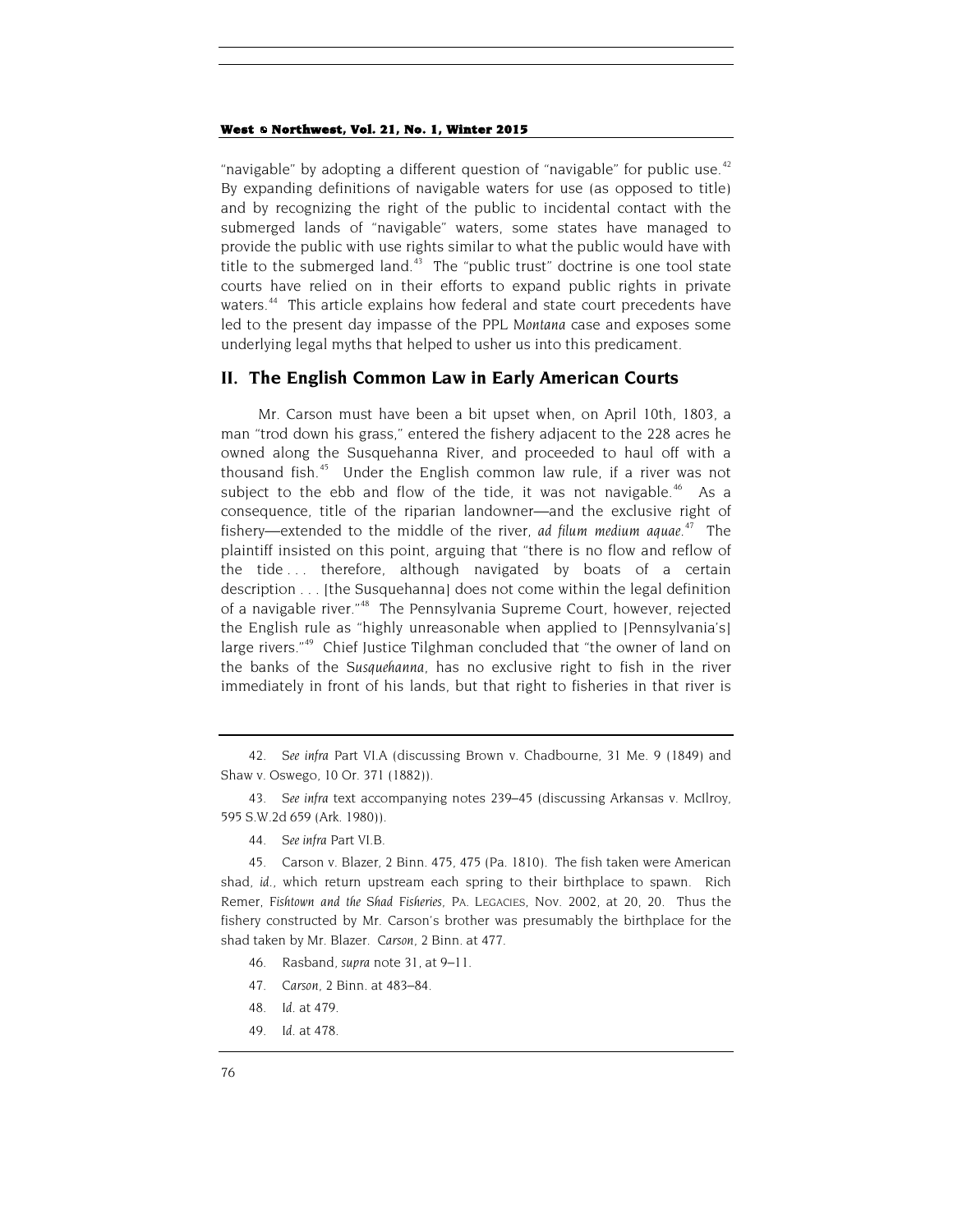"navigable" by adopting a different question of "navigable" for public use.[42] By expanding definitions of navigable waters for use (as opposed to title) and by recognizing the right of the public to incidental contact with the submerged lands of "navigable" waters, some states have managed to provide the public with use rights similar to what the public would have with title to the submerged land.[43] The "public trust" doctrine is one tool state courts have relied on in their efforts to expand public rights in private waters.[44] This article explains how federal and state court precedents have led to the present day impasse of the PPL M*ontana* case and exposes some underlying legal myths that helped to usher us into this predicament.

## II. The English Common Law in Early American Courts

Mr. Carson must have been a bit upset when, on April 10th, 1803, a man "trod down his grass," entered the fishery adjacent to the 228 acres he owned along the Susquehanna River, and proceeded to haul off with a thousand fish.[45] Under the English common law rule, if a river was not subject to the ebb and flow of the tide, it was not navigable.[46] As a consequence, title of the riparian landowner—and the exclusive right of fishery—extended to the middle of the river, *ad filum medium aquae*.[47] The plaintiff insisted on this point, arguing that "there is no flow and reflow of the tide . . . therefore, although navigated by boats of a certain description . . . [the Susquehanna] does not come within the legal definition of a navigable river."[48] The Pennsylvania Supreme Court, however, rejected the English rule as "highly unreasonable when applied to [Pennsylvania's] large rivers."[49] Chief Justice Tilghman concluded that "the owner of land on the banks of the *Susquehanna*, has no exclusive right to fish in the river immediately in front of his lands, but that right to fisheries in that river is

---

42. *See infra* Part VI.A (discussing Brown v. Chadbourne, 31 Me. 9 (1849) and Shaw v. Oswego, 10 Or. 371 (1882)).

43. *See infra* text accompanying notes 239–45 (discussing Arkansas v. McIlroy, 595 S.W.2d 659 (Ark. 1980)).

44. *See infra* Part VI.B.

45. Carson v. Blazer, 2 Binn. 475, 475 (Pa. 1810). The fish taken were American shad, *id.*, which return upstream each spring to their birthplace to spawn. Rich Remer, *Fishtown and the Shad Fisheries*, PA. LEGACIES, Nov. 2002, at 20, 20. Thus the fishery constructed by Mr. Carson's brother was presumably the birthplace for the shad taken by Mr. Blazer. *Carson*, 2 Binn. at 477.

46. Rasband, *supra* note 31, at 9–11.

47. *Carson*, 2 Binn. at 483–84.

48. *Id.* at 479.

49. *Id.* at 478.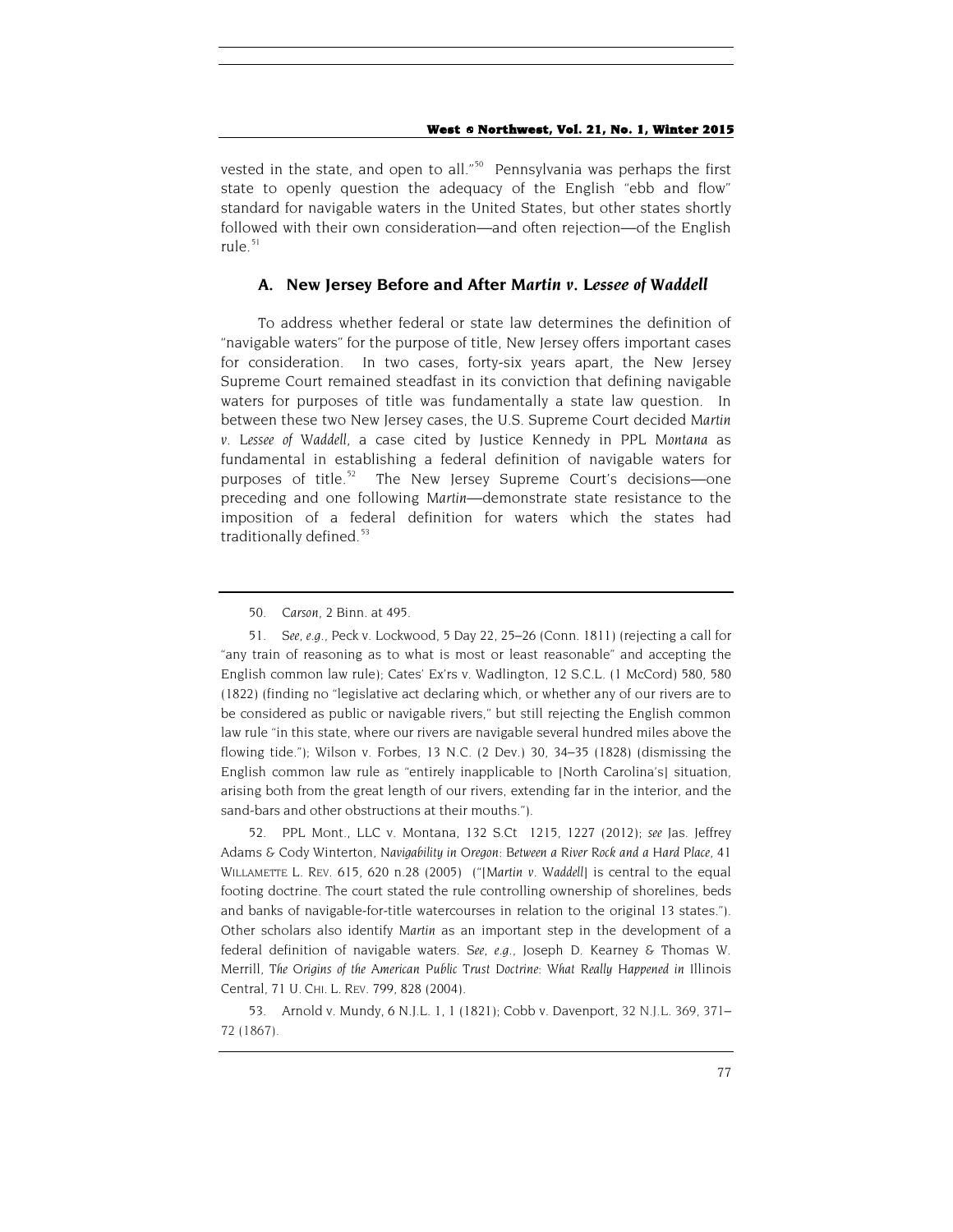vested in the state, and open to all."[50] Pennsylvania was perhaps the first state to openly question the adequacy of the English "ebb and flow" standard for navigable waters in the United States, but other states shortly followed with their own consideration—and often rejection—of the English rule.[51]

### A. New Jersey Before and After *Martin v. Lessee of Waddell*

To address whether federal or state law determines the definition of "navigable waters" for the purpose of title, New Jersey offers important cases for consideration. In two cases, forty-six years apart, the New Jersey Supreme Court remained steadfast in its conviction that defining navigable waters for purposes of title was fundamentally a state law question. In between these two New Jersey cases, the U.S. Supreme Court decided *Martin v. Lessee of Waddell*, a case cited by Justice Kennedy in PPL *Montana* as fundamental in establishing a federal definition of navigable waters for purposes of title.[52] The New Jersey Supreme Court's decisions—one preceding and one following *Martin*—demonstrate state resistance to the imposition of a federal definition for waters which the states had traditionally defined.[53]

---

50. *Carson*, 2 Binn. at 495.

51. *See, e.g.*, Peck v. Lockwood, 5 Day 22, 25–26 (Conn. 1811) (rejecting a call for "any train of reasoning as to what is most or least reasonable" and accepting the English common law rule); Cates' Ex'rs v. Wadlington, 12 S.C.L. (1 McCord) 580, 580 (1822) (finding no "legislative act declaring which, or whether any of our rivers are to be considered as public or navigable rivers," but still rejecting the English common law rule "in this state, where our rivers are navigable several hundred miles above the flowing tide."); Wilson v. Forbes, 13 N.C. (2 Dev.) 30, 34–35 (1828) (dismissing the English common law rule as "entirely inapplicable to [North Carolina's] situation, arising both from the great length of our rivers, extending far in the interior, and the sand-bars and other obstructions at their mouths.").

52. PPL Mont., LLC v. Montana, 132 S.Ct 1215, 1227 (2012); *see* Jas. Jeffrey Adams & Cody Winterton, *Navigability in Oregon: Between a River Rock and a Hard Place*, 41 WILLAMETTE L. REV. 615, 620 n.28 (2005) ("[*Martin v. Waddell*] is central to the equal footing doctrine. The court stated the rule controlling ownership of shorelines, beds and banks of navigable-for-title watercourses in relation to the original 13 states."). Other scholars also identify *Martin* as an important step in the development of a federal definition of navigable waters. *See, e.g.*, Joseph D. Kearney & Thomas W. Merrill, *The Origins of the American Public Trust Doctrine: What Really Happened in* Illinois Central, 71 U. CHI. L. REV. 799, 828 (2004).

53. Arnold v. Mundy, 6 N.J.L. 1, 1 (1821); Cobb v. Davenport, 32 N.J.L. 369, 371–72 (1867).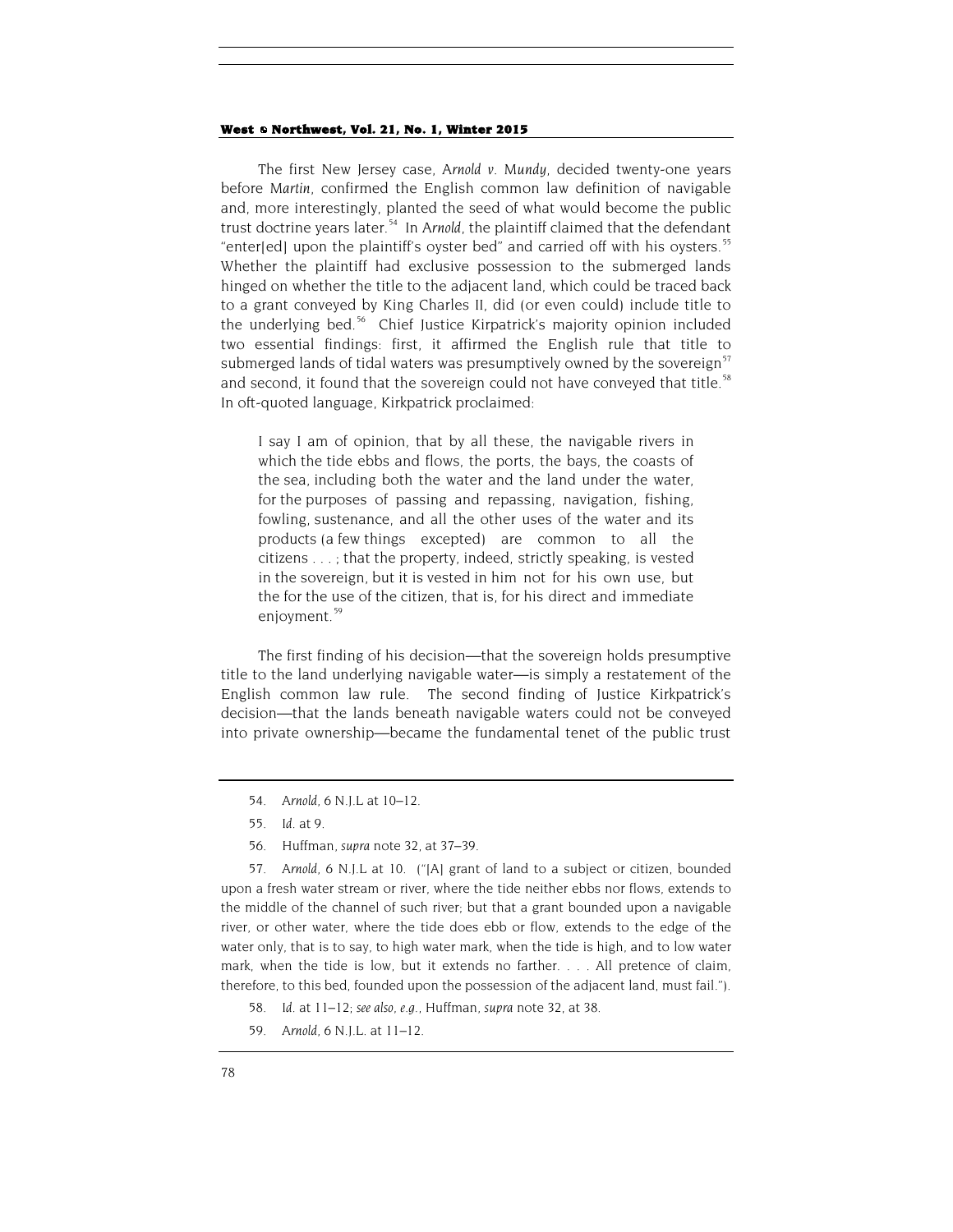The first New Jersey case, *Arnold v. Mundy*, decided twenty-one years before *Martin*, confirmed the English common law definition of navigable and, more interestingly, planted the seed of what would become the public trust doctrine years later.[54] In *Arnold*, the plaintiff claimed that the defendant "enter[ed] upon the plaintiff's oyster bed" and carried off with his oysters.[55] Whether the plaintiff had exclusive possession to the submerged lands hinged on whether the title to the adjacent land, which could be traced back to a grant conveyed by King Charles II, did (or even could) include title to the underlying bed.[56] Chief Justice Kirpatrick's majority opinion included two essential findings: first, it affirmed the English rule that title to submerged lands of tidal waters was presumptively owned by the sovereign[57] and second, it found that the sovereign could not have conveyed that title.[58] In oft-quoted language, Kirkpatrick proclaimed:

> I say I am of opinion, that by all these, the navigable rivers in which the tide ebbs and flows, the ports, the bays, the coasts of the sea, including both the water and the land under the water, for the purposes of passing and repassing, navigation, fishing, fowling, sustenance, and all the other uses of the water and its products (a few things excepted) are common to all the citizens . . . ; that the property, indeed, strictly speaking, is vested in the sovereign, but it is vested in him not for his own use, but the for the use of the citizen, that is, for his direct and immediate enjoyment.[59]

The first finding of his decision—that the sovereign holds presumptive title to the land underlying navigable water—is simply a restatement of the English common law rule. The second finding of Justice Kirkpatrick's decision—that the lands beneath navigable waters could not be conveyed into private ownership—became the fundamental tenet of the public trust

---

54. *Arnold*, 6 N.J.L at 10–12.

55. *Id.* at 9.

56. Huffman, *supra* note 32, at 37–39.

57. *Arnold*, 6 N.J.L at 10. ("[A] grant of land to a subject or citizen, bounded upon a fresh water stream or river, where the tide neither ebbs nor flows, extends to the middle of the channel of such river; but that a grant bounded upon a navigable river, or other water, where the tide does ebb or flow, extends to the edge of the water only, that is to say, to high water mark, when the tide is high, and to low water mark, when the tide is low, but it extends no farther. . . . All pretence of claim, therefore, to this bed, founded upon the possession of the adjacent land, must fail.").

58. *Id.* at 11–12; *see also*, *e.g.*, Huffman, *supra* note 32, at 38.

59. *Arnold*, 6 N.J.L. at 11–12.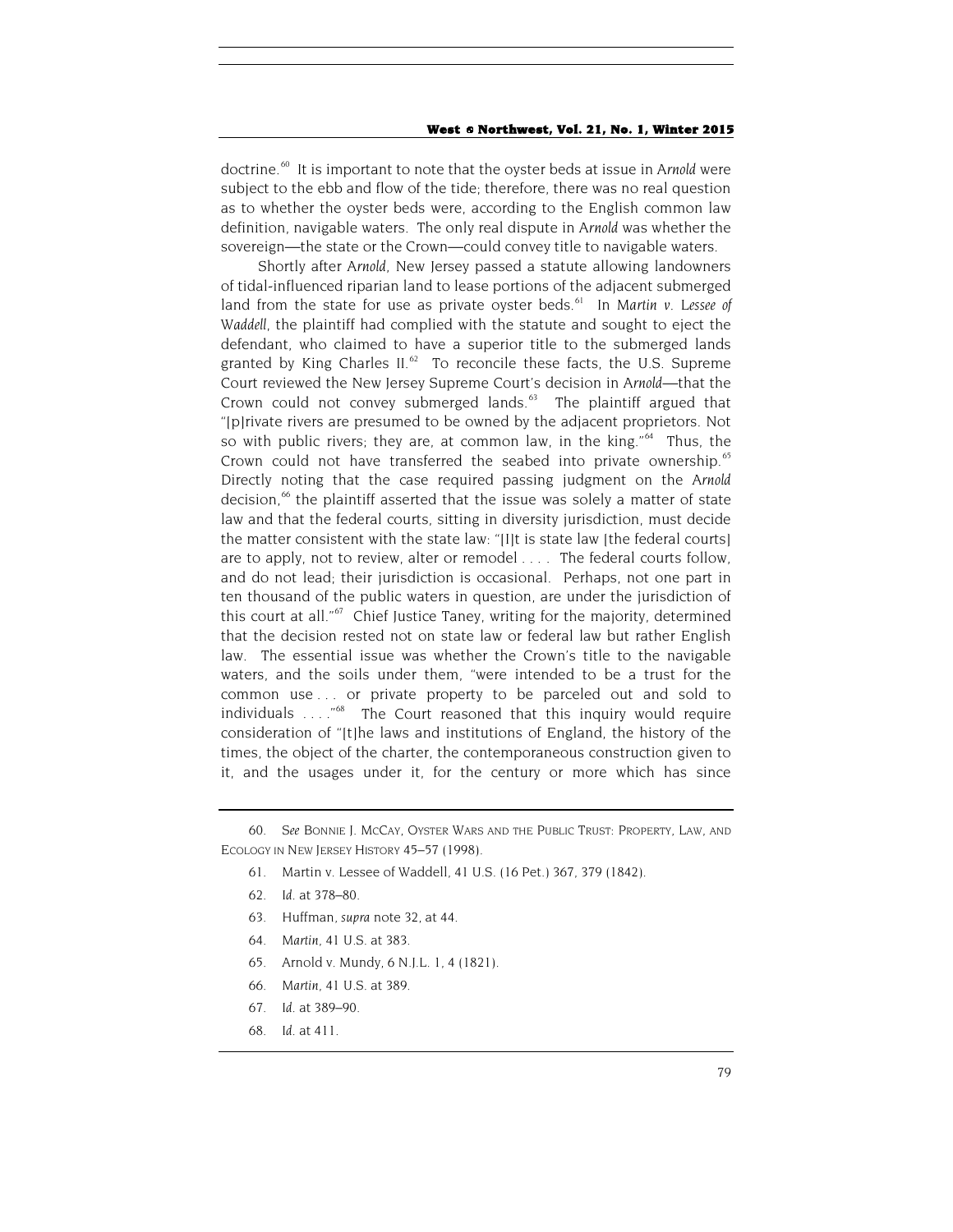doctrine.[60] It is important to note that the oyster beds at issue in *Arnold* were subject to the ebb and flow of the tide; therefore, there was no real question as to whether the oyster beds were, according to the English common law definition, navigable waters. The only real dispute in *Arnold* was whether the sovereign—the state or the Crown—could convey title to navigable waters.

Shortly after *Arnold*, New Jersey passed a statute allowing landowners of tidal-influenced riparian land to lease portions of the adjacent submerged land from the state for use as private oyster beds.[61] In *Martin v. Lessee of Waddell*, the plaintiff had complied with the statute and sought to eject the defendant, who claimed to have a superior title to the submerged lands granted by King Charles II.[62] To reconcile these facts, the U.S. Supreme Court reviewed the New Jersey Supreme Court's decision in *Arnold*—that the Crown could not convey submerged lands.[63] The plaintiff argued that "[p]rivate rivers are presumed to be owned by the adjacent proprietors. Not so with public rivers; they are, at common law, in the king."[64] Thus, the Crown could not have transferred the seabed into private ownership.[65] Directly noting that the case required passing judgment on the *Arnold* decision,[66] the plaintiff asserted that the issue was solely a matter of state law and that the federal courts, sitting in diversity jurisdiction, must decide the matter consistent with the state law: "[I]t is state law [the federal courts] are to apply, not to review, alter or remodel . . . . The federal courts follow, and do not lead; their jurisdiction is occasional. Perhaps, not one part in ten thousand of the public waters in question, are under the jurisdiction of this court at all."[67] Chief Justice Taney, writing for the majority, determined that the decision rested not on state law or federal law but rather English law. The essential issue was whether the Crown's title to the navigable waters, and the soils under them, "were intended to be a trust for the common use . . . or private property to be parceled out and sold to individuals . . . ."[68] The Court reasoned that this inquiry would require consideration of "[t]he laws and institutions of England, the history of the times, the object of the charter, the contemporaneous construction given to it, and the usages under it, for the century or more which has since

---

60. *See* BONNIE J. MCCAY, OYSTER WARS AND THE PUBLIC TRUST: PROPERTY, LAW, AND ECOLOGY IN NEW JERSEY HISTORY 45–57 (1998).

61. Martin v. Lessee of Waddell, 41 U.S. (16 Pet.) 367, 379 (1842).

62. *Id.* at 378–80.

63. Huffman, *supra* note 32, at 44.

64. *Martin*, 41 U.S. at 383.

65. Arnold v. Mundy, 6 N.J.L. 1, 4 (1821).

66. *Martin*, 41 U.S. at 389.

67. *Id.* at 389–90.

68. *Id.* at 411.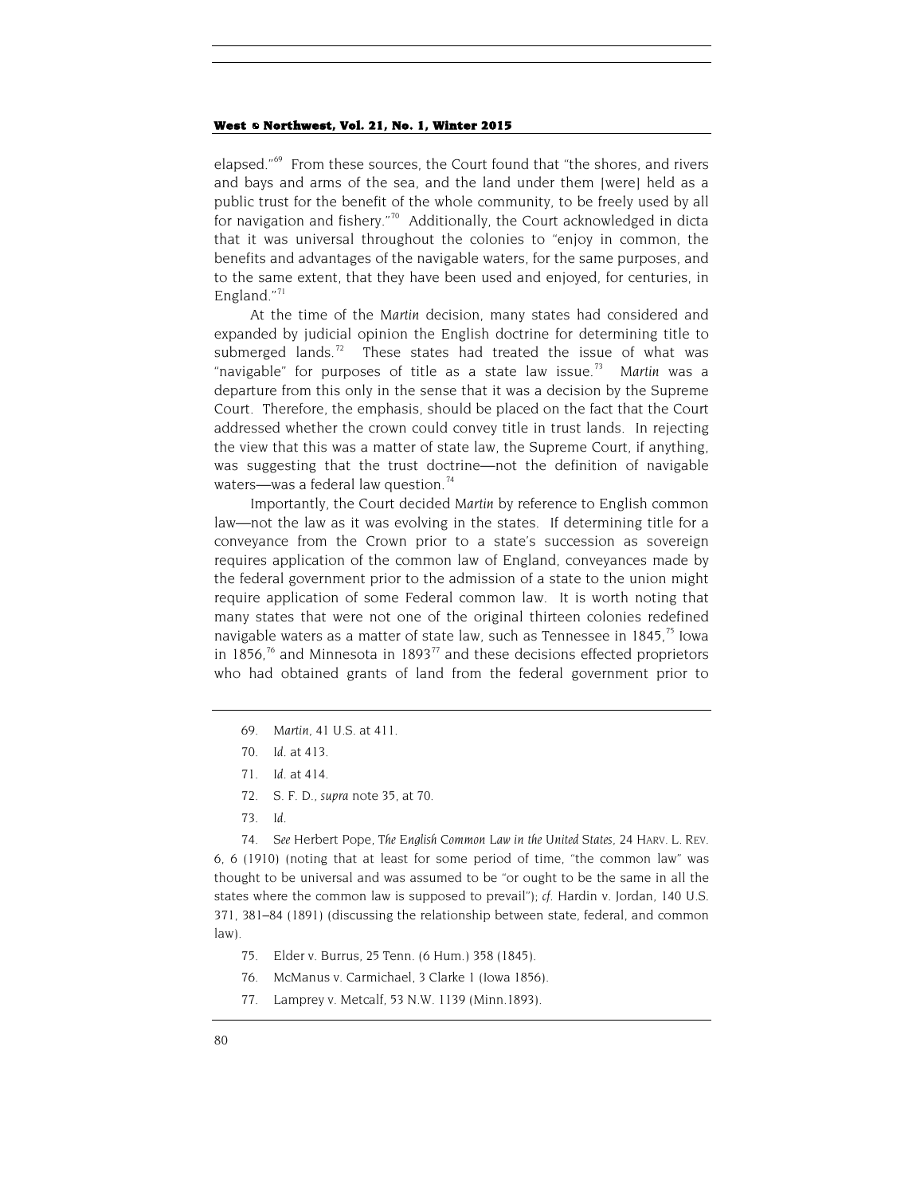elapsed."[69] From these sources, the Court found that "the shores, and rivers and bays and arms of the sea, and the land under them [were] held as a public trust for the benefit of the whole community, to be freely used by all for navigation and fishery."[70] Additionally, the Court acknowledged in dicta that it was universal throughout the colonies to "enjoy in common, the benefits and advantages of the navigable waters, for the same purposes, and to the same extent, that they have been used and enjoyed, for centuries, in England."[71]

At the time of the *Martin* decision, many states had considered and expanded by judicial opinion the English doctrine for determining title to submerged lands.[72] These states had treated the issue of what was "navigable" for purposes of title as a state law issue.[73] *Martin* was a departure from this only in the sense that it was a decision by the Supreme Court. Therefore, the emphasis, should be placed on the fact that the Court addressed whether the crown could convey title in trust lands. In rejecting the view that this was a matter of state law, the Supreme Court, if anything, was suggesting that the trust doctrine—not the definition of navigable waters—was a federal law question.[74]

Importantly, the Court decided *Martin* by reference to English common law—not the law as it was evolving in the states. If determining title for a conveyance from the Crown prior to a state's succession as sovereign requires application of the common law of England, conveyances made by the federal government prior to the admission of a state to the union might require application of some Federal common law. It is worth noting that many states that were not one of the original thirteen colonies redefined navigable waters as a matter of state law, such as Tennessee in 1845,[75] Iowa in 1856,[76] and Minnesota in 1893[77] and these decisions effected proprietors who had obtained grants of land from the federal government prior to

---

69. *Martin*, 41 U.S. at 411.

70. *Id.* at 413.

71. *Id.* at 414.

72. S. F. D., *supra* note 35, at 70.

73. *Id.*

74. *See* Herbert Pope, *The English Common Law in the United States*, 24 HARV. L. REV. 6, 6 (1910) (noting that at least for some period of time, "the common law" was thought to be universal and was assumed to be "or ought to be the same in all the states where the common law is supposed to prevail"); *cf.* Hardin v. Jordan, 140 U.S. 371, 381–84 (1891) (discussing the relationship between state, federal, and common law).

75. Elder v. Burrus, 25 Tenn. (6 Hum.) 358 (1845).

76. McManus v. Carmichael, 3 Clarke 1 (Iowa 1856).

77. Lamprey v. Metcalf, 53 N.W. 1139 (Minn.1893).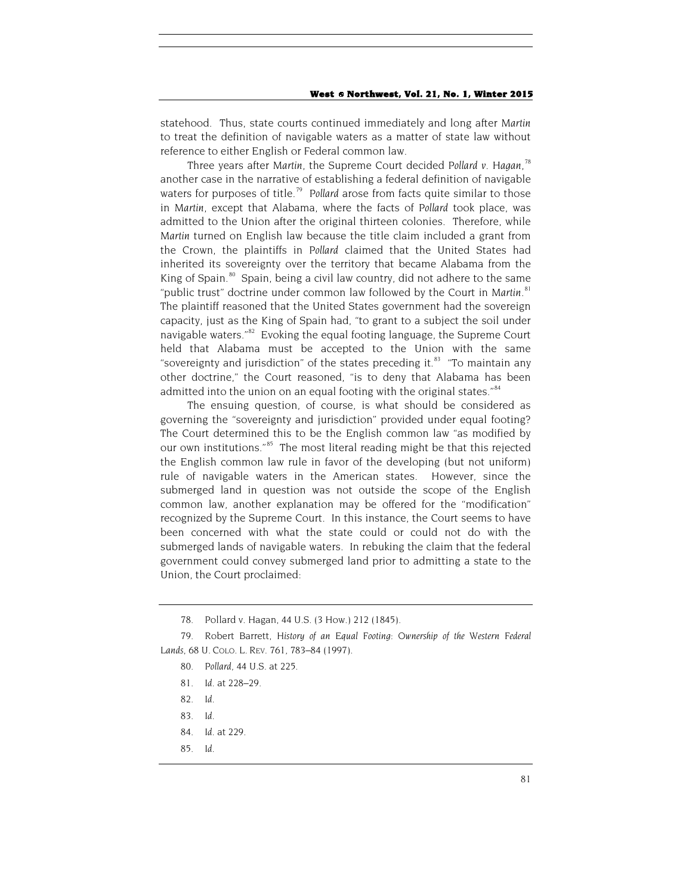statehood. Thus, state courts continued immediately and long after *Martin* to treat the definition of navigable waters as a matter of state law without reference to either English or Federal common law.

Three years after *Martin*, the Supreme Court decided *Pollard v. Hagan*,[78] another case in the narrative of establishing a federal definition of navigable waters for purposes of title.[79] *Pollard* arose from facts quite similar to those in *Martin*, except that Alabama, where the facts of *Pollard* took place, was admitted to the Union after the original thirteen colonies. Therefore, while *Martin* turned on English law because the title claim included a grant from the Crown, the plaintiffs in *Pollard* claimed that the United States had inherited its sovereignty over the territory that became Alabama from the King of Spain.[80] Spain, being a civil law country, did not adhere to the same "public trust" doctrine under common law followed by the Court in *Martin*.[81] The plaintiff reasoned that the United States government had the sovereign capacity, just as the King of Spain had, "to grant to a subject the soil under navigable waters."[82] Evoking the equal footing language, the Supreme Court held that Alabama must be accepted to the Union with the same "sovereignty and jurisdiction" of the states preceding it.[83] "To maintain any other doctrine," the Court reasoned, "is to deny that Alabama has been admitted into the union on an equal footing with the original states."[84]

The ensuing question, of course, is what should be considered as governing the "sovereignty and jurisdiction" provided under equal footing? The Court determined this to be the English common law "as modified by our own institutions."[85] The most literal reading might be that this rejected the English common law rule in favor of the developing (but not uniform) rule of navigable waters in the American states. However, since the submerged land in question was not outside the scope of the English common law, another explanation may be offered for the "modification" recognized by the Supreme Court. In this instance, the Court seems to have been concerned with what the state could or could not do with the submerged lands of navigable waters. In rebuking the claim that the federal government could convey submerged land prior to admitting a state to the Union, the Court proclaimed:

---

78. Pollard v. Hagan, 44 U.S. (3 How.) 212 (1845).

79. Robert Barrett, *History of an Equal Footing: Ownership of the Western Federal Lands*, 68 U. COLO. L. REV. 761, 783–84 (1997).

80. *Pollard*, 44 U.S. at 225.

81. *Id.* at 228–29.

82. *Id.*

83. *Id.*

84. *Id.* at 229.

85. *Id.*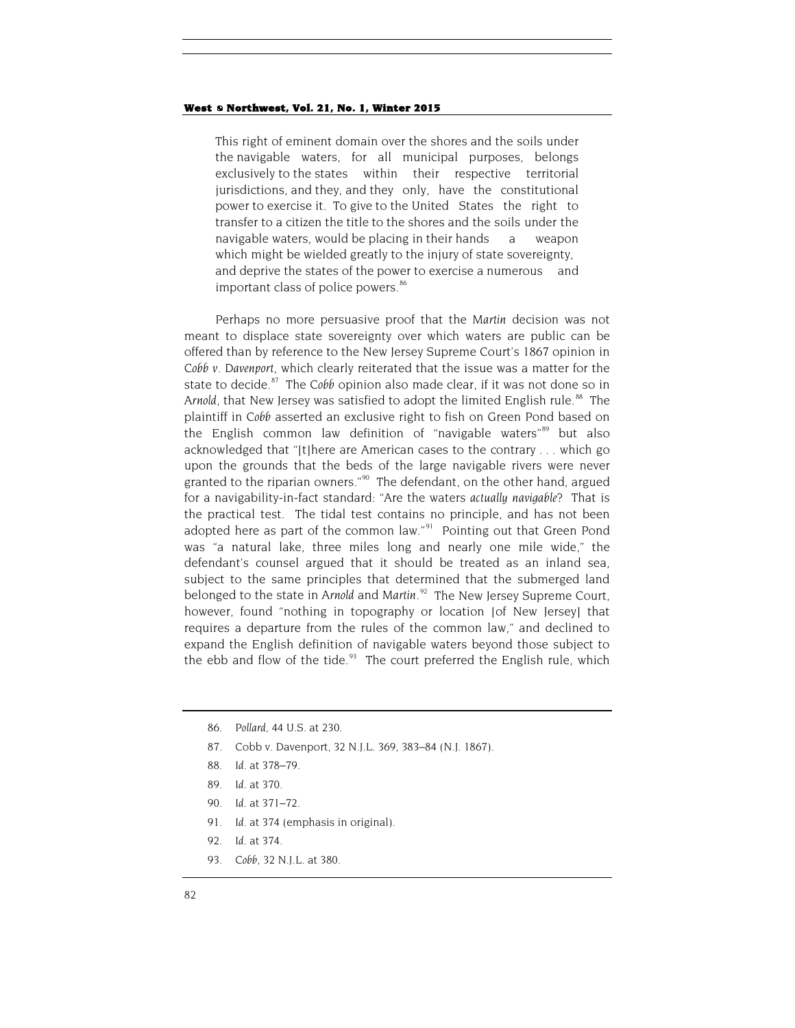> This right of eminent domain over the shores and the soils under the navigable waters, for all municipal purposes, belongs exclusively to the states within their respective territorial jurisdictions, and they, and they only, have the constitutional power to exercise it. To give to the United States the right to transfer to a citizen the title to the shores and the soils under the navigable waters, would be placing in their hands a weapon which might be wielded greatly to the injury of state sovereignty, and deprive the states of the power to exercise a numerous and important class of police powers.[86]

Perhaps no more persuasive proof that the *Martin* decision was not meant to displace state sovereignty over which waters are public can be offered than by reference to the New Jersey Supreme Court's 1867 opinion in *Cobb v. Davenport*, which clearly reiterated that the issue was a matter for the state to decide.[87] The *Cobb* opinion also made clear, if it was not done so in *Arnold*, that New Jersey was satisfied to adopt the limited English rule.[88] The plaintiff in *Cobb* asserted an exclusive right to fish on Green Pond based on the English common law definition of "navigable waters"[89] but also acknowledged that "[t]here are American cases to the contrary . . . which go upon the grounds that the beds of the large navigable rivers were never granted to the riparian owners."[90] The defendant, on the other hand, argued for a navigability-in-fact standard: "Are the waters *actually navigable*? That is the practical test. The tidal test contains no principle, and has not been adopted here as part of the common law."[91] Pointing out that Green Pond was "a natural lake, three miles long and nearly one mile wide," the defendant's counsel argued that it should be treated as an inland sea, subject to the same principles that determined that the submerged land belonged to the state in *Arnold* and *Martin*.[92] The New Jersey Supreme Court, however, found "nothing in topography or location [of New Jersey] that requires a departure from the rules of the common law," and declined to expand the English definition of navigable waters beyond those subject to the ebb and flow of the tide.[93] The court preferred the English rule, which

86. *Pollard*, 44 U.S. at 230.

87. Cobb v. Davenport, 32 N.J.L. 369, 383–84 (N.J. 1867).

88. *Id.* at 378–79.

89. *Id.* at 370.

90. *Id.* at 371–72.

91. *Id.* at 374 (emphasis in original).

92. *Id.* at 374.

93. *Cobb*, 32 N.J.L. at 380.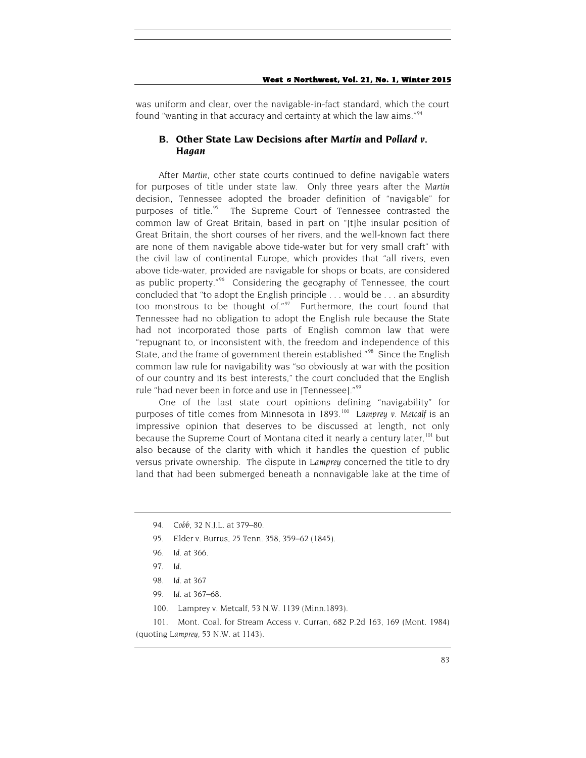was uniform and clear, over the navigable-in-fact standard, which the court found "wanting in that accuracy and certainty at which the law aims."[94]

### B. Other State Law Decisions after *Martin* and *Pollard v. Hagan*

After *Martin*, other state courts continued to define navigable waters for purposes of title under state law. Only three years after the *Martin* decision, Tennessee adopted the broader definition of "navigable" for purposes of title.[95] The Supreme Court of Tennessee contrasted the common law of Great Britain, based in part on "[t]he insular position of Great Britain, the short courses of her rivers, and the well-known fact there are none of them navigable above tide-water but for very small craft" with the civil law of continental Europe, which provides that "all rivers, even above tide-water, provided are navigable for shops or boats, are considered as public property."[96] Considering the geography of Tennessee, the court concluded that "to adopt the English principle . . . would be . . . an absurdity too monstrous to be thought of."[97] Furthermore, the court found that Tennessee had no obligation to adopt the English rule because the State had not incorporated those parts of English common law that were "repugnant to, or inconsistent with, the freedom and independence of this State, and the frame of government therein established."[98] Since the English common law rule for navigability was "so obviously at war with the position of our country and its best interests," the court concluded that the English rule "had never been in force and use in [Tennessee]."[99]

One of the last state court opinions defining "navigability" for purposes of title comes from Minnesota in 1893.[100] *Lamprey v. Metcalf* is an impressive opinion that deserves to be discussed at length, not only because the Supreme Court of Montana cited it nearly a century later,[101] but also because of the clarity with which it handles the question of public versus private ownership. The dispute in *Lamprey* concerned the title to dry land that had been submerged beneath a nonnavigable lake at the time of

---

94. *Cobb*, 32 N.J.L. at 379–80.

95. Elder v. Burrus, 25 Tenn. 358, 359–62 (1845).

96. *Id.* at 366.

97. *Id.*

98. *Id.* at 367

99. *Id.* at 367–68.

100. Lamprey v. Metcalf, 53 N.W. 1139 (Minn.1893).

101. Mont. Coal. for Stream Access v. Curran, 682 P.2d 163, 169 (Mont. 1984) (quoting *Lamprey*, 53 N.W. at 1143).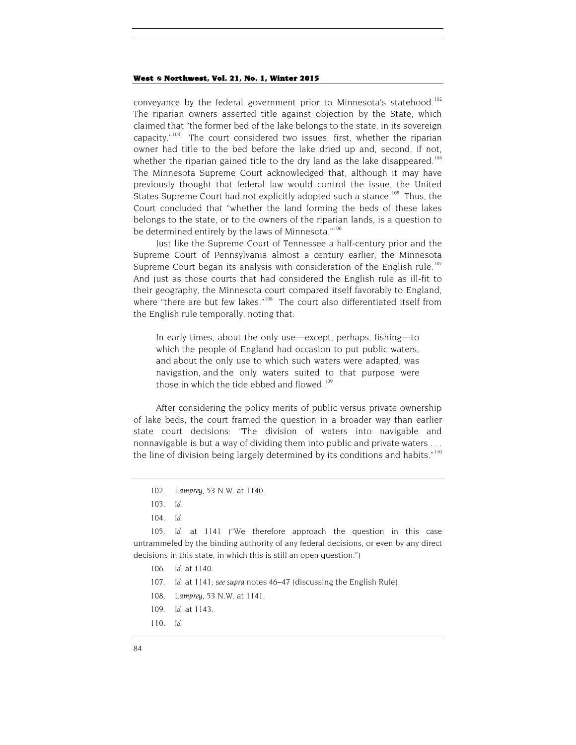conveyance by the federal government prior to Minnesota's statehood.[102] The riparian owners asserted title against objection by the State, which claimed that "the former bed of the lake belongs to the state, in its sovereign capacity."[103] The court considered two issues: first, whether the riparian owner had title to the bed before the lake dried up and, second, if not, whether the riparian gained title to the dry land as the lake disappeared.[104] The Minnesota Supreme Court acknowledged that, although it may have previously thought that federal law would control the issue, the United States Supreme Court had not explicitly adopted such a stance.[105] Thus, the Court concluded that "whether the land forming the beds of these lakes belongs to the state, or to the owners of the riparian lands, is a question to be determined entirely by the laws of Minnesota."[106]

Just like the Supreme Court of Tennessee a half-century prior and the Supreme Court of Pennsylvania almost a century earlier, the Minnesota Supreme Court began its analysis with consideration of the English rule.[107] And just as those courts that had considered the English rule as ill-fit to their geography, the Minnesota court compared itself favorably to England, where "there are but few lakes."[108] The court also differentiated itself from the English rule temporally, noting that:

> In early times, about the only use—except, perhaps, fishing—to which the people of England had occasion to put public waters, and about the only use to which such waters were adapted, was navigation, and the only waters suited to that purpose were those in which the tide ebbed and flowed.[109]

After considering the policy merits of public versus private ownership of lake beds, the court framed the question in a broader way than earlier state court decisions: "The division of waters into navigable and nonnavigable is but a way of dividing them into public and private waters . . . the line of division being largely determined by its conditions and habits."[110]

---

102. *Lamprey*, 53 N.W. at 1140.

103. *Id.*

104. *Id.*

105. *Id.* at 1141 ("We therefore approach the question in this case untrammeled by the binding authority of any federal decisions, or even by any direct decisions in this state, in which this is still an open question.")

106. *Id.* at 1140.

107. *Id.* at 1141; *see supra* notes 46–47 (discussing the English Rule).

108. *Lamprey*, 53 N.W. at 1141.

109. *Id.* at 1143.

110. *Id.*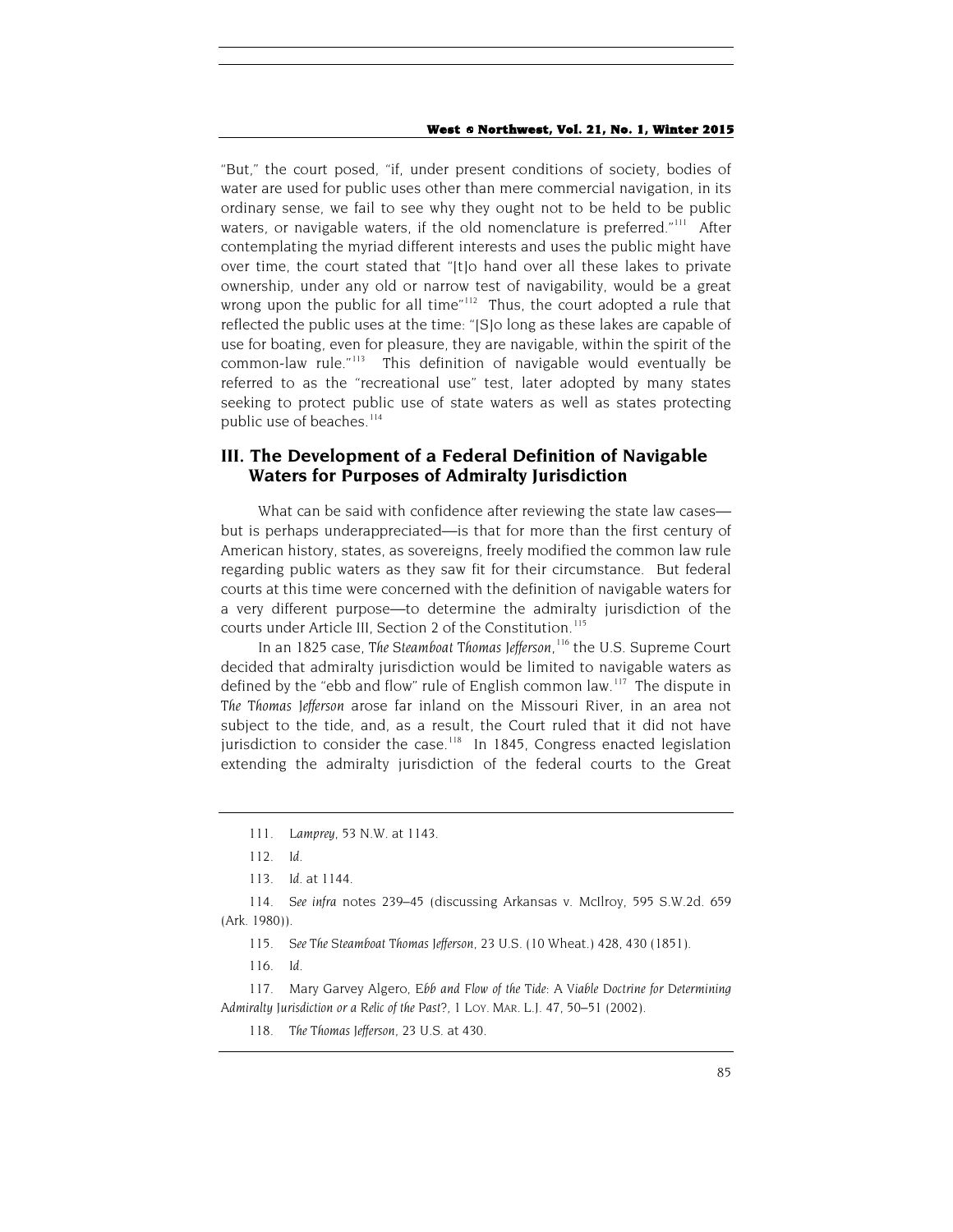"But," the court posed, "if, under present conditions of society, bodies of water are used for public uses other than mere commercial navigation, in its ordinary sense, we fail to see why they ought not to be held to be public waters, or navigable waters, if the old nomenclature is preferred."[111] After contemplating the myriad different interests and uses the public might have over time, the court stated that "[t]o hand over all these lakes to private ownership, under any old or narrow test of navigability, would be a great wrong upon the public for all time"[112] Thus, the court adopted a rule that reflected the public uses at the time: "[S]o long as these lakes are capable of use for boating, even for pleasure, they are navigable, within the spirit of the common-law rule."[113] This definition of navigable would eventually be referred to as the "recreational use" test, later adopted by many states seeking to protect public use of state waters as well as states protecting public use of beaches.[114]

## III. The Development of a Federal Definition of Navigable Waters for Purposes of Admiralty Jurisdiction

What can be said with confidence after reviewing the state law cases—but is perhaps underappreciated—is that for more than the first century of American history, states, as sovereigns, freely modified the common law rule regarding public waters as they saw fit for their circumstance. But federal courts at this time were concerned with the definition of navigable waters for a very different purpose—to determine the admiralty jurisdiction of the courts under Article III, Section 2 of the Constitution.[115]

In an 1825 case, *The Steamboat Thomas Jefferson*,[116] the U.S. Supreme Court decided that admiralty jurisdiction would be limited to navigable waters as defined by the "ebb and flow" rule of English common law.[117] The dispute in *The Thomas Jefferson* arose far inland on the Missouri River, in an area not subject to the tide, and, as a result, the Court ruled that it did not have jurisdiction to consider the case.[118] In 1845, Congress enacted legislation extending the admiralty jurisdiction of the federal courts to the Great

---

111. *Lamprey*, 53 N.W. at 1143.

112. *Id.*

113. *Id.* at 1144.

114. *See infra* notes 239–45 (discussing Arkansas v. McIlroy, 595 S.W.2d. 659 (Ark. 1980)).

115. *See The Steamboat Thomas Jefferson*, 23 U.S. (10 Wheat.) 428, 430 (1851).

116. *Id.*

117. Mary Garvey Algero, *Ebb and Flow of the Tide: A Viable Doctrine for Determining Admiralty Jurisdiction or a Relic of the Past?*, 1 LOY. MAR. L.J. 47, 50–51 (2002).

118. *The Thomas Jefferson*, 23 U.S. at 430.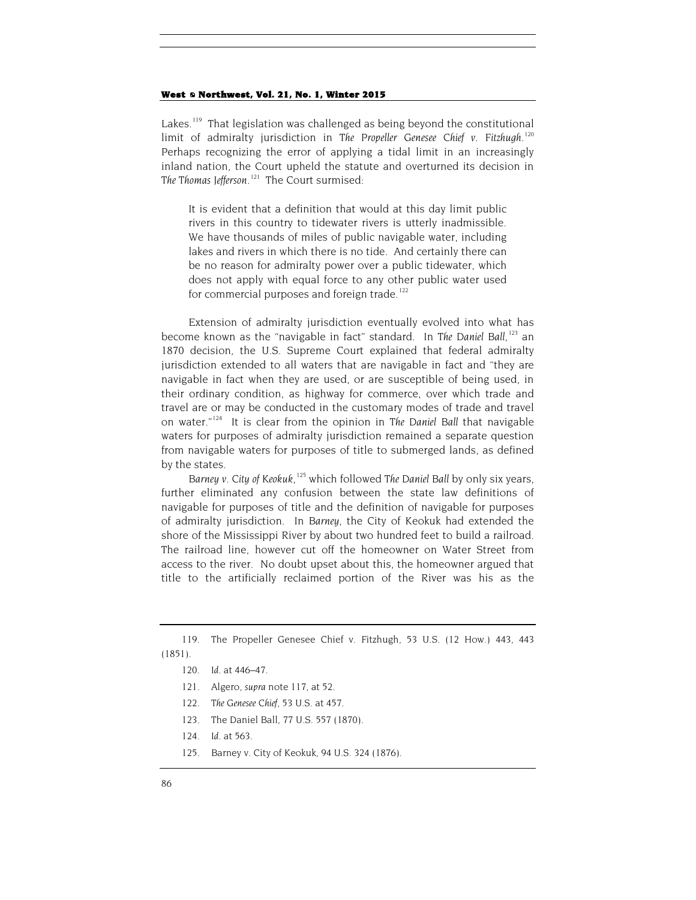Lakes.[119] That legislation was challenged as being beyond the constitutional limit of admiralty jurisdiction in *The Propeller Genesee Chief v. Fitzhugh*.[120] Perhaps recognizing the error of applying a tidal limit in an increasingly inland nation, the Court upheld the statute and overturned its decision in *The Thomas Jefferson*.[121] The Court surmised:

> It is evident that a definition that would at this day limit public rivers in this country to tidewater rivers is utterly inadmissible. We have thousands of miles of public navigable water, including lakes and rivers in which there is no tide. And certainly there can be no reason for admiralty power over a public tidewater, which does not apply with equal force to any other public water used for commercial purposes and foreign trade.[122]

Extension of admiralty jurisdiction eventually evolved into what has become known as the "navigable in fact" standard. In *The Daniel Ball*,[123] an 1870 decision, the U.S. Supreme Court explained that federal admiralty jurisdiction extended to all waters that are navigable in fact and "they are navigable in fact when they are used, or are susceptible of being used, in their ordinary condition, as highway for commerce, over which trade and travel are or may be conducted in the customary modes of trade and travel on water."[124] It is clear from the opinion in *The Daniel Ball* that navigable waters for purposes of admiralty jurisdiction remained a separate question from navigable waters for purposes of title to submerged lands, as defined by the states.

*Barney v. City of Keokuk*,[125] which followed *The Daniel Ball* by only six years, further eliminated any confusion between the state law definitions of navigable for purposes of title and the definition of navigable for purposes of admiralty jurisdiction. In *Barney*, the City of Keokuk had extended the shore of the Mississippi River by about two hundred feet to build a railroad. The railroad line, however cut off the homeowner on Water Street from access to the river. No doubt upset about this, the homeowner argued that title to the artificially reclaimed portion of the River was his as the

---

119. The Propeller Genesee Chief v. Fitzhugh, 53 U.S. (12 How.) 443, 443 (1851).

120. *Id.* at 446–47.

121. Algero, *supra* note 117, at 52.

122. *The Genesee Chief*, 53 U.S. at 457.

123. The Daniel Ball, 77 U.S. 557 (1870).

124. *Id.* at 563.

125. Barney v. City of Keokuk, 94 U.S. 324 (1876).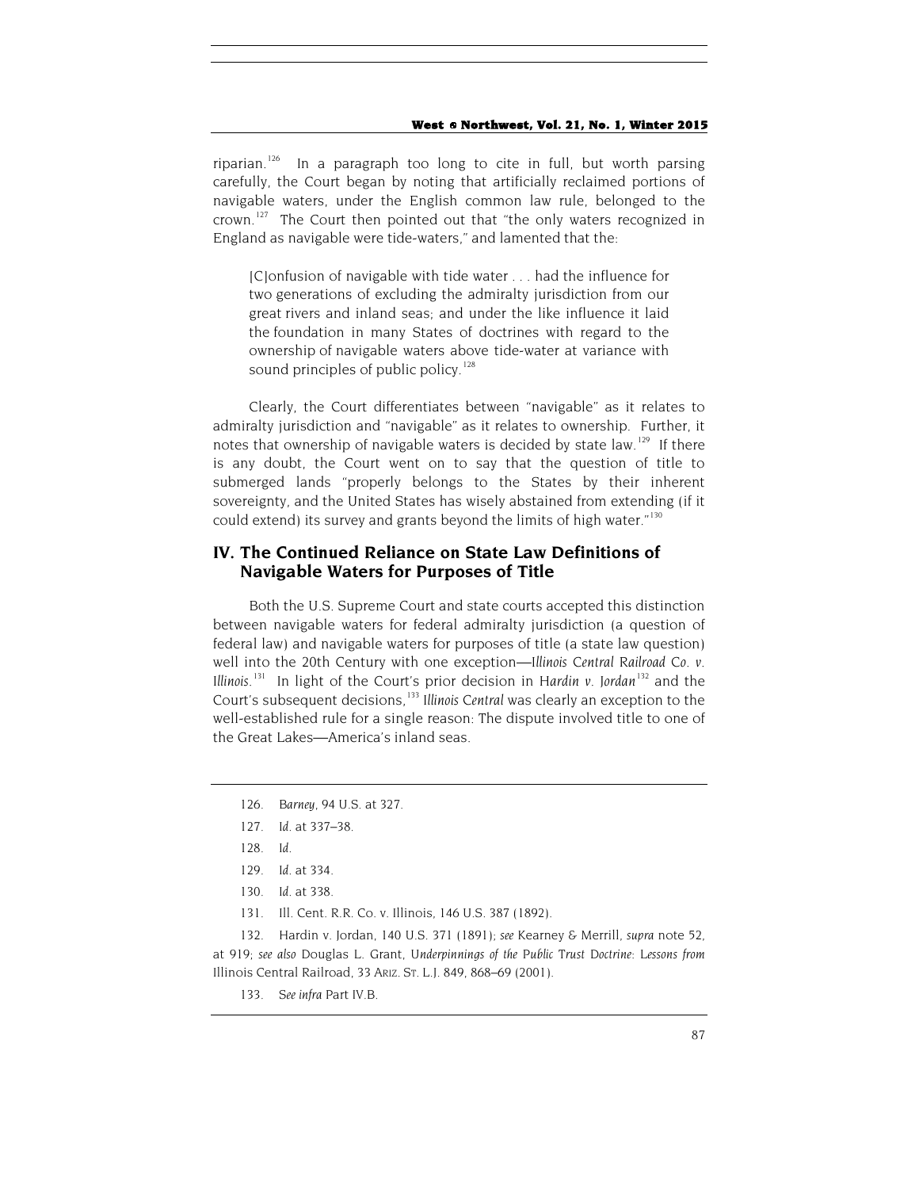riparian.[126] In a paragraph too long to cite in full, but worth parsing carefully, the Court began by noting that artificially reclaimed portions of navigable waters, under the English common law rule, belonged to the crown.[127] The Court then pointed out that "the only waters recognized in England as navigable were tide-waters," and lamented that the:

> [C]onfusion of navigable with tide water . . . had the influence for two generations of excluding the admiralty jurisdiction from our great rivers and inland seas; and under the like influence it laid the foundation in many States of doctrines with regard to the ownership of navigable waters above tide-water at variance with sound principles of public policy.[128]

Clearly, the Court differentiates between "navigable" as it relates to admiralty jurisdiction and "navigable" as it relates to ownership. Further, it notes that ownership of navigable waters is decided by state law.[129] If there is any doubt, the Court went on to say that the question of title to submerged lands "properly belongs to the States by their inherent sovereignty, and the United States has wisely abstained from extending (if it could extend) its survey and grants beyond the limits of high water."[130]

## IV. The Continued Reliance on State Law Definitions of Navigable Waters for Purposes of Title

Both the U.S. Supreme Court and state courts accepted this distinction between navigable waters for federal admiralty jurisdiction (a question of federal law) and navigable waters for purposes of title (a state law question) well into the 20th Century with one exception—*Illinois Central Railroad Co. v. Illinois*.[131] In light of the Court's prior decision in *Hardin v. Jordan*[132] and the Court's subsequent decisions,[133] *Illinois Central* was clearly an exception to the well-established rule for a single reason: The dispute involved title to one of the Great Lakes—America's inland seas.

---

126. *Barney*, 94 U.S. at 327.

127. *Id.* at 337–38.

128. *Id.*

129. *Id.* at 334.

130. *Id.* at 338.

131. Ill. Cent. R.R. Co. v. Illinois, 146 U.S. 387 (1892).

132. Hardin v. Jordan, 140 U.S. 371 (1891); *see* Kearney & Merrill, *supra* note 52, at 919; *see also* Douglas L. Grant, *Underpinnings of the Public Trust Doctrine: Lessons from* Illinois Central Railroad, 33 ARIZ. ST. L.J. 849, 868–69 (2001).

133. *See infra* Part IV.B.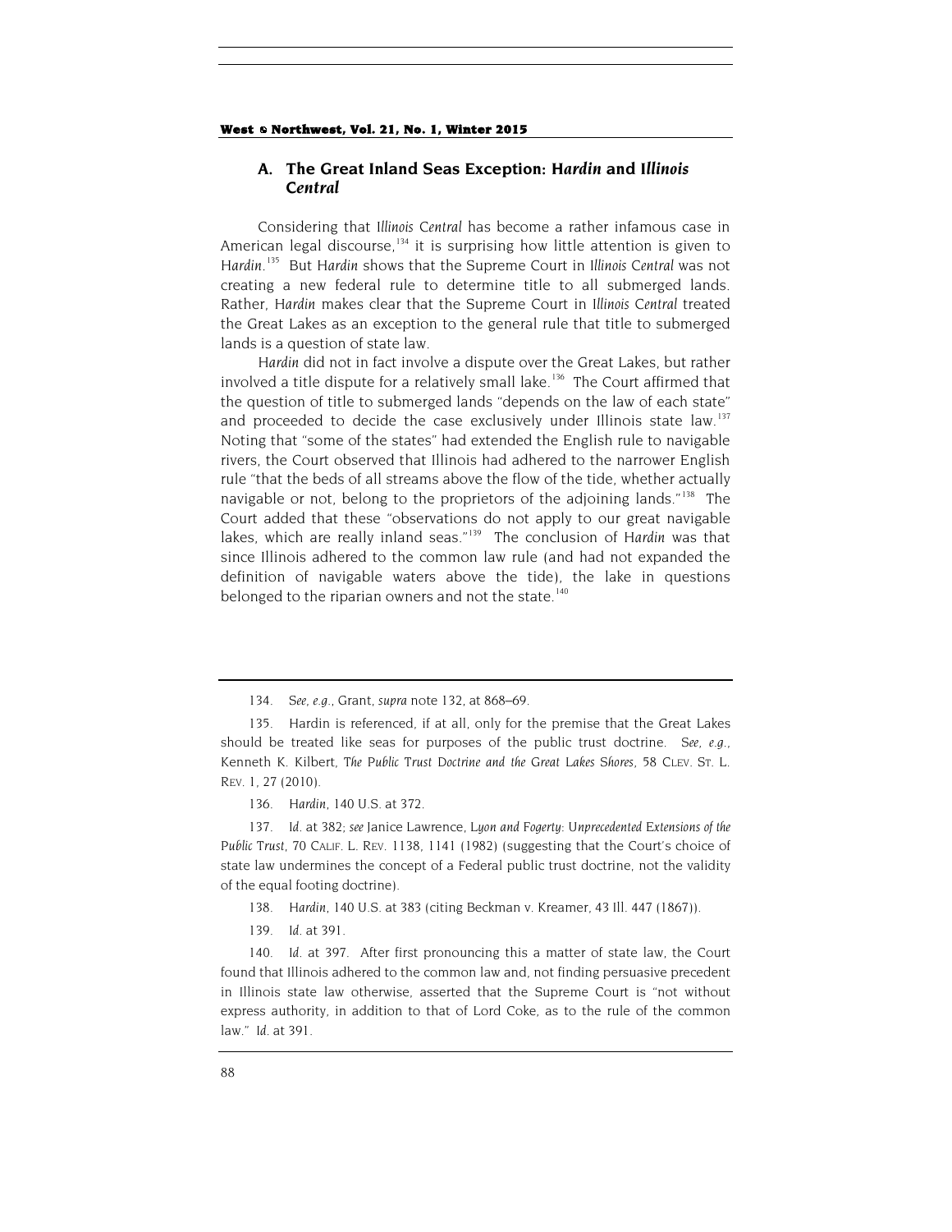### A. The Great Inland Seas Exception: *Hardin* and *Illinois Central*

Considering that *Illinois Central* has become a rather infamous case in American legal discourse,[134] it is surprising how little attention is given to *Hardin*.[135] But *Hardin* shows that the Supreme Court in *Illinois Central* was not creating a new federal rule to determine title to all submerged lands. Rather, *Hardin* makes clear that the Supreme Court in *Illinois Central* treated the Great Lakes as an exception to the general rule that title to submerged lands is a question of state law.

*Hardin* did not in fact involve a dispute over the Great Lakes, but rather involved a title dispute for a relatively small lake.[136] The Court affirmed that the question of title to submerged lands "depends on the law of each state" and proceeded to decide the case exclusively under Illinois state law.[137] Noting that "some of the states" had extended the English rule to navigable rivers, the Court observed that Illinois had adhered to the narrower English rule "that the beds of all streams above the flow of the tide, whether actually navigable or not, belong to the proprietors of the adjoining lands."[138] The Court added that these "observations do not apply to our great navigable lakes, which are really inland seas."[139] The conclusion of *Hardin* was that since Illinois adhered to the common law rule (and had not expanded the definition of navigable waters above the tide), the lake in questions belonged to the riparian owners and not the state.[140]

---

134. *See, e.g.*, Grant, *supra* note 132, at 868–69.

135. Hardin is referenced, if at all, only for the premise that the Great Lakes should be treated like seas for purposes of the public trust doctrine. *See, e.g.*, Kenneth K. Kilbert, *The Public Trust Doctrine and the Great Lakes Shores*, 58 CLEV. ST. L. REV. 1, 27 (2010).

136. *Hardin*, 140 U.S. at 372.

137. *Id.* at 382; *see* Janice Lawrence, *Lyon and Fogerty: Unprecedented Extensions of the Public Trust*, 70 CALIF. L. REV. 1138, 1141 (1982) (suggesting that the Court's choice of state law undermines the concept of a Federal public trust doctrine, not the validity of the equal footing doctrine).

138. *Hardin*, 140 U.S. at 383 (citing Beckman v. Kreamer, 43 Ill. 447 (1867)).

139. *Id.* at 391.

140. *Id.* at 397. After first pronouncing this a matter of state law, the Court found that Illinois adhered to the common law and, not finding persuasive precedent in Illinois state law otherwise, asserted that the Supreme Court is "not without express authority, in addition to that of Lord Coke, as to the rule of the common law." *Id.* at 391.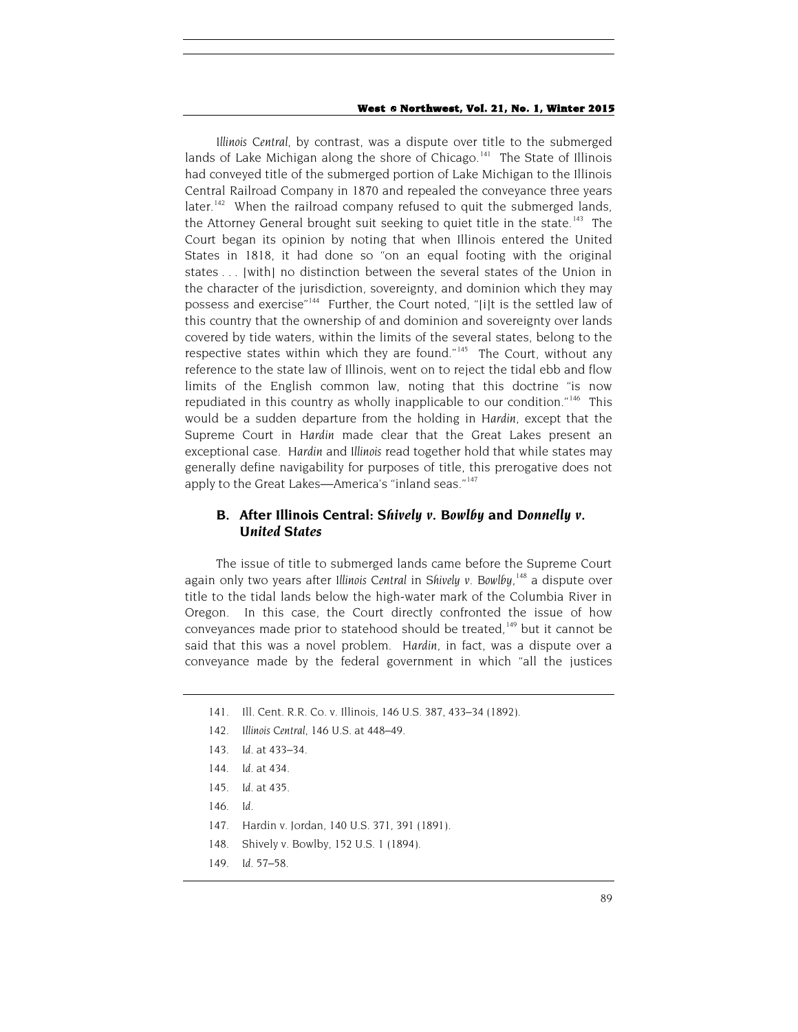*Illinois Central*, by contrast, was a dispute over title to the submerged lands of Lake Michigan along the shore of Chicago.[141] The State of Illinois had conveyed title of the submerged portion of Lake Michigan to the Illinois Central Railroad Company in 1870 and repealed the conveyance three years later.[142] When the railroad company refused to quit the submerged lands, the Attorney General brought suit seeking to quiet title in the state.[143] The Court began its opinion by noting that when Illinois entered the United States in 1818, it had done so "on an equal footing with the original states . . . [with] no distinction between the several states of the Union in the character of the jurisdiction, sovereignty, and dominion which they may possess and exercise"[144] Further, the Court noted, "[i]t is the settled law of this country that the ownership of and dominion and sovereignty over lands covered by tide waters, within the limits of the several states, belong to the respective states within which they are found."[145] The Court, without any reference to the state law of Illinois, went on to reject the tidal ebb and flow limits of the English common law, noting that this doctrine "is now repudiated in this country as wholly inapplicable to our condition."[146] This would be a sudden departure from the holding in *Hardin*, except that the Supreme Court in *Hardin* made clear that the Great Lakes present an exceptional case. *Hardin* and *Illinois* read together hold that while states may generally define navigability for purposes of title, this prerogative does not apply to the Great Lakes—America's "inland seas."[147]

## B. After Illinois Central: *Shively v. Bowlby* and *Donnelly v. United States*

The issue of title to submerged lands came before the Supreme Court again only two years after *Illinois Central* in *Shively v. Bowlby*,[148] a dispute over title to the tidal lands below the high-water mark of the Columbia River in Oregon. In this case, the Court directly confronted the issue of how conveyances made prior to statehood should be treated,[149] but it cannot be said that this was a novel problem. *Hardin*, in fact, was a dispute over a conveyance made by the federal government in which "all the justices

---

141. Ill. Cent. R.R. Co. v. Illinois, 146 U.S. 387, 433–34 (1892).

142. *Illinois Central*, 146 U.S. at 448–49.

143. *Id.* at 433–34.

144. *Id.* at 434.

145. *Id.* at 435.

146. *Id.*

147. Hardin v. Jordan, 140 U.S. 371, 391 (1891).

148. Shively v. Bowlby, 152 U.S. 1 (1894).

149. *Id.* 57–58.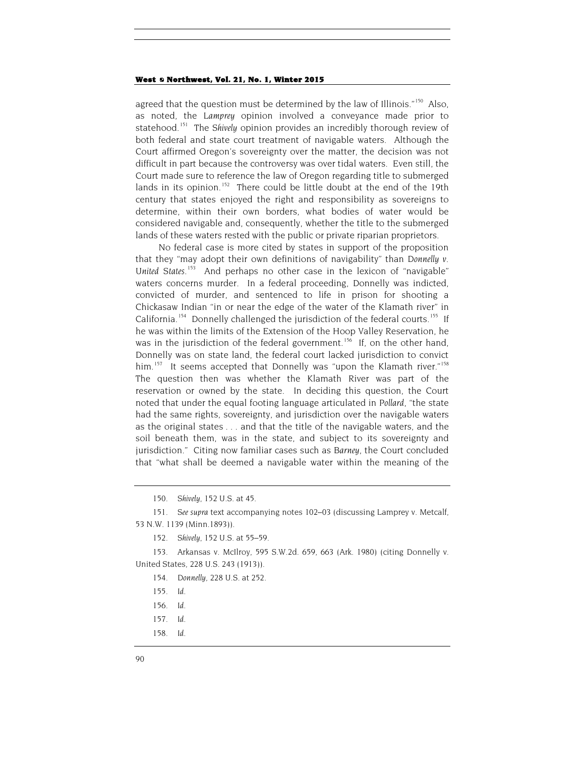agreed that the question must be determined by the law of Illinois."[150] Also, as noted, the *Lamprey* opinion involved a conveyance made prior to statehood.[151] The *Shively* opinion provides an incredibly thorough review of both federal and state court treatment of navigable waters. Although the Court affirmed Oregon's sovereignty over the matter, the decision was not difficult in part because the controversy was over tidal waters. Even still, the Court made sure to reference the law of Oregon regarding title to submerged lands in its opinion.[152] There could be little doubt at the end of the 19th century that states enjoyed the right and responsibility as sovereigns to determine, within their own borders, what bodies of water would be considered navigable and, consequently, whether the title to the submerged lands of these waters rested with the public or private riparian proprietors.

No federal case is more cited by states in support of the proposition that they "may adopt their own definitions of navigability" than *Donnelly v. United States*.[153] And perhaps no other case in the lexicon of "navigable" waters concerns murder. In a federal proceeding, Donnelly was indicted, convicted of murder, and sentenced to life in prison for shooting a Chickasaw Indian "in or near the edge of the water of the Klamath river" in California.[154] Donnelly challenged the jurisdiction of the federal courts.[155] If he was within the limits of the Extension of the Hoop Valley Reservation, he was in the jurisdiction of the federal government.[156] If, on the other hand, Donnelly was on state land, the federal court lacked jurisdiction to convict him.[157] It seems accepted that Donnelly was "upon the Klamath river."[158] The question then was whether the Klamath River was part of the reservation or owned by the state. In deciding this question, the Court noted that under the equal footing language articulated in *Pollard*, "the state had the same rights, sovereignty, and jurisdiction over the navigable waters as the original states . . . and that the title of the navigable waters, and the soil beneath them, was in the state, and subject to its sovereignty and jurisdiction." Citing now familiar cases such as *Barney*, the Court concluded that "what shall be deemed a navigable water within the meaning of the

---

150. *Shively*, 152 U.S. at 45.

151. *See supra* text accompanying notes 102–03 (discussing Lamprey v. Metcalf, 53 N.W. 1139 (Minn.1893)).

152. *Shively*, 152 U.S. at 55–59.

153. Arkansas v. McIlroy, 595 S.W.2d. 659, 663 (Ark. 1980) (citing Donnelly v. United States, 228 U.S. 243 (1913)).

154. *Donnelly*, 228 U.S. at 252.

155. *Id.*

156. *Id.*

157. *Id.*

158. *Id.*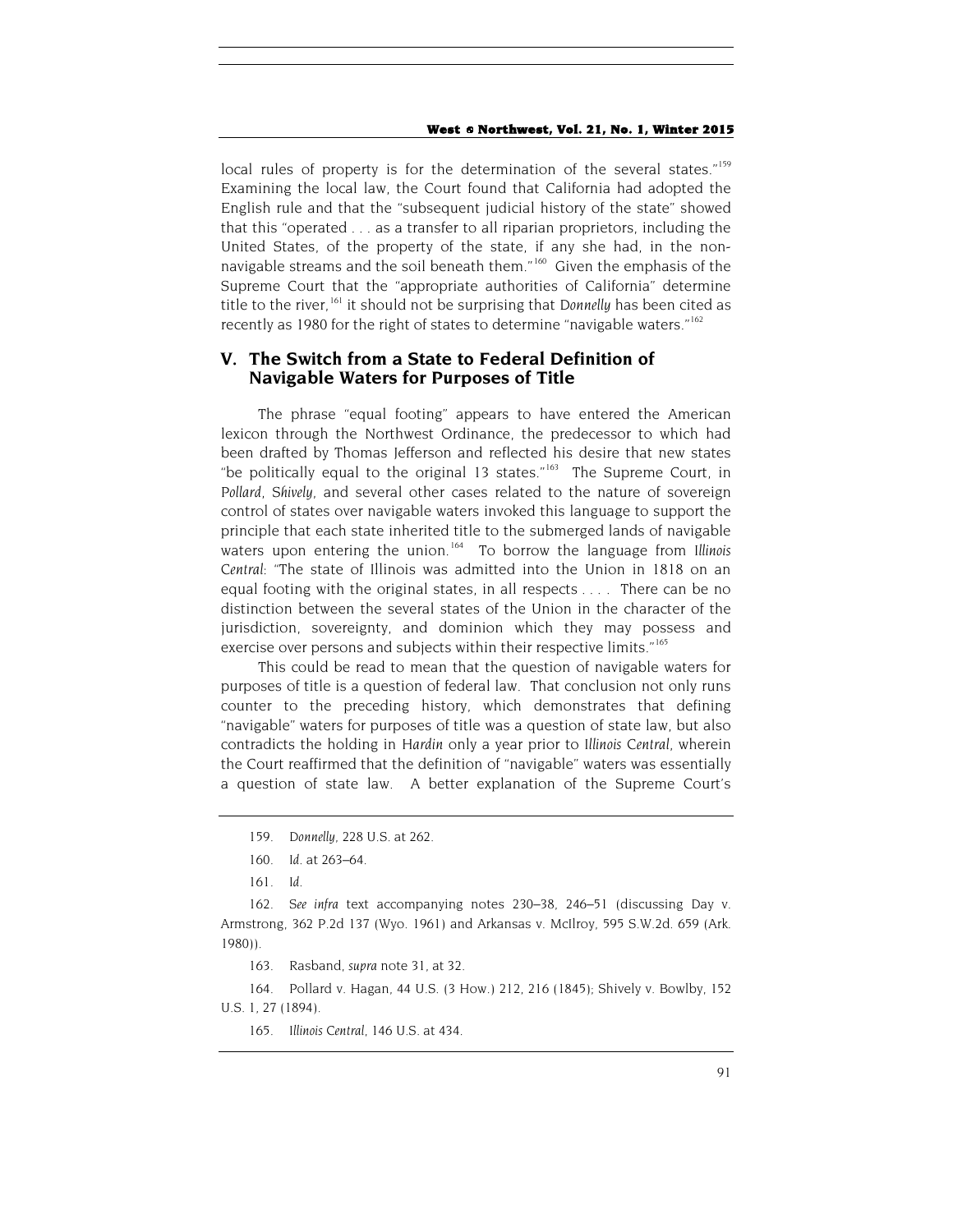local rules of property is for the determination of the several states."[159] Examining the local law, the Court found that California had adopted the English rule and that the "subsequent judicial history of the state" showed that this "operated . . . as a transfer to all riparian proprietors, including the United States, of the property of the state, if any she had, in the non-navigable streams and the soil beneath them."[160] Given the emphasis of the Supreme Court that the "appropriate authorities of California" determine title to the river,[161] it should not be surprising that *Donnelly* has been cited as recently as 1980 for the right of states to determine "navigable waters."[162]

## V. The Switch from a State to Federal Definition of Navigable Waters for Purposes of Title

The phrase "equal footing" appears to have entered the American lexicon through the Northwest Ordinance, the predecessor to which had been drafted by Thomas Jefferson and reflected his desire that new states "be politically equal to the original 13 states."[163] The Supreme Court, in *Pollard*, *Shively*, and several other cases related to the nature of sovereign control of states over navigable waters invoked this language to support the principle that each state inherited title to the submerged lands of navigable waters upon entering the union.[164] To borrow the language from *Illinois Central*: "The state of Illinois was admitted into the Union in 1818 on an equal footing with the original states, in all respects . . . . There can be no distinction between the several states of the Union in the character of the jurisdiction, sovereignty, and dominion which they may possess and exercise over persons and subjects within their respective limits."[165]

This could be read to mean that the question of navigable waters for purposes of title is a question of federal law. That conclusion not only runs counter to the preceding history, which demonstrates that defining "navigable" waters for purposes of title was a question of state law, but also contradicts the holding in *Hardin* only a year prior to *Illinois Central*, wherein the Court reaffirmed that the definition of "navigable" waters was essentially a question of state law. A better explanation of the Supreme Court's

---

159. *Donnelly*, 228 U.S. at 262.

160. *Id.* at 263–64.

161. *Id.*

162. *See infra* text accompanying notes 230–38, 246–51 (discussing Day v. Armstrong, 362 P.2d 137 (Wyo. 1961) and Arkansas v. McIlroy, 595 S.W.2d. 659 (Ark. 1980)).

163. Rasband, *supra* note 31, at 32.

164. Pollard v. Hagan, 44 U.S. (3 How.) 212, 216 (1845); Shively v. Bowlby, 152 U.S. 1, 27 (1894).

165. *Illinois Central*, 146 U.S. at 434.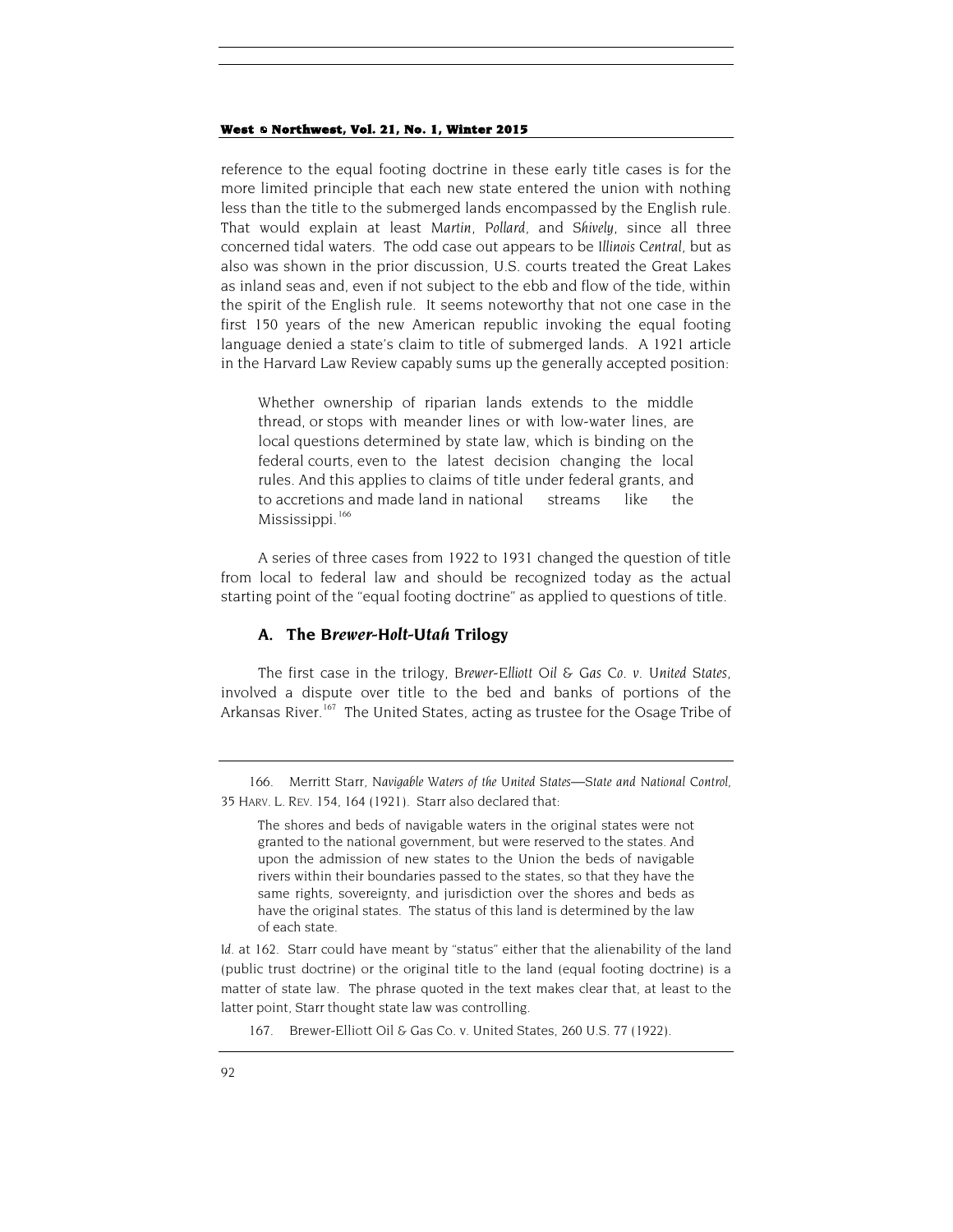reference to the equal footing doctrine in these early title cases is for the more limited principle that each new state entered the union with nothing less than the title to the submerged lands encompassed by the English rule. That would explain at least *Martin*, *Pollard*, and *Shively*, since all three concerned tidal waters. The odd case out appears to be *Illinois Central*, but as also was shown in the prior discussion, U.S. courts treated the Great Lakes as inland seas and, even if not subject to the ebb and flow of the tide, within the spirit of the English rule. It seems noteworthy that not one case in the first 150 years of the new American republic invoking the equal footing language denied a state's claim to title of submerged lands. A 1921 article in the Harvard Law Review capably sums up the generally accepted position:

> Whether ownership of riparian lands extends to the middle thread, or stops with meander lines or with low-water lines, are local questions determined by state law, which is binding on the federal courts, even to the latest decision changing the local rules. And this applies to claims of title under federal grants, and to accretions and made land in national streams like the Mississippi.[166]

A series of three cases from 1922 to 1931 changed the question of title from local to federal law and should be recognized today as the actual starting point of the "equal footing doctrine" as applied to questions of title.

### A. The *Brewer-Holt-Utah* Trilogy

The first case in the trilogy, *Brewer-Elliott Oil & Gas Co. v. United States*, involved a dispute over title to the bed and banks of portions of the Arkansas River.[167] The United States, acting as trustee for the Osage Tribe of

---

166. Merritt Starr, *Navigable Waters of the United States—State and National Control*, 35 HARV. L. REV. 154, 164 (1921). Starr also declared that:

> The shores and beds of navigable waters in the original states were not granted to the national government, but were reserved to the states. And upon the admission of new states to the Union the beds of navigable rivers within their boundaries passed to the states, so that they have the same rights, sovereignty, and jurisdiction over the shores and beds as have the original states. The status of this land is determined by the law of each state.

*Id.* at 162. Starr could have meant by "status" either that the alienability of the land (public trust doctrine) or the original title to the land (equal footing doctrine) is a matter of state law. The phrase quoted in the text makes clear that, at least to the latter point, Starr thought state law was controlling.

167. Brewer-Elliott Oil & Gas Co. v. United States, 260 U.S. 77 (1922).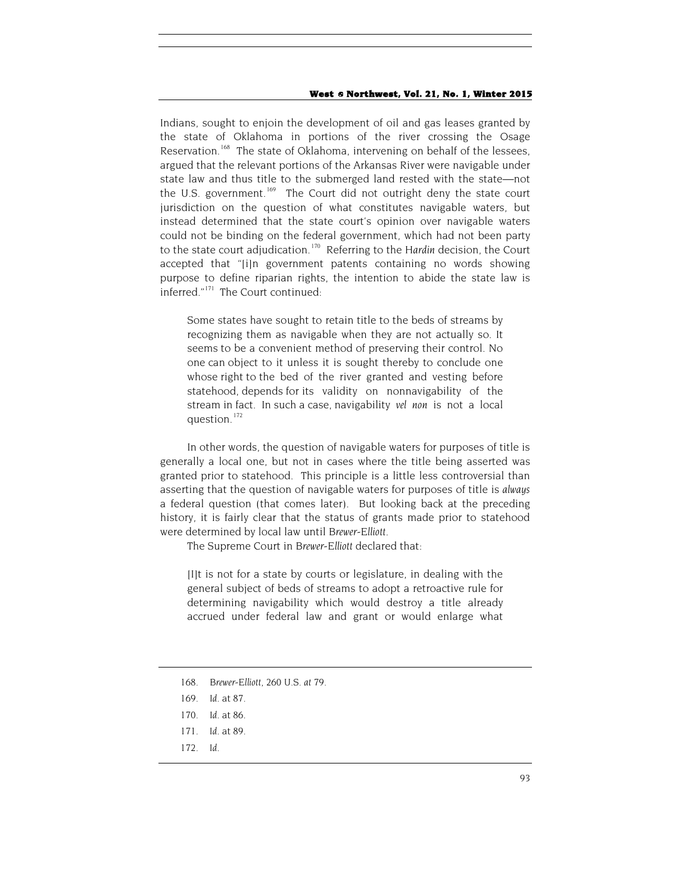Indians, sought to enjoin the development of oil and gas leases granted by the state of Oklahoma in portions of the river crossing the Osage Reservation.[168] The state of Oklahoma, intervening on behalf of the lessees, argued that the relevant portions of the Arkansas River were navigable under state law and thus title to the submerged land rested with the state—not the U.S. government.[169] The Court did not outright deny the state court jurisdiction on the question of what constitutes navigable waters, but instead determined that the state court's opinion over navigable waters could not be binding on the federal government, which had not been party to the state court adjudication.[170] Referring to the *Hardin* decision, the Court accepted that "[i]n government patents containing no words showing purpose to define riparian rights, the intention to abide the state law is inferred."[171] The Court continued:

> Some states have sought to retain title to the beds of streams by recognizing them as navigable when they are not actually so. It seems to be a convenient method of preserving their control. No one can object to it unless it is sought thereby to conclude one whose right to the bed of the river granted and vesting before statehood, depends for its validity on nonnavigability of the stream in fact. In such a case, navigability *vel non* is not a local question.[172]

In other words, the question of navigable waters for purposes of title is generally a local one, but not in cases where the title being asserted was granted prior to statehood. This principle is a little less controversial than asserting that the question of navigable waters for purposes of title is *always* a federal question (that comes later). But looking back at the preceding history, it is fairly clear that the status of grants made prior to statehood were determined by local law until *Brewer-Elliott*.

The Supreme Court in *Brewer-Elliott* declared that:

> [I]t is not for a state by courts or legislature, in dealing with the general subject of beds of streams to adopt a retroactive rule for determining navigability which would destroy a title already accrued under federal law and grant or would enlarge what

---

168. *Brewer-Elliott*, 260 U.S. *at* 79.

169. *Id.* at 87.

170. *Id.* at 86.

171. *Id.* at 89.

172. *Id.*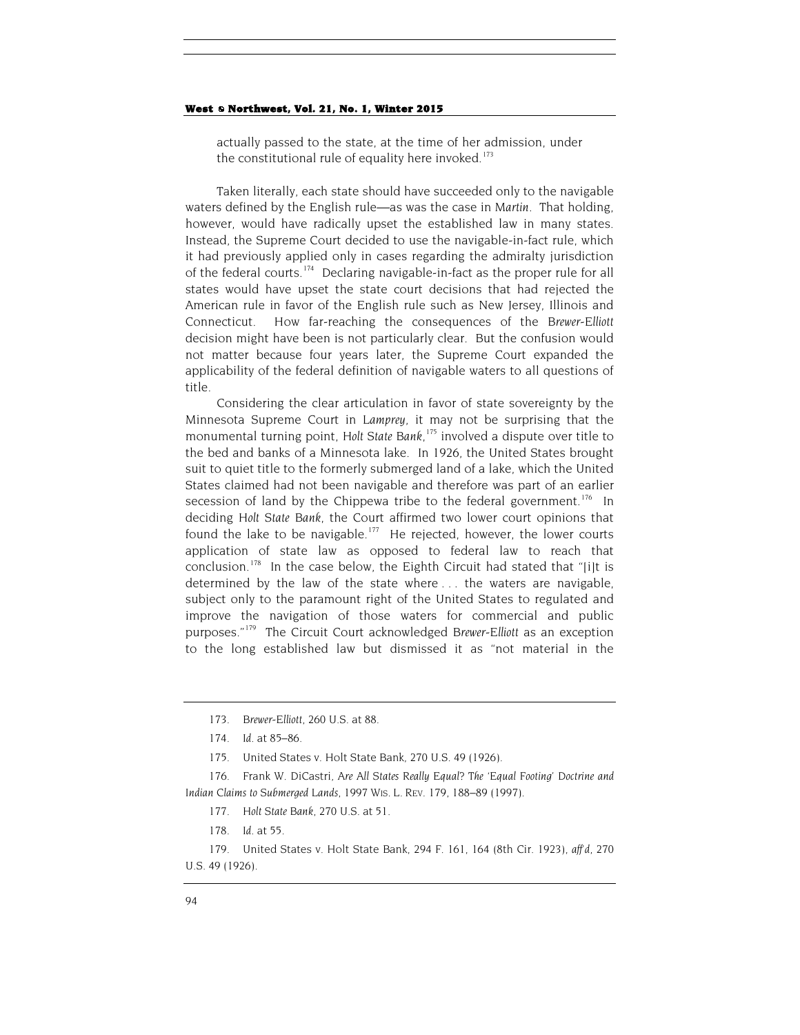actually passed to the state, at the time of her admission, under the constitutional rule of equality here invoked.[173]

Taken literally, each state should have succeeded only to the navigable waters defined by the English rule—as was the case in *Martin*. That holding, however, would have radically upset the established law in many states. Instead, the Supreme Court decided to use the navigable-in-fact rule, which it had previously applied only in cases regarding the admiralty jurisdiction of the federal courts.[174] Declaring navigable-in-fact as the proper rule for all states would have upset the state court decisions that had rejected the American rule in favor of the English rule such as New Jersey, Illinois and Connecticut. How far-reaching the consequences of the *Brewer-Elliott* decision might have been is not particularly clear. But the confusion would not matter because four years later, the Supreme Court expanded the applicability of the federal definition of navigable waters to all questions of title.

Considering the clear articulation in favor of state sovereignty by the Minnesota Supreme Court in *Lamprey*, it may not be surprising that the monumental turning point, *Holt State Bank*,[175] involved a dispute over title to the bed and banks of a Minnesota lake. In 1926, the United States brought suit to quiet title to the formerly submerged land of a lake, which the United States claimed had not been navigable and therefore was part of an earlier secession of land by the Chippewa tribe to the federal government.[176] In deciding *Holt State Bank*, the Court affirmed two lower court opinions that found the lake to be navigable.[177] He rejected, however, the lower courts application of state law as opposed to federal law to reach that conclusion.[178] In the case below, the Eighth Circuit had stated that "[i]t is determined by the law of the state where . . . the waters are navigable, subject only to the paramount right of the United States to regulated and improve the navigation of those waters for commercial and public purposes."[179] The Circuit Court acknowledged *Brewer-Elliott* as an exception to the long established law but dismissed it as "not material in the

---

173. *Brewer-Elliott*, 260 U.S. at 88.

174. *Id.* at 85–86.

175. United States v. Holt State Bank, 270 U.S. 49 (1926).

176. Frank W. DiCastri, *Are All States Really Equal? The 'Equal Footing' Doctrine and Indian Claims to Submerged Lands*, 1997 WIS. L. REV. 179, 188–89 (1997).

177. *Holt State Bank*, 270 U.S. at 51.

178. *Id.* at 55.

179. United States v. Holt State Bank, 294 F. 161, 164 (8th Cir. 1923), *aff'd*, 270 U.S. 49 (1926).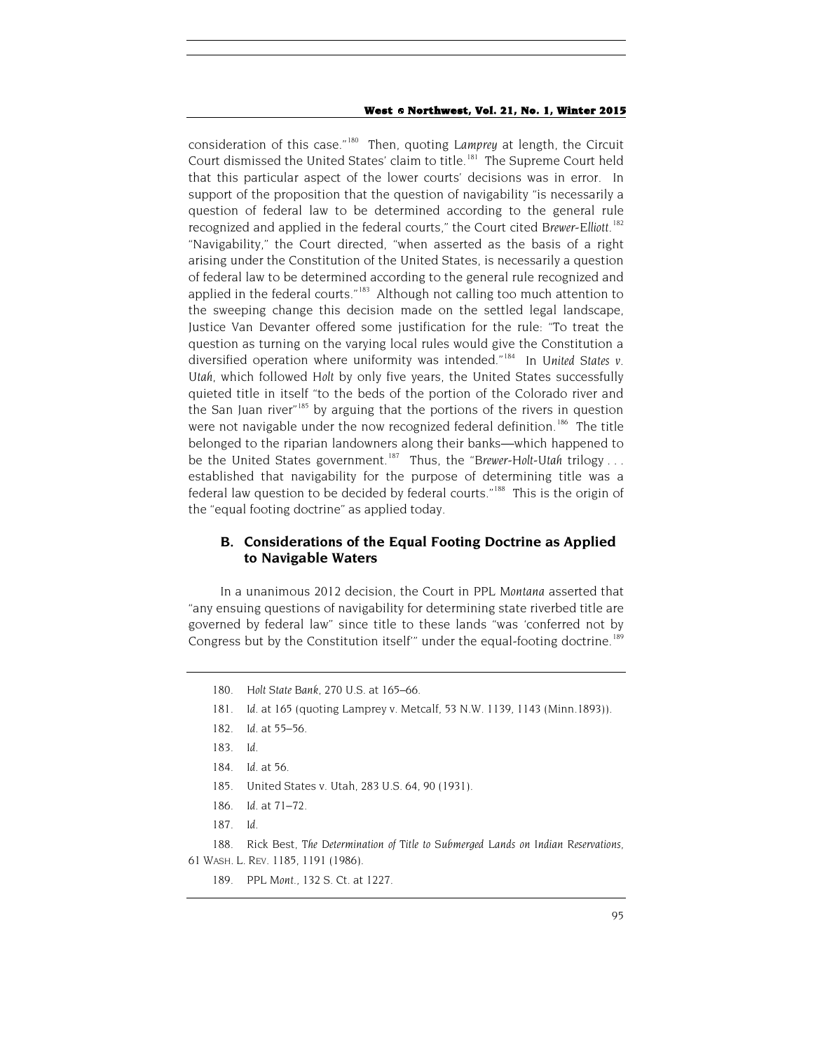consideration of this case."[180] Then, quoting *Lamprey* at length, the Circuit Court dismissed the United States' claim to title.[181] The Supreme Court held that this particular aspect of the lower courts' decisions was in error. In support of the proposition that the question of navigability "is necessarily a question of federal law to be determined according to the general rule recognized and applied in the federal courts," the Court cited *Brewer-Elliott*.[182] "Navigability," the Court directed, "when asserted as the basis of a right arising under the Constitution of the United States, is necessarily a question of federal law to be determined according to the general rule recognized and applied in the federal courts."[183] Although not calling too much attention to the sweeping change this decision made on the settled legal landscape, Justice Van Devanter offered some justification for the rule: "To treat the question as turning on the varying local rules would give the Constitution a diversified operation where uniformity was intended."[184] In *United States v. Utah*, which followed *Holt* by only five years, the United States successfully quieted title in itself "to the beds of the portion of the Colorado river and the San Juan river"[185] by arguing that the portions of the rivers in question were not navigable under the now recognized federal definition.[186] The title belonged to the riparian landowners along their banks—which happened to be the United States government.[187] Thus, the "*Brewer-Holt-Utah* trilogy . . . established that navigability for the purpose of determining title was a federal law question to be decided by federal courts."[188] This is the origin of the "equal footing doctrine" as applied today.

## B. Considerations of the Equal Footing Doctrine as Applied to Navigable Waters

In a unanimous 2012 decision, the Court in *PPL Montana* asserted that "any ensuing questions of navigability for determining state riverbed title are governed by federal law" since title to these lands "was 'conferred not by Congress but by the Constitution itself'" under the equal-footing doctrine.[189]

---

180. *Holt State Bank*, 270 U.S. at 165–66.

181. *Id.* at 165 (quoting Lamprey v. Metcalf, 53 N.W. 1139, 1143 (Minn.1893)).

182. *Id.* at 55–56.

183. *Id.*

184. *Id.* at 56.

185. United States v. Utah, 283 U.S. 64, 90 (1931).

186. *Id.* at 71–72.

187. *Id.*

188. Rick Best, *The Determination of Title to Submerged Lands on Indian Reservations*, 61 WASH. L. REV. 1185, 1191 (1986).

189. *PPL Mont.*, 132 S. Ct. at 1227.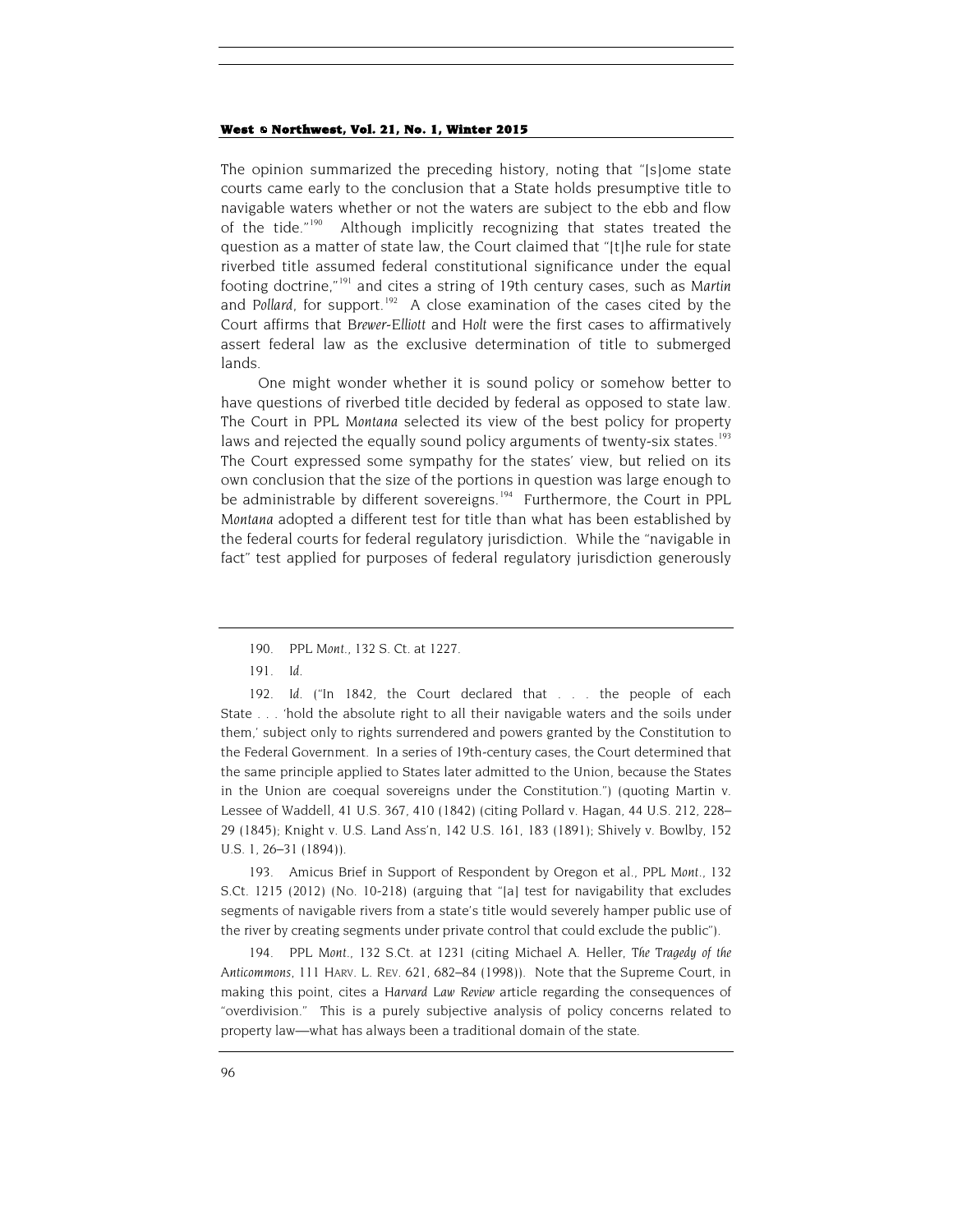The opinion summarized the preceding history, noting that "[s]ome state courts came early to the conclusion that a State holds presumptive title to navigable waters whether or not the waters are subject to the ebb and flow of the tide."[190] Although implicitly recognizing that states treated the question as a matter of state law, the Court claimed that "[t]he rule for state riverbed title assumed federal constitutional significance under the equal footing doctrine,"[191] and cites a string of 19th century cases, such as *Martin* and *Pollard*, for support.[192] A close examination of the cases cited by the Court affirms that *Brewer-Elliott* and *Holt* were the first cases to affirmatively assert federal law as the exclusive determination of title to submerged lands.

One might wonder whether it is sound policy or somehow better to have questions of riverbed title decided by federal as opposed to state law. The Court in *PPL Montana* selected its view of the best policy for property laws and rejected the equally sound policy arguments of twenty-six states.[193] The Court expressed some sympathy for the states' view, but relied on its own conclusion that the size of the portions in question was large enough to be administrable by different sovereigns.[194] Furthermore, the Court in *PPL Montana* adopted a different test for title than what has been established by the federal courts for federal regulatory jurisdiction. While the "navigable in fact" test applied for purposes of federal regulatory jurisdiction generously

---

190. *PPL Mont.*, 132 S. Ct. at 1227.

191. *Id.*

192. *Id.* ("In 1842, the Court declared that . . . the people of each State . . . 'hold the absolute right to all their navigable waters and the soils under them,' subject only to rights surrendered and powers granted by the Constitution to the Federal Government. In a series of 19th-century cases, the Court determined that the same principle applied to States later admitted to the Union, because the States in the Union are coequal sovereigns under the Constitution.") (quoting Martin v. Lessee of Waddell, 41 U.S. 367, 410 (1842) (citing Pollard v. Hagan, 44 U.S. 212, 228–29 (1845); Knight v. U.S. Land Ass'n, 142 U.S. 161, 183 (1891); Shively v. Bowlby, 152 U.S. 1, 26–31 (1894)).

193. Amicus Brief in Support of Respondent by Oregon et al., *PPL Mont.*, 132 S.Ct. 1215 (2012) (No. 10-218) (arguing that "[a] test for navigability that excludes segments of navigable rivers from a state's title would severely hamper public use of the river by creating segments under private control that could exclude the public").

194. *PPL Mont.*, 132 S.Ct. at 1231 (citing Michael A. Heller, *The Tragedy of the Anticommons*, 111 HARV. L. REV. 621, 682–84 (1998)). Note that the Supreme Court, in making this point, cites a *Harvard Law Review* article regarding the consequences of "overdivision." This is a purely subjective analysis of policy concerns related to property law—what has always been a traditional domain of the state.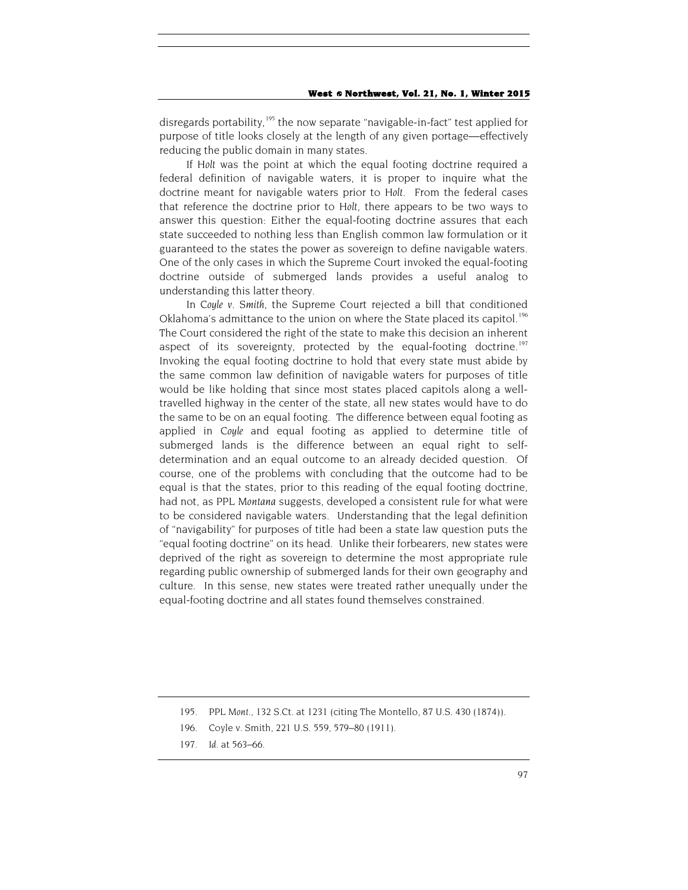disregards portability,[195] the now separate "navigable-in-fact" test applied for purpose of title looks closely at the length of any given portage—effectively reducing the public domain in many states.

If *Holt* was the point at which the equal footing doctrine required a federal definition of navigable waters, it is proper to inquire what the doctrine meant for navigable waters prior to *Holt*. From the federal cases that reference the doctrine prior to *Holt*, there appears to be two ways to answer this question: Either the equal-footing doctrine assures that each state succeeded to nothing less than English common law formulation or it guaranteed to the states the power as sovereign to define navigable waters. One of the only cases in which the Supreme Court invoked the equal-footing doctrine outside of submerged lands provides a useful analog to understanding this latter theory.

In *Coyle v. Smith*, the Supreme Court rejected a bill that conditioned Oklahoma's admittance to the union on where the State placed its capitol.[196] The Court considered the right of the state to make this decision an inherent aspect of its sovereignty, protected by the equal-footing doctrine.[197] Invoking the equal footing doctrine to hold that every state must abide by the same common law definition of navigable waters for purposes of title would be like holding that since most states placed capitols along a well-travelled highway in the center of the state, all new states would have to do the same to be on an equal footing. The difference between equal footing as applied in *Coyle* and equal footing as applied to determine title of submerged lands is the difference between an equal right to self-determination and an equal outcome to an already decided question. Of course, one of the problems with concluding that the outcome had to be equal is that the states, prior to this reading of the equal footing doctrine, had not, as *PPL Montana* suggests, developed a consistent rule for what were to be considered navigable waters. Understanding that the legal definition of "navigability" for purposes of title had been a state law question puts the "equal footing doctrine" on its head. Unlike their forbearers, new states were deprived of the right as sovereign to determine the most appropriate rule regarding public ownership of submerged lands for their own geography and culture. In this sense, new states were treated rather unequally under the equal-footing doctrine and all states found themselves constrained.

---

195. PPL *Mont.*, 132 S.Ct. at 1231 (citing The Montello, 87 U.S. 430 (1874)).

196. Coyle v. Smith, 221 U.S. 559, 579–80 (1911).

197. *Id.* at 563–66.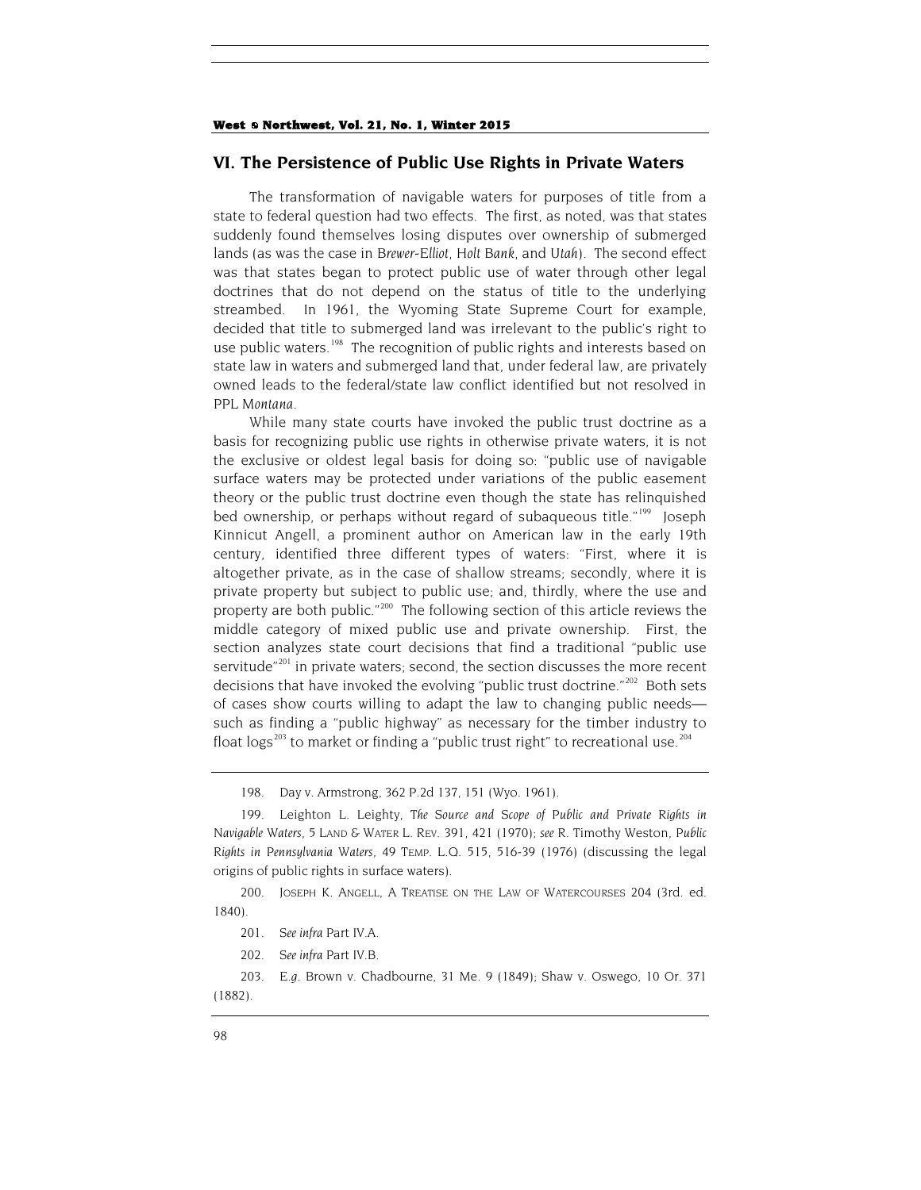## VI. The Persistence of Public Use Rights in Private Waters

The transformation of navigable waters for purposes of title from a state to federal question had two effects. The first, as noted, was that states suddenly found themselves losing disputes over ownership of submerged lands (as was the case in *Brewer-Elliot*, *Holt Bank*, and *Utah*). The second effect was that states began to protect public use of water through other legal doctrines that do not depend on the status of title to the underlying streambed. In 1961, the Wyoming State Supreme Court for example, decided that title to submerged land was irrelevant to the public's right to use public waters.[198] The recognition of public rights and interests based on state law in waters and submerged land that, under federal law, are privately owned leads to the federal/state law conflict identified but not resolved in *PPL Montana*.

While many state courts have invoked the public trust doctrine as a basis for recognizing public use rights in otherwise private waters, it is not the exclusive or oldest legal basis for doing so: "public use of navigable surface waters may be protected under variations of the public easement theory or the public trust doctrine even though the state has relinquished bed ownership, or perhaps without regard of subaqueous title."[199] Joseph Kinnicut Angell, a prominent author on American law in the early 19th century, identified three different types of waters: "First, where it is altogether private, as in the case of shallow streams; secondly, where it is private property but subject to public use; and, thirdly, where the use and property are both public."[200] The following section of this article reviews the middle category of mixed public use and private ownership. First, the section analyzes state court decisions that find a traditional "public use servitude"[201] in private waters; second, the section discusses the more recent decisions that have invoked the evolving "public trust doctrine."[202] Both sets of cases show courts willing to adapt the law to changing public needs—such as finding a "public highway" as necessary for the timber industry to float logs[203] to market or finding a "public trust right" to recreational use.[204]

---

198. Day v. Armstrong, 362 P.2d 137, 151 (Wyo. 1961).

199. Leighton L. Leighty, *The Source and Scope of Public and Private Rights in Navigable Waters*, 5 LAND & WATER L. REV. 391, 421 (1970); *see* R. Timothy Weston, *Public Rights in Pennsylvania Waters*, 49 TEMP. L.Q. 515, 516-39 (1976) (discussing the legal origins of public rights in surface waters).

200. JOSEPH K. ANGELL, A TREATISE ON THE LAW OF WATERCOURSES 204 (3rd. ed. 1840).

201. *See infra* Part IV.A.

202. *See infra* Part IV.B.

203. *E.g.* Brown v. Chadbourne, 31 Me. 9 (1849); Shaw v. Oswego, 10 Or. 371 (1882).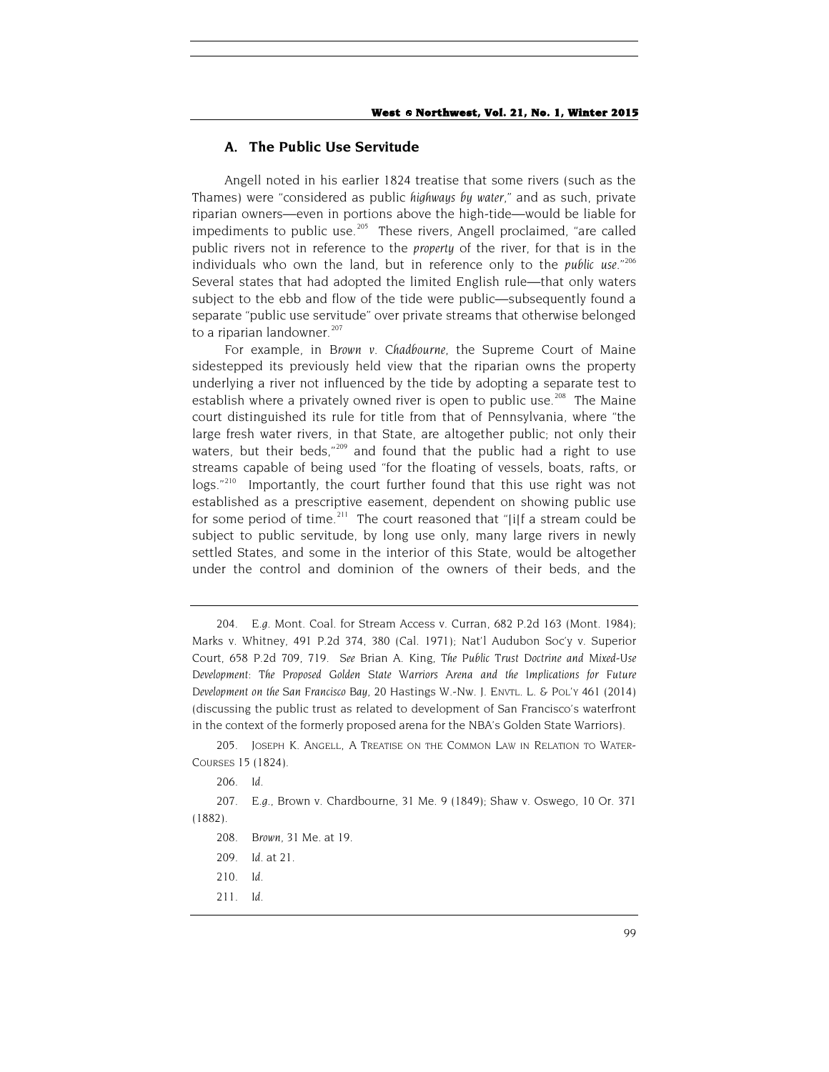## A. The Public Use Servitude

Angell noted in his earlier 1824 treatise that some rivers (such as the Thames) were "considered as public *highways by water*," and as such, private riparian owners—even in portions above the high-tide—would be liable for impediments to public use.[205] These rivers, Angell proclaimed, "are called public rivers not in reference to the *property* of the river, for that is in the individuals who own the land, but in reference only to the *public use*."[206] Several states that had adopted the limited English rule—that only waters subject to the ebb and flow of the tide were public—subsequently found a separate "public use servitude" over private streams that otherwise belonged to a riparian landowner.[207]

For example, in *Brown v. Chadbourne*, the Supreme Court of Maine sidestepped its previously held view that the riparian owns the property underlying a river not influenced by the tide by adopting a separate test to establish where a privately owned river is open to public use.[208] The Maine court distinguished its rule for title from that of Pennsylvania, where "the large fresh water rivers, in that State, are altogether public; not only their waters, but their beds,"[209] and found that the public had a right to use streams capable of being used "for the floating of vessels, boats, rafts, or logs."[210] Importantly, the court further found that this use right was not established as a prescriptive easement, dependent on showing public use for some period of time.[211] The court reasoned that "[i]f a stream could be subject to public servitude, by long use only, many large rivers in newly settled States, and some in the interior of this State, would be altogether under the control and dominion of the owners of their beds, and the

---

204. *E.g.* Mont. Coal. for Stream Access v. Curran, 682 P.2d 163 (Mont. 1984); Marks v. Whitney, 491 P.2d 374, 380 (Cal. 1971); Nat'l Audubon Soc'y v. Superior Court, 658 P.2d 709, 719. *See* Brian A. King, *The Public Trust Doctrine and Mixed-Use Development: The Proposed Golden State Warriors Arena and the Implications for Future Development on the San Francisco Bay*, 20 Hastings W.-Nw. J. ENVTL. L. & POL'Y 461 (2014) (discussing the public trust as related to development of San Francisco's waterfront in the context of the formerly proposed arena for the NBA's Golden State Warriors).

205. JOSEPH K. ANGELL, A TREATISE ON THE COMMON LAW IN RELATION TO WATER-COURSES 15 (1824).

206. *Id.*

207. *E.g.*, Brown v. Chardbourne, 31 Me. 9 (1849); Shaw v. Oswego, 10 Or. 371 (1882).

208. *Brown*, 31 Me. at 19.

209. *Id.* at 21.

210. *Id.*

211. *Id.*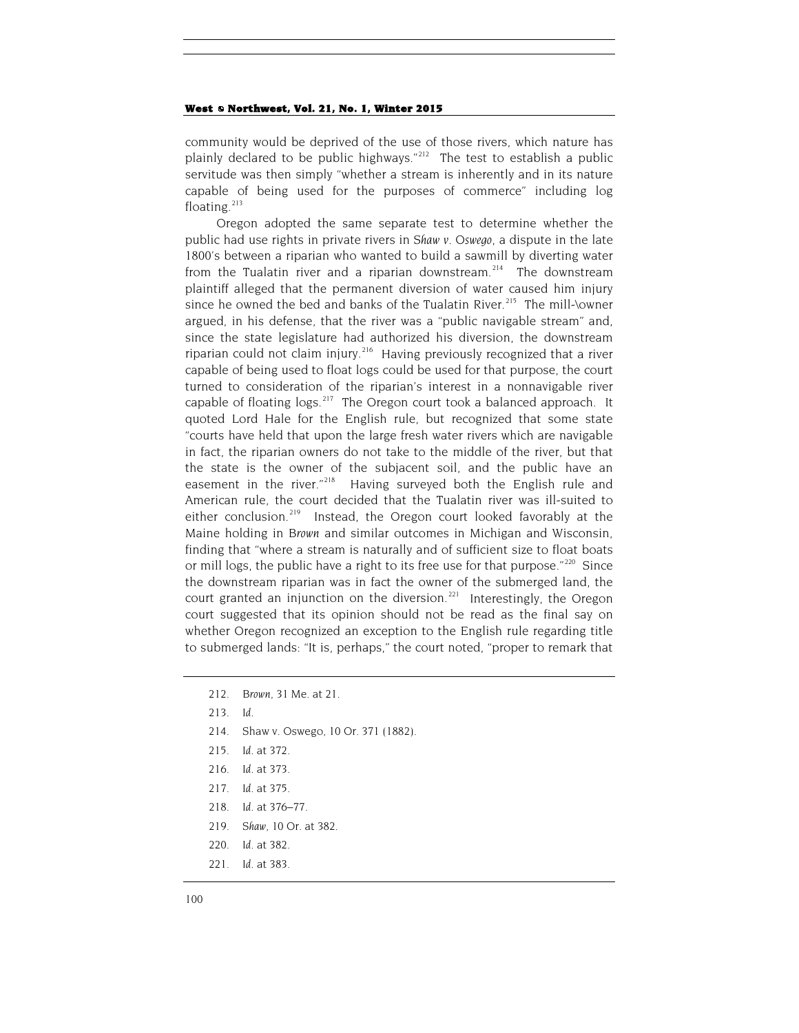community would be deprived of the use of those rivers, which nature has plainly declared to be public highways."[212] The test to establish a public servitude was then simply "whether a stream is inherently and in its nature capable of being used for the purposes of commerce" including log floating.[213]

Oregon adopted the same separate test to determine whether the public had use rights in private rivers in *Shaw v. Oswego*, a dispute in the late 1800's between a riparian who wanted to build a sawmill by diverting water from the Tualatin river and a riparian downstream.[214] The downstream plaintiff alleged that the permanent diversion of water caused him injury since he owned the bed and banks of the Tualatin River.[215] The mill-\owner argued, in his defense, that the river was a "public navigable stream" and, since the state legislature had authorized his diversion, the downstream riparian could not claim injury.[216] Having previously recognized that a river capable of being used to float logs could be used for that purpose, the court turned to consideration of the riparian's interest in a nonnavigable river capable of floating logs.[217] The Oregon court took a balanced approach. It quoted Lord Hale for the English rule, but recognized that some state "courts have held that upon the large fresh water rivers which are navigable in fact, the riparian owners do not take to the middle of the river, but that the state is the owner of the subjacent soil, and the public have an easement in the river."[218] Having surveyed both the English rule and American rule, the court decided that the Tualatin river was ill-suited to either conclusion.[219] Instead, the Oregon court looked favorably at the Maine holding in *Brown* and similar outcomes in Michigan and Wisconsin, finding that "where a stream is naturally and of sufficient size to float boats or mill logs, the public have a right to its free use for that purpose."[220] Since the downstream riparian was in fact the owner of the submerged land, the court granted an injunction on the diversion.[221] Interestingly, the Oregon court suggested that its opinion should not be read as the final say on whether Oregon recognized an exception to the English rule regarding title to submerged lands: "It is, perhaps," the court noted, "proper to remark that

212. *Brown*, 31 Me. at 21.

213. *Id.*

214. Shaw v. Oswego, 10 Or. 371 (1882).

215. *Id.* at 372.

216. *Id.* at 373.

217. *Id.* at 375.

218. *Id.* at 376–77.

219. *Shaw*, 10 Or. at 382.

220. *Id.* at 382.

221. *Id.* at 383.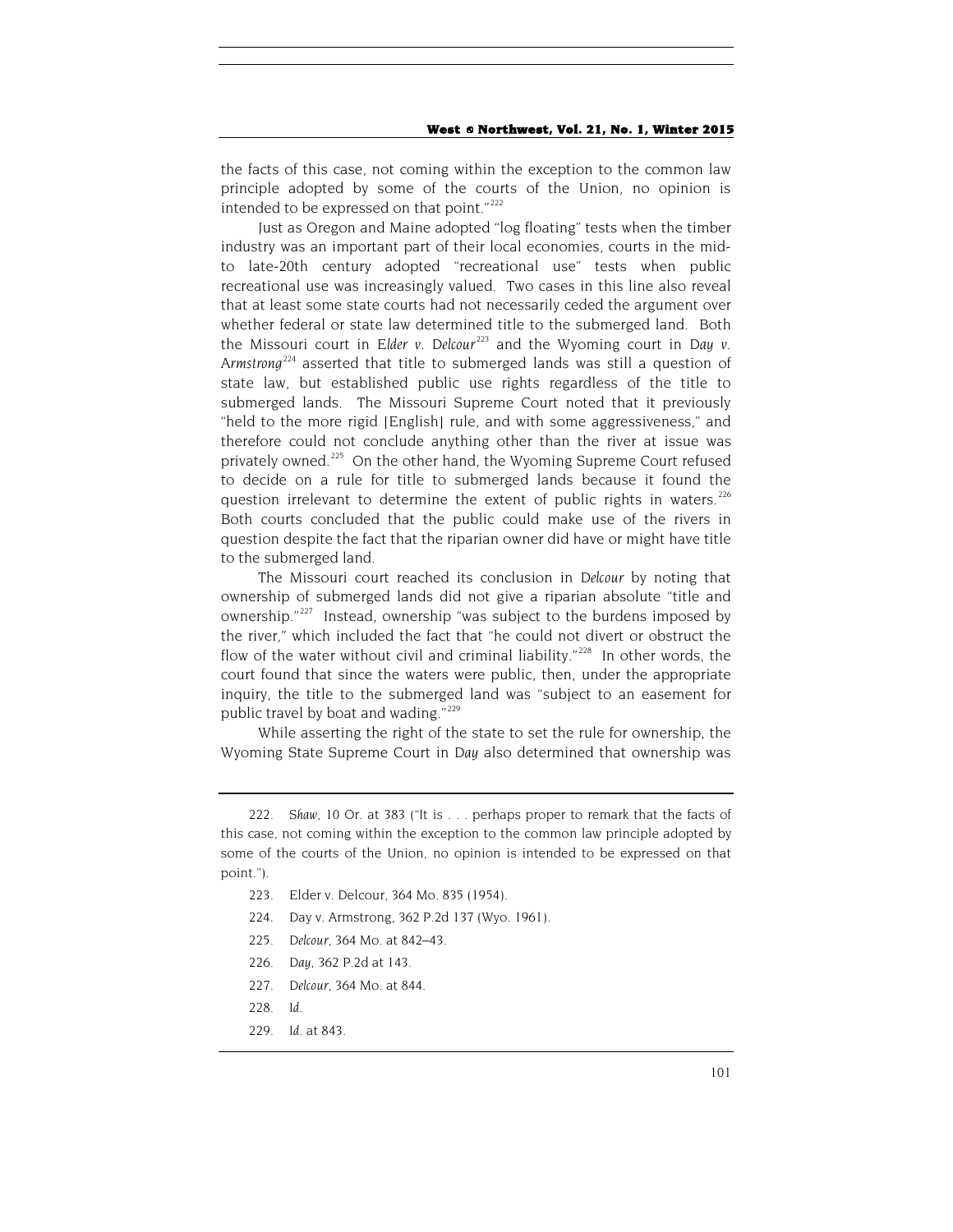the facts of this case, not coming within the exception to the common law principle adopted by some of the courts of the Union, no opinion is intended to be expressed on that point."[222]

Just as Oregon and Maine adopted "log floating" tests when the timber industry was an important part of their local economies, courts in the mid- to late-20th century adopted "recreational use" tests when public recreational use was increasingly valued. Two cases in this line also reveal that at least some state courts had not necessarily ceded the argument over whether federal or state law determined title to the submerged land. Both the Missouri court in *Elder v. Delcour*[223] and the Wyoming court in *Day v. Armstrong*[224] asserted that title to submerged lands was still a question of state law, but established public use rights regardless of the title to submerged lands. The Missouri Supreme Court noted that it previously "held to the more rigid [English] rule, and with some aggressiveness," and therefore could not conclude anything other than the river at issue was privately owned.[225] On the other hand, the Wyoming Supreme Court refused to decide on a rule for title to submerged lands because it found the question irrelevant to determine the extent of public rights in waters.[226] Both courts concluded that the public could make use of the rivers in question despite the fact that the riparian owner did have or might have title to the submerged land.

The Missouri court reached its conclusion in *Delcour* by noting that ownership of submerged lands did not give a riparian absolute "title and ownership."[227] Instead, ownership "was subject to the burdens imposed by the river," which included the fact that "he could not divert or obstruct the flow of the water without civil and criminal liability."[228] In other words, the court found that since the waters were public, then, under the appropriate inquiry, the title to the submerged land was "subject to an easement for public travel by boat and wading."[229]

While asserting the right of the state to set the rule for ownership, the Wyoming State Supreme Court in *Day* also determined that ownership was

---

222. *Shaw*, 10 Or. at 383 ("It is . . . perhaps proper to remark that the facts of this case, not coming within the exception to the common law principle adopted by some of the courts of the Union, no opinion is intended to be expressed on that point.").

223. Elder v. Delcour, 364 Mo. 835 (1954).

224. Day v. Armstrong, 362 P.2d 137 (Wyo. 1961).

225. *Delcour*, 364 Mo. at 842–43.

226. *Day*, 362 P.2d at 143.

227. *Delcour*, 364 Mo. at 844.

228. *Id.*

229. *Id.* at 843.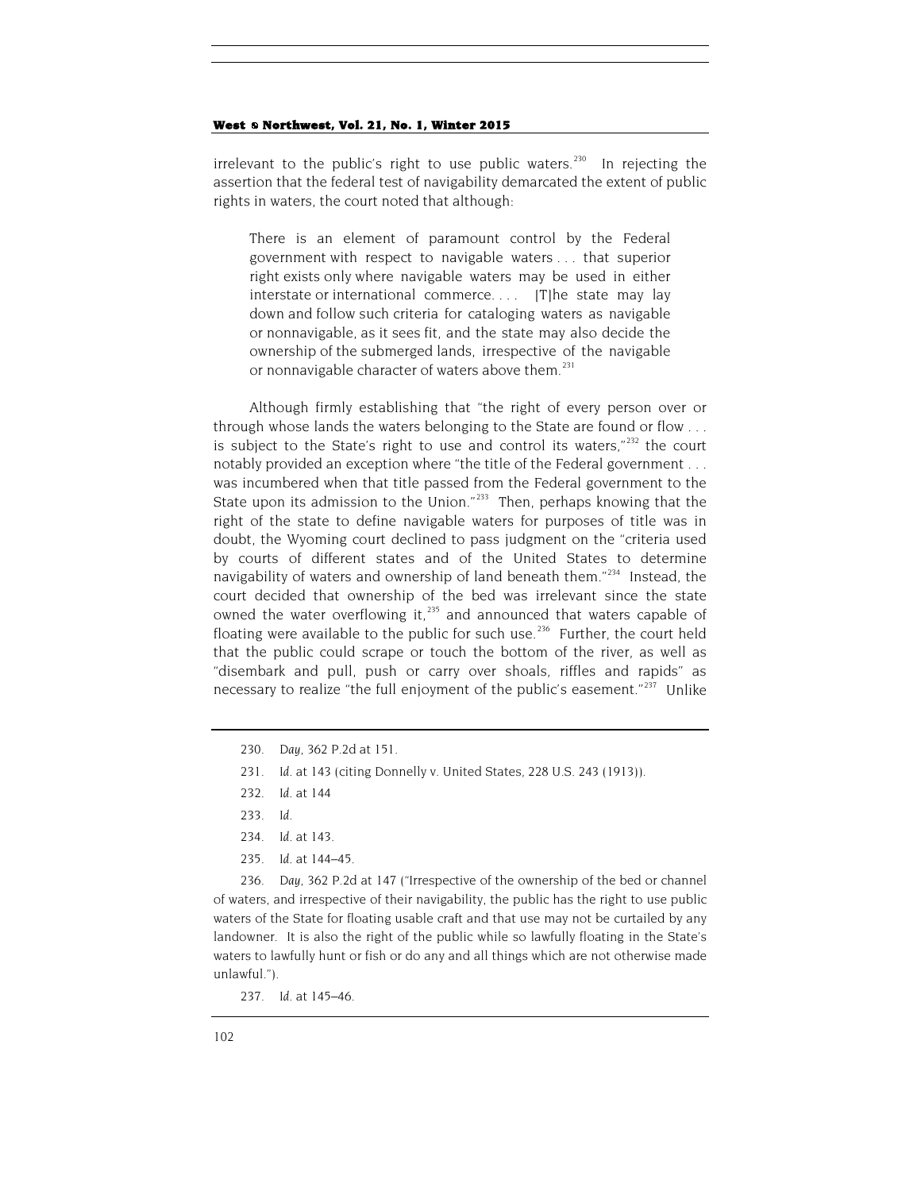irrelevant to the public's right to use public waters.[230] In rejecting the assertion that the federal test of navigability demarcated the extent of public rights in waters, the court noted that although:

> There is an element of paramount control by the Federal government with respect to navigable waters . . . that superior right exists only where navigable waters may be used in either interstate or international commerce. . . . [T]he state may lay down and follow such criteria for cataloging waters as navigable or nonnavigable, as it sees fit, and the state may also decide the ownership of the submerged lands, irrespective of the navigable or nonnavigable character of waters above them.[231]

Although firmly establishing that "the right of every person over or through whose lands the waters belonging to the State are found or flow . . . is subject to the State's right to use and control its waters,"[232] the court notably provided an exception where "the title of the Federal government . . . was incumbered when that title passed from the Federal government to the State upon its admission to the Union."[233] Then, perhaps knowing that the right of the state to define navigable waters for purposes of title was in doubt, the Wyoming court declined to pass judgment on the "criteria used by courts of different states and of the United States to determine navigability of waters and ownership of land beneath them."[234] Instead, the court decided that ownership of the bed was irrelevant since the state owned the water overflowing it,[235] and announced that waters capable of floating were available to the public for such use.[236] Further, the court held that the public could scrape or touch the bottom of the river, as well as "disembark and pull, push or carry over shoals, riffles and rapids" as necessary to realize "the full enjoyment of the public's easement."[237] Unlike

---

230. *Day*, 362 P.2d at 151.

231. *Id.* at 143 (citing Donnelly v. United States, 228 U.S. 243 (1913)).

232. *Id.* at 144

233. *Id.*

234. *Id.* at 143.

235. *Id.* at 144–45.

236. *Day*, 362 P.2d at 147 ("Irrespective of the ownership of the bed or channel of waters, and irrespective of their navigability, the public has the right to use public waters of the State for floating usable craft and that use may not be curtailed by any landowner. It is also the right of the public while so lawfully floating in the State's waters to lawfully hunt or fish or do any and all things which are not otherwise made unlawful.").

237. *Id.* at 145–46.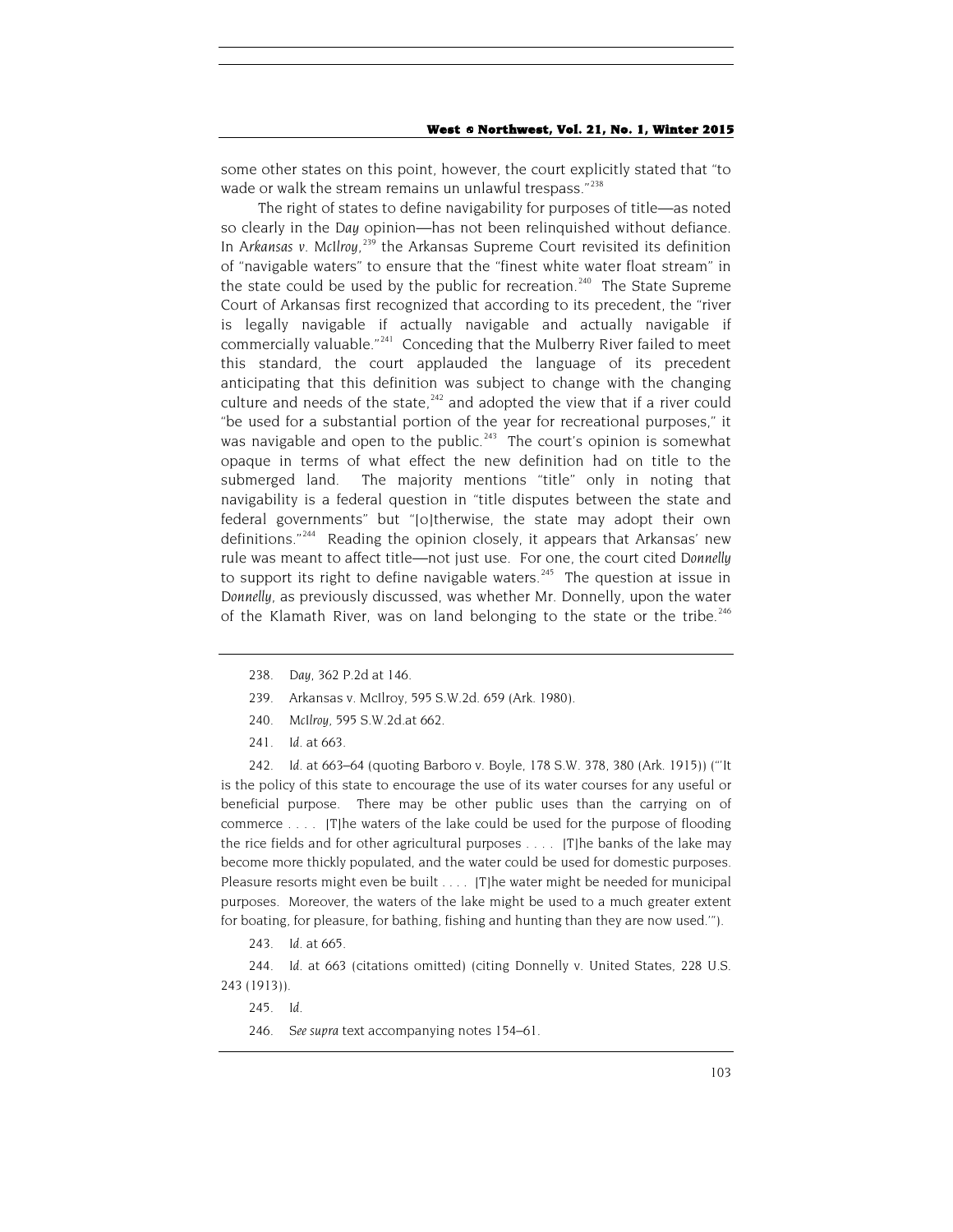some other states on this point, however, the court explicitly stated that "to wade or walk the stream remains un unlawful trespass."[238]

The right of states to define navigability for purposes of title—as noted so clearly in the *Day* opinion—has not been relinquished without defiance. In *Arkansas v. McIlroy*,[239] the Arkansas Supreme Court revisited its definition of "navigable waters" to ensure that the "finest white water float stream" in the state could be used by the public for recreation.[240] The State Supreme Court of Arkansas first recognized that according to its precedent, the "river is legally navigable if actually navigable and actually navigable if commercially valuable."[241] Conceding that the Mulberry River failed to meet this standard, the court applauded the language of its precedent anticipating that this definition was subject to change with the changing culture and needs of the state,[242] and adopted the view that if a river could "be used for a substantial portion of the year for recreational purposes," it was navigable and open to the public.[243] The court's opinion is somewhat opaque in terms of what effect the new definition had on title to the submerged land. The majority mentions "title" only in noting that navigability is a federal question in "title disputes between the state and federal governments" but "[o]therwise, the state may adopt their own definitions."[244] Reading the opinion closely, it appears that Arkansas' new rule was meant to affect title—not just use. For one, the court cited *Donnelly* to support its right to define navigable waters.[245] The question at issue in *Donnelly*, as previously discussed, was whether Mr. Donnelly, upon the water of the Klamath River, was on land belonging to the state or the tribe.[246]

---

238. *Day*, 362 P.2d at 146.

239. Arkansas v. McIlroy, 595 S.W.2d. 659 (Ark. 1980).

240. *McIlroy*, 595 S.W.2d.at 662.

241. *Id.* at 663.

242. *Id.* at 663–64 (quoting Barboro v. Boyle, 178 S.W. 378, 380 (Ark. 1915)) ("'It is the policy of this state to encourage the use of its water courses for any useful or beneficial purpose. There may be other public uses than the carrying on of commerce . . . . [T]he waters of the lake could be used for the purpose of flooding the rice fields and for other agricultural purposes . . . . [T]he banks of the lake may become more thickly populated, and the water could be used for domestic purposes. Pleasure resorts might even be built . . . . [T]he water might be needed for municipal purposes. Moreover, the waters of the lake might be used to a much greater extent for boating, for pleasure, for bathing, fishing and hunting than they are now used.'").

243. *Id.* at 665.

244. *Id.* at 663 (citations omitted) (citing Donnelly v. United States, 228 U.S. 243 (1913)).

245. *Id.*

246. *See supra* text accompanying notes 154–61.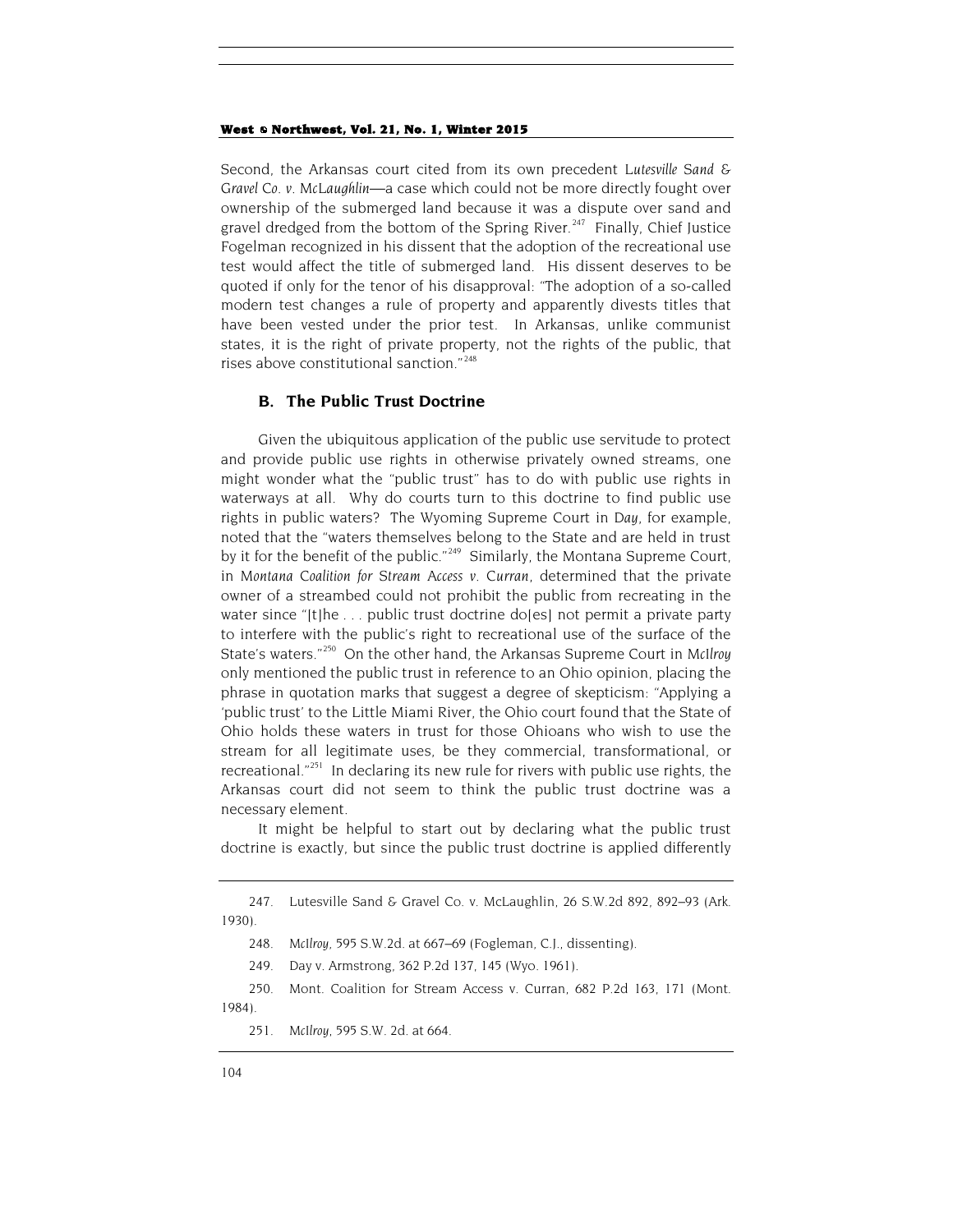Second, the Arkansas court cited from its own precedent *Lutesville Sand & Gravel Co. v. McLaughlin*—a case which could not be more directly fought over ownership of the submerged land because it was a dispute over sand and gravel dredged from the bottom of the Spring River.[247] Finally, Chief Justice Fogelman recognized in his dissent that the adoption of the recreational use test would affect the title of submerged land. His dissent deserves to be quoted if only for the tenor of his disapproval: "The adoption of a so-called modern test changes a rule of property and apparently divests titles that have been vested under the prior test. In Arkansas, unlike communist states, it is the right of private property, not the rights of the public, that rises above constitutional sanction."[248]

### B. The Public Trust Doctrine

Given the ubiquitous application of the public use servitude to protect and provide public use rights in otherwise privately owned streams, one might wonder what the "public trust" has to do with public use rights in waterways at all. Why do courts turn to this doctrine to find public use rights in public waters? The Wyoming Supreme Court in *Day*, for example, noted that the "waters themselves belong to the State and are held in trust by it for the benefit of the public."[249] Similarly, the Montana Supreme Court, in *Montana Coalition for Stream Access v. Curran*, determined that the private owner of a streambed could not prohibit the public from recreating in the water since "[t]he . . . public trust doctrine do[es] not permit a private party to interfere with the public's right to recreational use of the surface of the State's waters."[250] On the other hand, the Arkansas Supreme Court in *McIlroy* only mentioned the public trust in reference to an Ohio opinion, placing the phrase in quotation marks that suggest a degree of skepticism: "Applying a 'public trust' to the Little Miami River, the Ohio court found that the State of Ohio holds these waters in trust for those Ohioans who wish to use the stream for all legitimate uses, be they commercial, transformational, or recreational."[251] In declaring its new rule for rivers with public use rights, the Arkansas court did not seem to think the public trust doctrine was a necessary element.

It might be helpful to start out by declaring what the public trust doctrine is exactly, but since the public trust doctrine is applied differently

---

247. Lutesville Sand & Gravel Co. v. McLaughlin, 26 S.W.2d 892, 892–93 (Ark. 1930).

248. *McIlroy*, 595 S.W.2d. at 667–69 (Fogleman, C.J., dissenting).

249. Day v. Armstrong, 362 P.2d 137, 145 (Wyo. 1961).

250. Mont. Coalition for Stream Access v. Curran, 682 P.2d 163, 171 (Mont. 1984).

251. *McIlroy*, 595 S.W. 2d. at 664.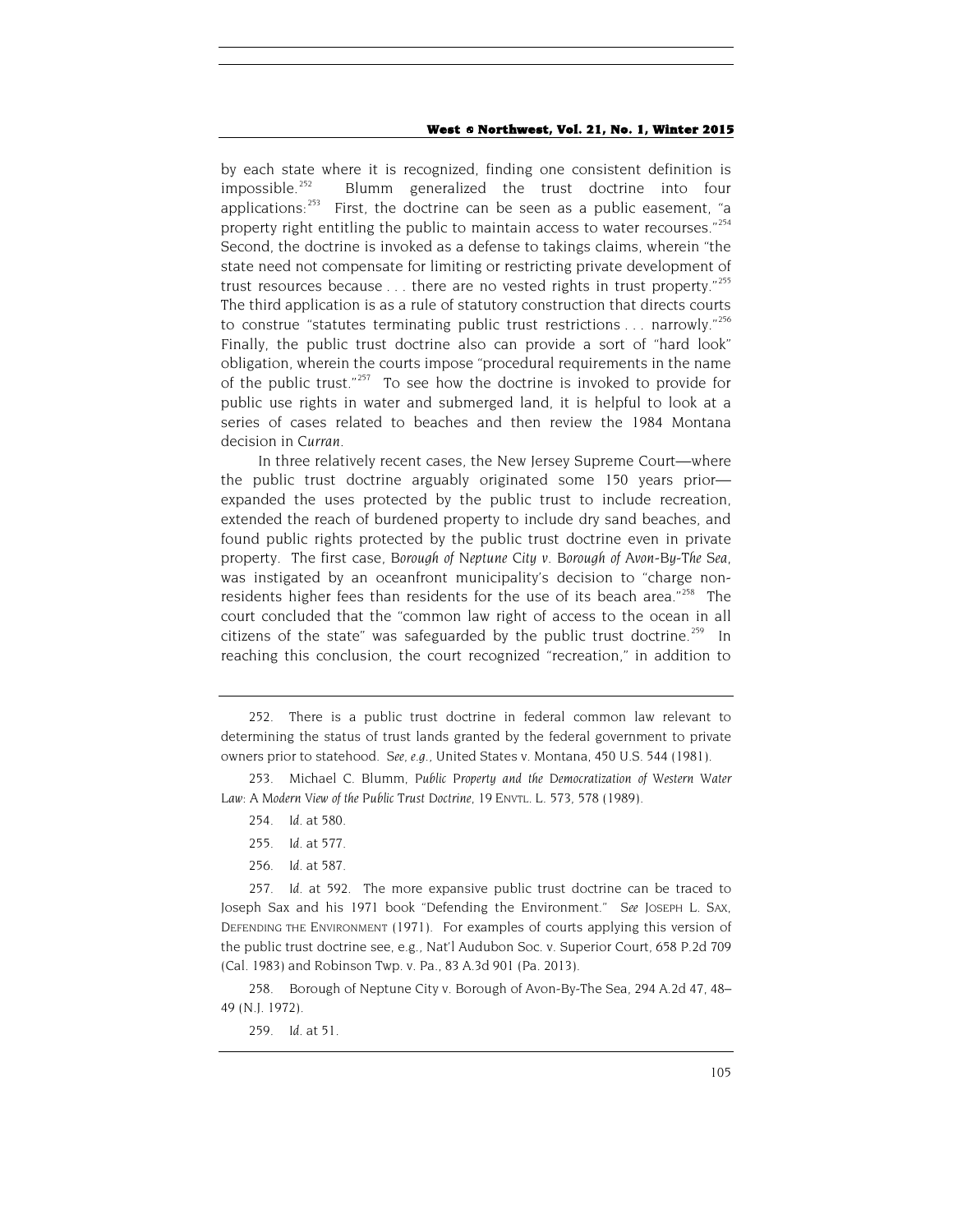by each state where it is recognized, finding one consistent definition is impossible.[252] Blumm generalized the trust doctrine into four applications:[253] First, the doctrine can be seen as a public easement, "a property right entitling the public to maintain access to water recourses."[254] Second, the doctrine is invoked as a defense to takings claims, wherein "the state need not compensate for limiting or restricting private development of trust resources because . . . there are no vested rights in trust property."[255] The third application is as a rule of statutory construction that directs courts to construe "statutes terminating public trust restrictions . . . narrowly."[256] Finally, the public trust doctrine also can provide a sort of "hard look" obligation, wherein the courts impose "procedural requirements in the name of the public trust."[257] To see how the doctrine is invoked to provide for public use rights in water and submerged land, it is helpful to look at a series of cases related to beaches and then review the 1984 Montana decision in *Curran*.

In three relatively recent cases, the New Jersey Supreme Court—where the public trust doctrine arguably originated some 150 years prior—expanded the uses protected by the public trust to include recreation, extended the reach of burdened property to include dry sand beaches, and found public rights protected by the public trust doctrine even in private property. The first case, *Borough of Neptune City v. Borough of Avon-By-The Sea*, was instigated by an oceanfront municipality's decision to "charge non-residents higher fees than residents for the use of its beach area."[258] The court concluded that the "common law right of access to the ocean in all citizens of the state" was safeguarded by the public trust doctrine.[259] In reaching this conclusion, the court recognized "recreation," in addition to

---

252. There is a public trust doctrine in federal common law relevant to determining the status of trust lands granted by the federal government to private owners prior to statehood. *See, e.g.*, United States v. Montana, 450 U.S. 544 (1981).

253. Michael C. Blumm, *Public Property and the Democratization of Western Water Law: A Modern View of the Public Trust Doctrine*, 19 ENVTL. L. 573, 578 (1989).

254. *Id.* at 580.

255. *Id.* at 577.

256. *Id.* at 587.

257. *Id.* at 592. The more expansive public trust doctrine can be traced to Joseph Sax and his 1971 book "Defending the Environment." *See* JOSEPH L. SAX, DEFENDING THE ENVIRONMENT (1971). For examples of courts applying this version of the public trust doctrine see, e.g., Nat'l Audubon Soc. v. Superior Court, 658 P.2d 709 (Cal. 1983) and Robinson Twp. v. Pa., 83 A.3d 901 (Pa. 2013).

258. Borough of Neptune City v. Borough of Avon-By-The Sea, 294 A.2d 47, 48–49 (N.J. 1972).

259. *Id.* at 51.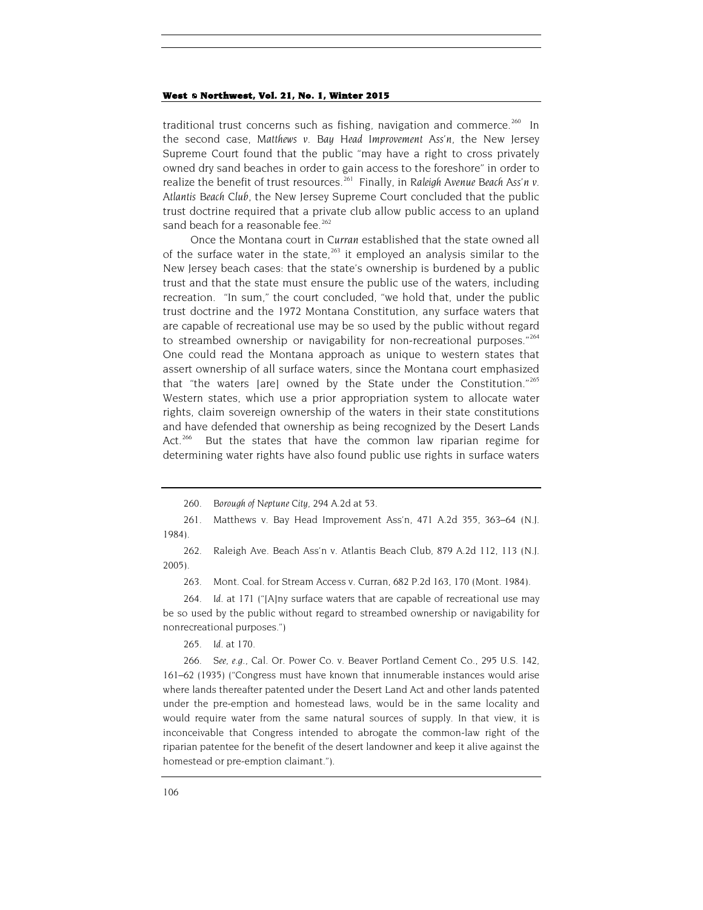traditional trust concerns such as fishing, navigation and commerce.[260] In the second case, *Matthews v. Bay Head Improvement Ass'n*, the New Jersey Supreme Court found that the public "may have a right to cross privately owned dry sand beaches in order to gain access to the foreshore" in order to realize the benefit of trust resources.[261] Finally, in *Raleigh Avenue Beach Ass'n v. Atlantis Beach Club*, the New Jersey Supreme Court concluded that the public trust doctrine required that a private club allow public access to an upland sand beach for a reasonable fee.[262]

Once the Montana court in *Curran* established that the state owned all of the surface water in the state,[263] it employed an analysis similar to the New Jersey beach cases: that the state's ownership is burdened by a public trust and that the state must ensure the public use of the waters, including recreation. "In sum," the court concluded, "we hold that, under the public trust doctrine and the 1972 Montana Constitution, any surface waters that are capable of recreational use may be so used by the public without regard to streambed ownership or navigability for non-recreational purposes."[264] One could read the Montana approach as unique to western states that assert ownership of all surface waters, since the Montana court emphasized that "the waters [are] owned by the State under the Constitution."[265] Western states, which use a prior appropriation system to allocate water rights, claim sovereign ownership of the waters in their state constitutions and have defended that ownership as being recognized by the Desert Lands Act.[266] But the states that have the common law riparian regime for determining water rights have also found public use rights in surface waters

---

260. *Borough of Neptune City*, 294 A.2d at 53.

261. Matthews v. Bay Head Improvement Ass'n, 471 A.2d 355, 363–64 (N.J. 1984).

262. Raleigh Ave. Beach Ass'n v. Atlantis Beach Club, 879 A.2d 112, 113 (N.J. 2005).

263. Mont. Coal. for Stream Access v. Curran, 682 P.2d 163, 170 (Mont. 1984).

264. *Id.* at 171 ("[A]ny surface waters that are capable of recreational use may be so used by the public without regard to streambed ownership or navigability for nonrecreational purposes.")

265. *Id.* at 170.

266. *See, e.g.*, Cal. Or. Power Co. v. Beaver Portland Cement Co., 295 U.S. 142, 161–62 (1935) ("Congress must have known that innumerable instances would arise where lands thereafter patented under the Desert Land Act and other lands patented under the pre-emption and homestead laws, would be in the same locality and would require water from the same natural sources of supply. In that view, it is inconceivable that Congress intended to abrogate the common-law right of the riparian patentee for the benefit of the desert landowner and keep it alive against the homestead or pre-emption claimant.").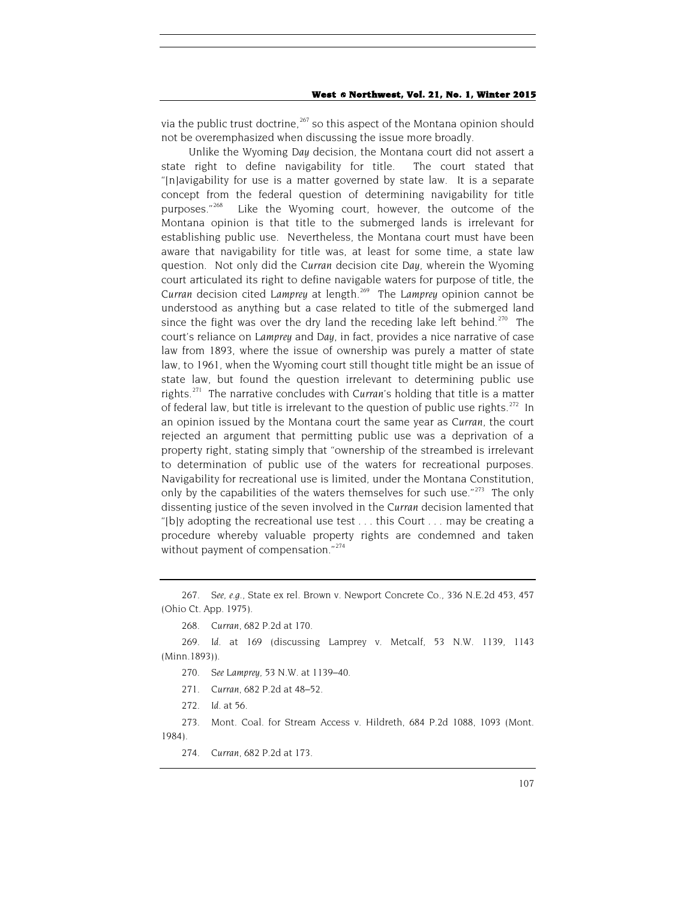via the public trust doctrine,[267] so this aspect of the Montana opinion should not be overemphasized when discussing the issue more broadly.

Unlike the Wyoming *Day* decision, the Montana court did not assert a state right to define navigability for title. The court stated that "[n]avigability for use is a matter governed by state law. It is a separate concept from the federal question of determining navigability for title purposes."[268] Like the Wyoming court, however, the outcome of the Montana opinion is that title to the submerged lands is irrelevant for establishing public use. Nevertheless, the Montana court must have been aware that navigability for title was, at least for some time, a state law question. Not only did the *Curran* decision cite *Day*, wherein the Wyoming court articulated its right to define navigable waters for purpose of title, the *Curran* decision cited *Lamprey* at length.[269] The *Lamprey* opinion cannot be understood as anything but a case related to title of the submerged land since the fight was over the dry land the receding lake left behind.[270] The court's reliance on *Lamprey* and *Day*, in fact, provides a nice narrative of case law from 1893, where the issue of ownership was purely a matter of state law, to 1961, when the Wyoming court still thought title might be an issue of state law, but found the question irrelevant to determining public use rights.[271] The narrative concludes with *Curran*'s holding that title is a matter of federal law, but title is irrelevant to the question of public use rights.[272] In an opinion issued by the Montana court the same year as *Curran*, the court rejected an argument that permitting public use was a deprivation of a property right, stating simply that "ownership of the streambed is irrelevant to determination of public use of the waters for recreational purposes. Navigability for recreational use is limited, under the Montana Constitution, only by the capabilities of the waters themselves for such use."[273] The only dissenting justice of the seven involved in the *Curran* decision lamented that "[b]y adopting the recreational use test . . . this Court . . . may be creating a procedure whereby valuable property rights are condemned and taken without payment of compensation."[274]

---

267. *See, e.g.*, State ex rel. Brown v. Newport Concrete Co., 336 N.E.2d 453, 457 (Ohio Ct. App. 1975).

268. *Curran*, 682 P.2d at 170.

269. *Id.* at 169 (discussing Lamprey v. Metcalf, 53 N.W. 1139, 1143 (Minn.1893)).

270. *See Lamprey*, 53 N.W. at 1139–40.

271. *Curran*, 682 P.2d at 48–52.

272. *Id.* at 56.

273. Mont. Coal. for Stream Access v. Hildreth, 684 P.2d 1088, 1093 (Mont. 1984).

274. *Curran*, 682 P.2d at 173.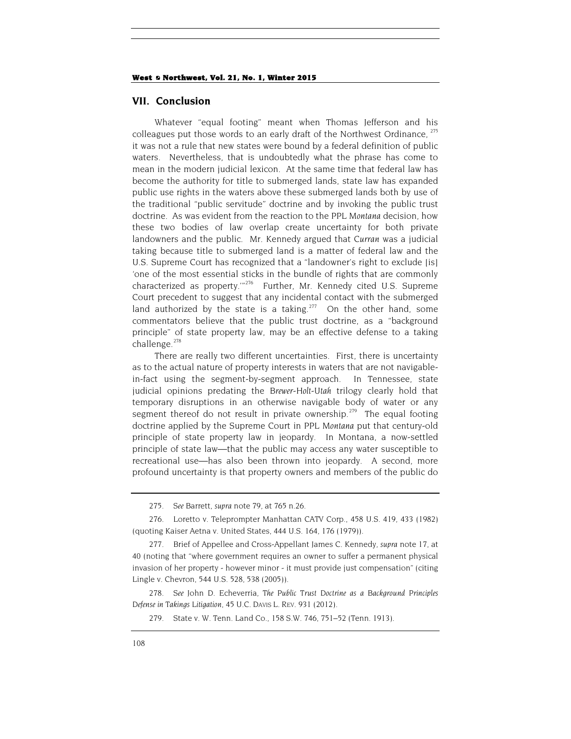## VII. Conclusion

Whatever "equal footing" meant when Thomas Jefferson and his colleagues put those words to an early draft of the Northwest Ordinance,[275] it was not a rule that new states were bound by a federal definition of public waters. Nevertheless, that is undoubtedly what the phrase has come to mean in the modern judicial lexicon. At the same time that federal law has become the authority for title to submerged lands, state law has expanded public use rights in the waters above these submerged lands both by use of the traditional "public servitude" doctrine and by invoking the public trust doctrine. As was evident from the reaction to the PPL *Montana* decision, how these two bodies of law overlap create uncertainty for both private landowners and the public. Mr. Kennedy argued that *Curran* was a judicial taking because title to submerged land is a matter of federal law and the U.S. Supreme Court has recognized that a "landowner's right to exclude [is] 'one of the most essential sticks in the bundle of rights that are commonly characterized as property.'"[276] Further, Mr. Kennedy cited U.S. Supreme Court precedent to suggest that any incidental contact with the submerged land authorized by the state is a taking.[277] On the other hand, some commentators believe that the public trust doctrine, as a "background principle" of state property law, may be an effective defense to a taking challenge.[278]

There are really two different uncertainties. First, there is uncertainty as to the actual nature of property interests in waters that are not navigable-in-fact using the segment-by-segment approach. In Tennessee, state judicial opinions predating the *Brewer-Holt-Utah* trilogy clearly hold that temporary disruptions in an otherwise navigable body of water or any segment thereof do not result in private ownership.[279] The equal footing doctrine applied by the Supreme Court in PPL *Montana* put that century-old principle of state property law in jeopardy. In Montana, a now-settled principle of state law—that the public may access any water susceptible to recreational use—has also been thrown into jeopardy. A second, more profound uncertainty is that property owners and members of the public do

---

275. *See* Barrett, *supra* note 79, at 765 n.26.

276. Loretto v. Teleprompter Manhattan CATV Corp., 458 U.S. 419, 433 (1982) (quoting Kaiser Aetna v. United States, 444 U.S. 164, 176 (1979)).

277. Brief of Appellee and Cross-Appellant James C. Kennedy, *supra* note 17, at 40 (noting that "where government requires an owner to suffer a permanent physical invasion of her property - however minor - it must provide just compensation" (citing Lingle v. Chevron, 544 U.S. 528, 538 (2005)).

278. *See* John D. Echeverria, *The Public Trust Doctrine as a Background Principles Defense in Takings Litigation*, 45 U.C. DAVIS L. REV. 931 (2012).

279. State v. W. Tenn. Land Co., 158 S.W. 746, 751–52 (Tenn. 1913).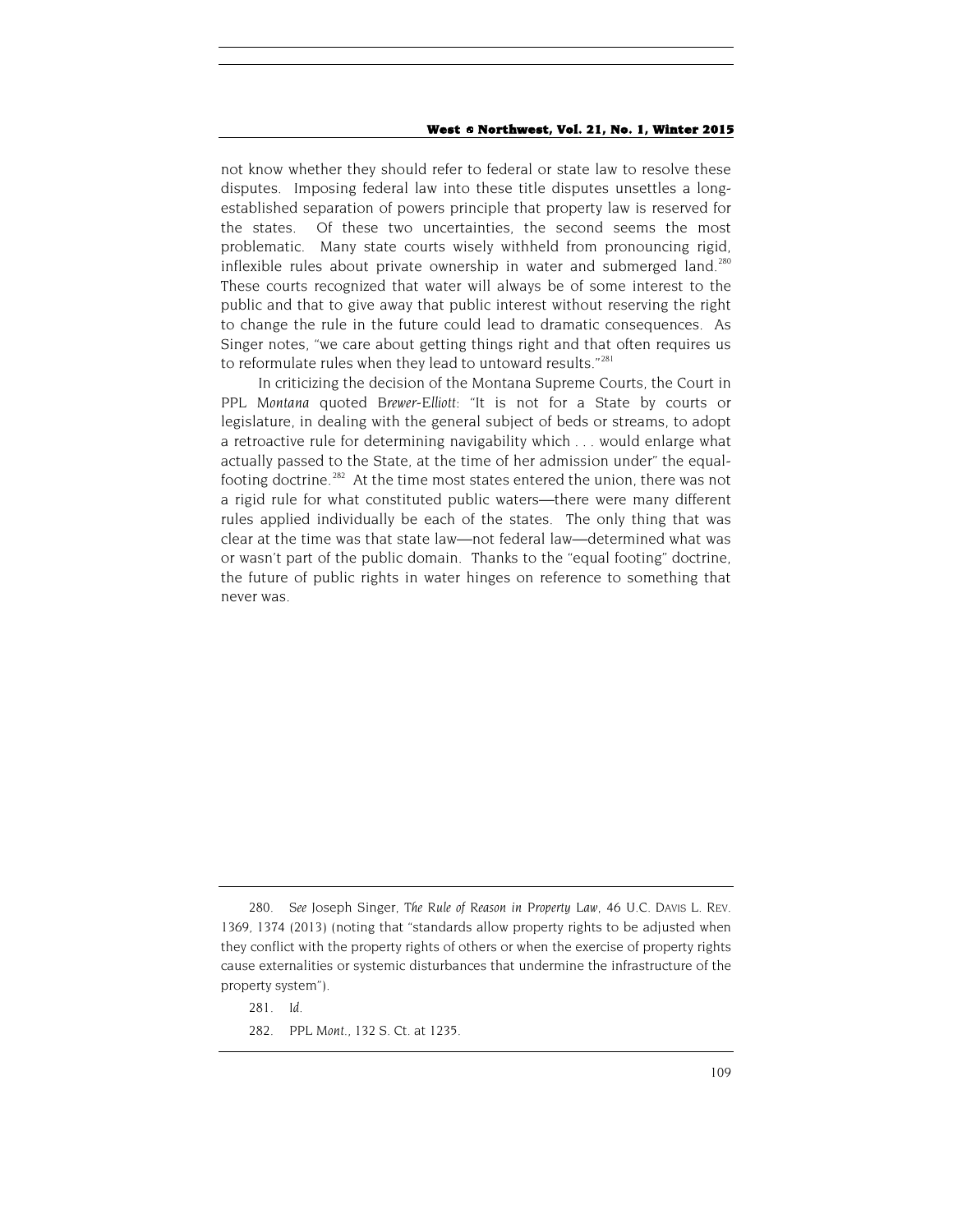not know whether they should refer to federal or state law to resolve these disputes. Imposing federal law into these title disputes unsettles a long-established separation of powers principle that property law is reserved for the states. Of these two uncertainties, the second seems the most problematic. Many state courts wisely withheld from pronouncing rigid, inflexible rules about private ownership in water and submerged land.[280] These courts recognized that water will always be of some interest to the public and that to give away that public interest without reserving the right to change the rule in the future could lead to dramatic consequences. As Singer notes, "we care about getting things right and that often requires us to reformulate rules when they lead to untoward results."[281]

In criticizing the decision of the Montana Supreme Courts, the Court in *PPL Montana* quoted *Brewer-Elliott*: "It is not for a State by courts or legislature, in dealing with the general subject of beds or streams, to adopt a retroactive rule for determining navigability which . . . would enlarge what actually passed to the State, at the time of her admission under" the equal-footing doctrine.[282] At the time most states entered the union, there was not a rigid rule for what constituted public waters—there were many different rules applied individually be each of the states. The only thing that was clear at the time was that state law—not federal law—determined what was or wasn't part of the public domain. Thanks to the "equal footing" doctrine, the future of public rights in water hinges on reference to something that never was.

---

280. *See* Joseph Singer, *The Rule of Reason in Property Law*, 46 U.C. DAVIS L. REV. 1369, 1374 (2013) (noting that "standards allow property rights to be adjusted when they conflict with the property rights of others or when the exercise of property rights cause externalities or systemic disturbances that undermine the infrastructure of the property system").

281. *Id.*

282. *PPL Mont.*, 132 S. Ct. at 1235.